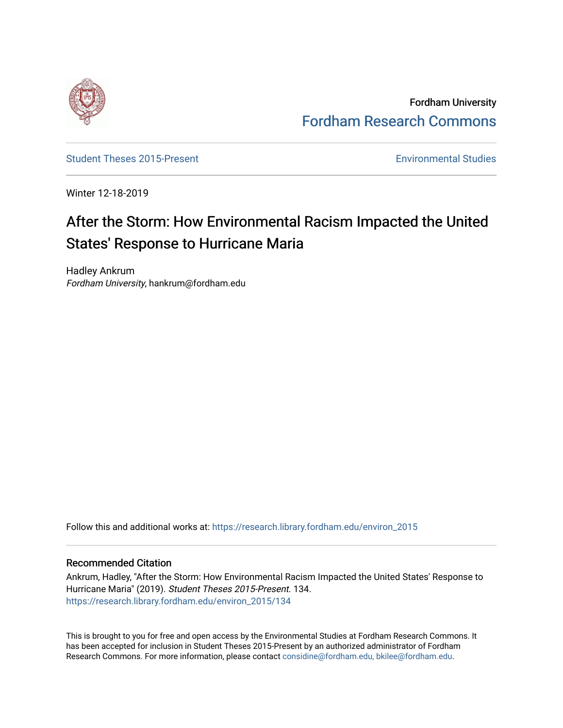Fordham University

Fordham Research Commons

Student Theses 2015-Present

Environmental Studies

Winter 12-18-2019

# After the Storm: How Environmental Racism Impacted the United States' Response to Hurricane Maria

Hadley Ankrum
*Fordham University*, hankrum@fordham.edu

Follow this and additional works at: https://research.library.fordham.edu/environ_2015

## Recommended Citation

Ankrum, Hadley, "After the Storm: How Environmental Racism Impacted the United States' Response to Hurricane Maria" (2019). *Student Theses 2015-Present*. 134.
https://research.library.fordham.edu/environ_2015/134

This is brought to you for free and open access by the Environmental Studies at Fordham Research Commons. It has been accepted for inclusion in Student Theses 2015-Present by an authorized administrator of Fordham Research Commons. For more information, please contact considine@fordham.edu, bkilee@fordham.edu.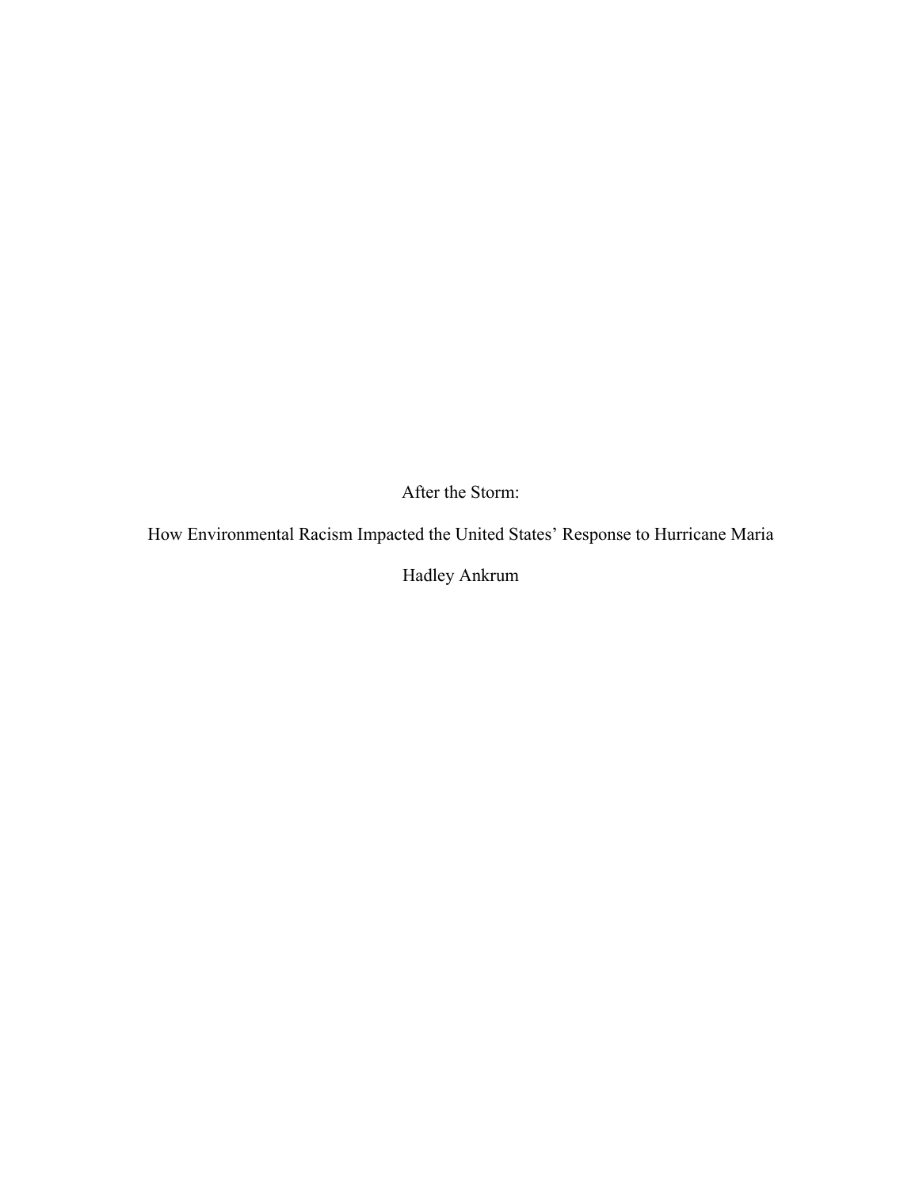# After the Storm:

## How Environmental Racism Impacted the United States' Response to Hurricane Maria

Hadley Ankrum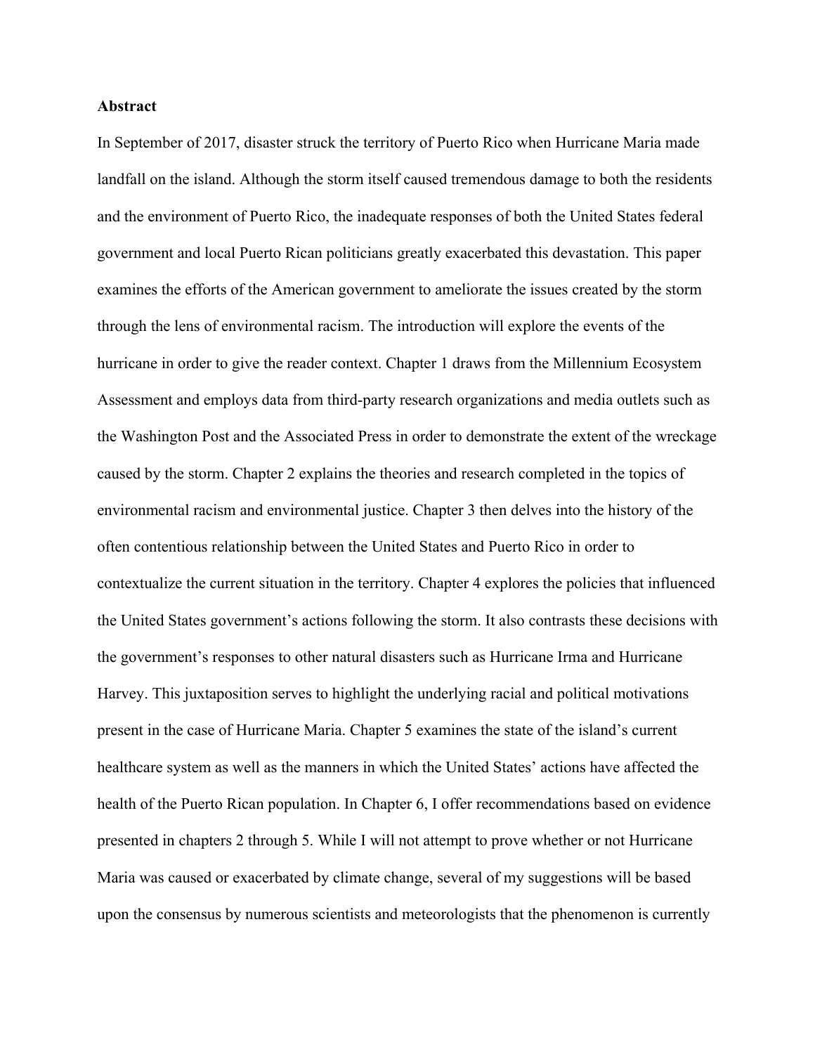**Abstract**

In September of 2017, disaster struck the territory of Puerto Rico when Hurricane Maria made landfall on the island. Although the storm itself caused tremendous damage to both the residents and the environment of Puerto Rico, the inadequate responses of both the United States federal government and local Puerto Rican politicians greatly exacerbated this devastation. This paper examines the efforts of the American government to ameliorate the issues created by the storm through the lens of environmental racism. The introduction will explore the events of the hurricane in order to give the reader context. Chapter 1 draws from the Millennium Ecosystem Assessment and employs data from third-party research organizations and media outlets such as the Washington Post and the Associated Press in order to demonstrate the extent of the wreckage caused by the storm. Chapter 2 explains the theories and research completed in the topics of environmental racism and environmental justice. Chapter 3 then delves into the history of the often contentious relationship between the United States and Puerto Rico in order to contextualize the current situation in the territory. Chapter 4 explores the policies that influenced the United States government's actions following the storm. It also contrasts these decisions with the government's responses to other natural disasters such as Hurricane Irma and Hurricane Harvey. This juxtaposition serves to highlight the underlying racial and political motivations present in the case of Hurricane Maria. Chapter 5 examines the state of the island's current healthcare system as well as the manners in which the United States' actions have affected the health of the Puerto Rican population. In Chapter 6, I offer recommendations based on evidence presented in chapters 2 through 5. While I will not attempt to prove whether or not Hurricane Maria was caused or exacerbated by climate change, several of my suggestions will be based upon the consensus by numerous scientists and meteorologists that the phenomenon is currently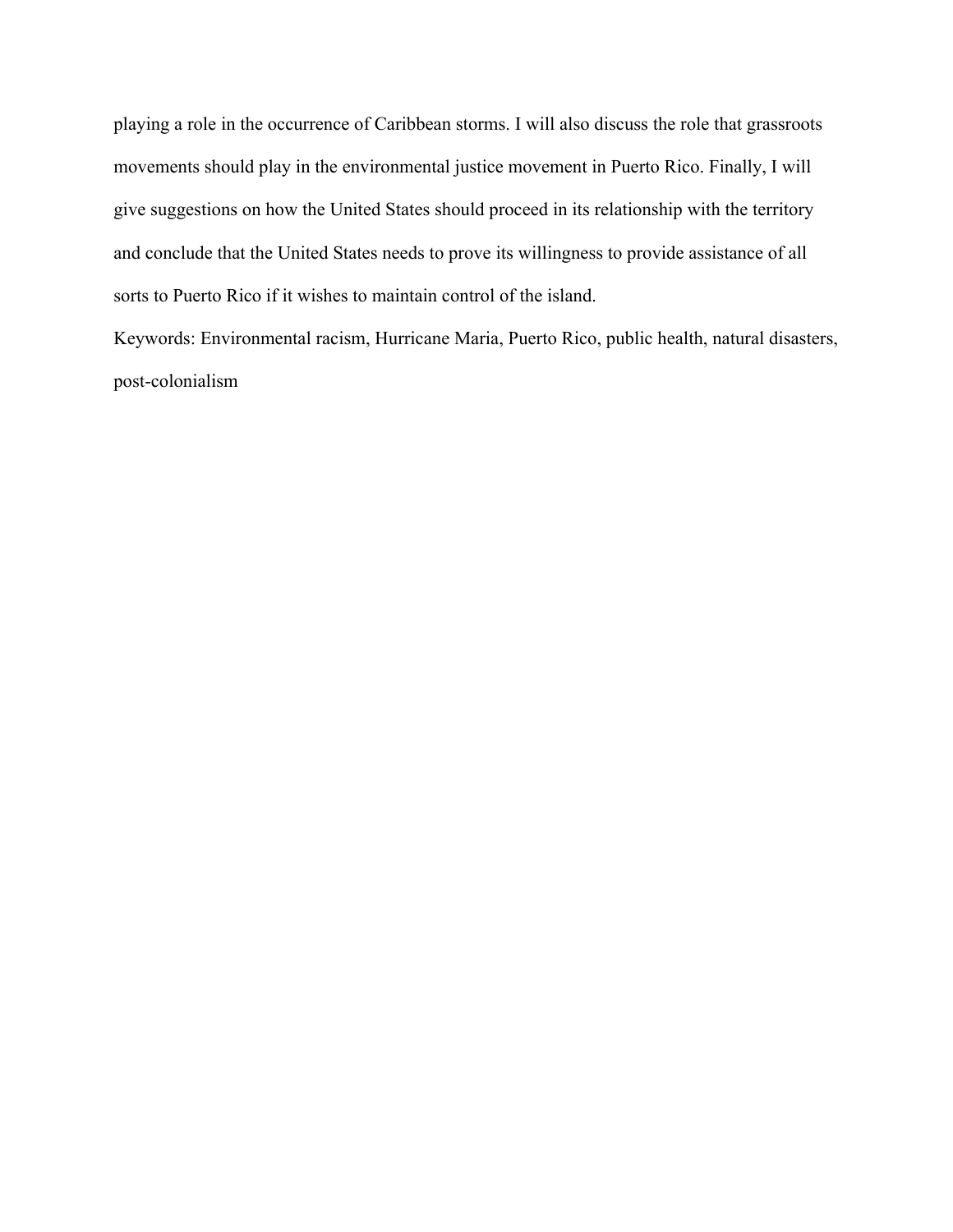playing a role in the occurrence of Caribbean storms. I will also discuss the role that grassroots movements should play in the environmental justice movement in Puerto Rico. Finally, I will give suggestions on how the United States should proceed in its relationship with the territory and conclude that the United States needs to prove its willingness to provide assistance of all sorts to Puerto Rico if it wishes to maintain control of the island.

Keywords: Environmental racism, Hurricane Maria, Puerto Rico, public health, natural disasters, post-colonialism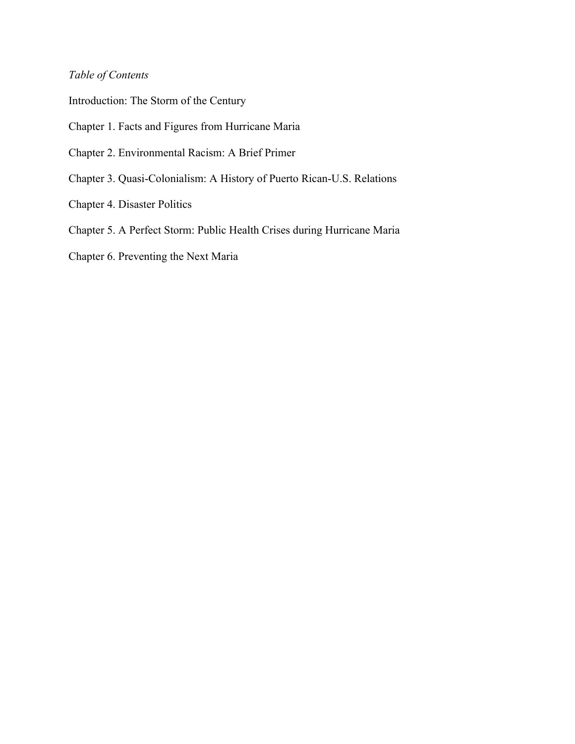*Table of Contents*

Introduction: The Storm of the Century

Chapter 1. Facts and Figures from Hurricane Maria

Chapter 2. Environmental Racism: A Brief Primer

Chapter 3. Quasi-Colonialism: A History of Puerto Rican-U.S. Relations

Chapter 4. Disaster Politics

Chapter 5. A Perfect Storm: Public Health Crises during Hurricane Maria

Chapter 6. Preventing the Next Maria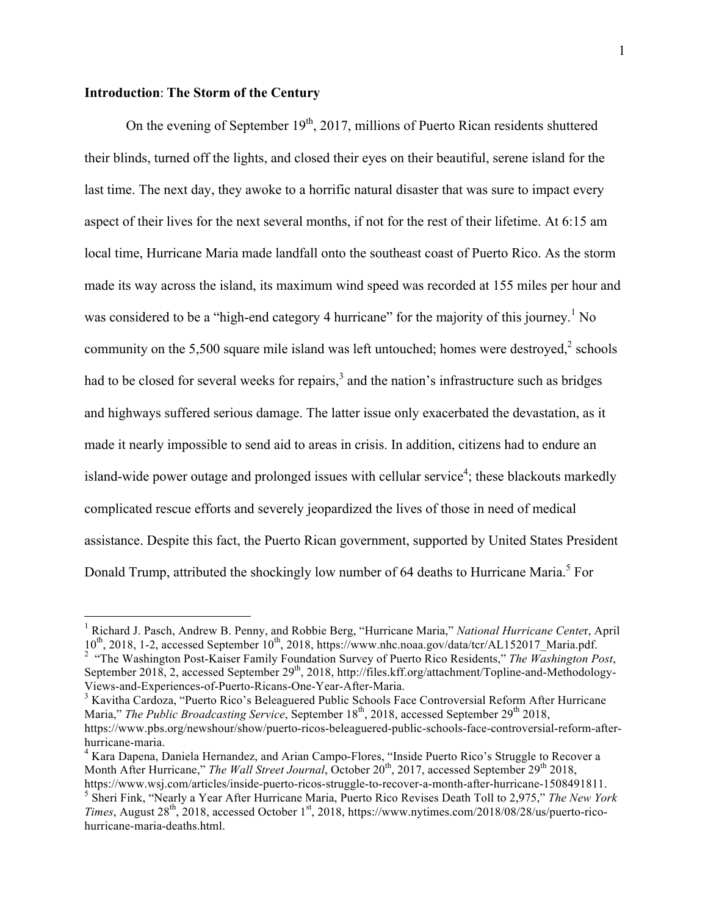**Introduction**: **The Storm of the Century**

On the evening of September 19th, 2017, millions of Puerto Rican residents shuttered their blinds, turned off the lights, and closed their eyes on their beautiful, serene island for the last time. The next day, they awoke to a horrific natural disaster that was sure to impact every aspect of their lives for the next several months, if not for the rest of their lifetime. At 6:15 am local time, Hurricane Maria made landfall onto the southeast coast of Puerto Rico. As the storm made its way across the island, its maximum wind speed was recorded at 155 miles per hour and was considered to be a "high-end category 4 hurricane" for the majority of this journey.[1] No community on the 5,500 square mile island was left untouched; homes were destroyed,[2] schools had to be closed for several weeks for repairs,[3] and the nation's infrastructure such as bridges and highways suffered serious damage. The latter issue only exacerbated the devastation, as it made it nearly impossible to send aid to areas in crisis. In addition, citizens had to endure an island-wide power outage and prolonged issues with cellular service[4]; these blackouts markedly complicated rescue efforts and severely jeopardized the lives of those in need of medical assistance. Despite this fact, the Puerto Rican government, supported by United States President Donald Trump, attributed the shockingly low number of 64 deaths to Hurricane Maria.[5] For

---

[1] Richard J. Pasch, Andrew B. Penny, and Robbie Berg, "Hurricane Maria," *National Hurricane Center*, April 10th, 2018, 1-2, accessed September 10th, 2018, https://www.nhc.noaa.gov/data/tcr/AL152017_Maria.pdf.

[2] "The Washington Post-Kaiser Family Foundation Survey of Puerto Rico Residents," *The Washington Post*, September 2018, 2, accessed September 29th, 2018, http://files.kff.org/attachment/Topline-and-Methodology-Views-and-Experiences-of-Puerto-Ricans-One-Year-After-Maria.

[3] Kavitha Cardoza, "Puerto Rico's Beleaguered Public Schools Face Controversial Reform After Hurricane Maria," *The Public Broadcasting Service*, September 18th, 2018, accessed September 29th 2018, https://www.pbs.org/newshour/show/puerto-ricos-beleaguered-public-schools-face-controversial-reform-after-hurricane-maria.

[4] Kara Dapena, Daniela Hernandez, and Arian Campo-Flores, "Inside Puerto Rico's Struggle to Recover a Month After Hurricane," *The Wall Street Journal*, October 20th, 2017, accessed September 29th 2018, https://www.wsj.com/articles/inside-puerto-ricos-struggle-to-recover-a-month-after-hurricane-1508491811.

[5] Sheri Fink, "Nearly a Year After Hurricane Maria, Puerto Rico Revises Death Toll to 2,975," *The New York Times*, August 28th, 2018, accessed October 1st, 2018, https://www.nytimes.com/2018/08/28/us/puerto-rico-hurricane-maria-deaths.html.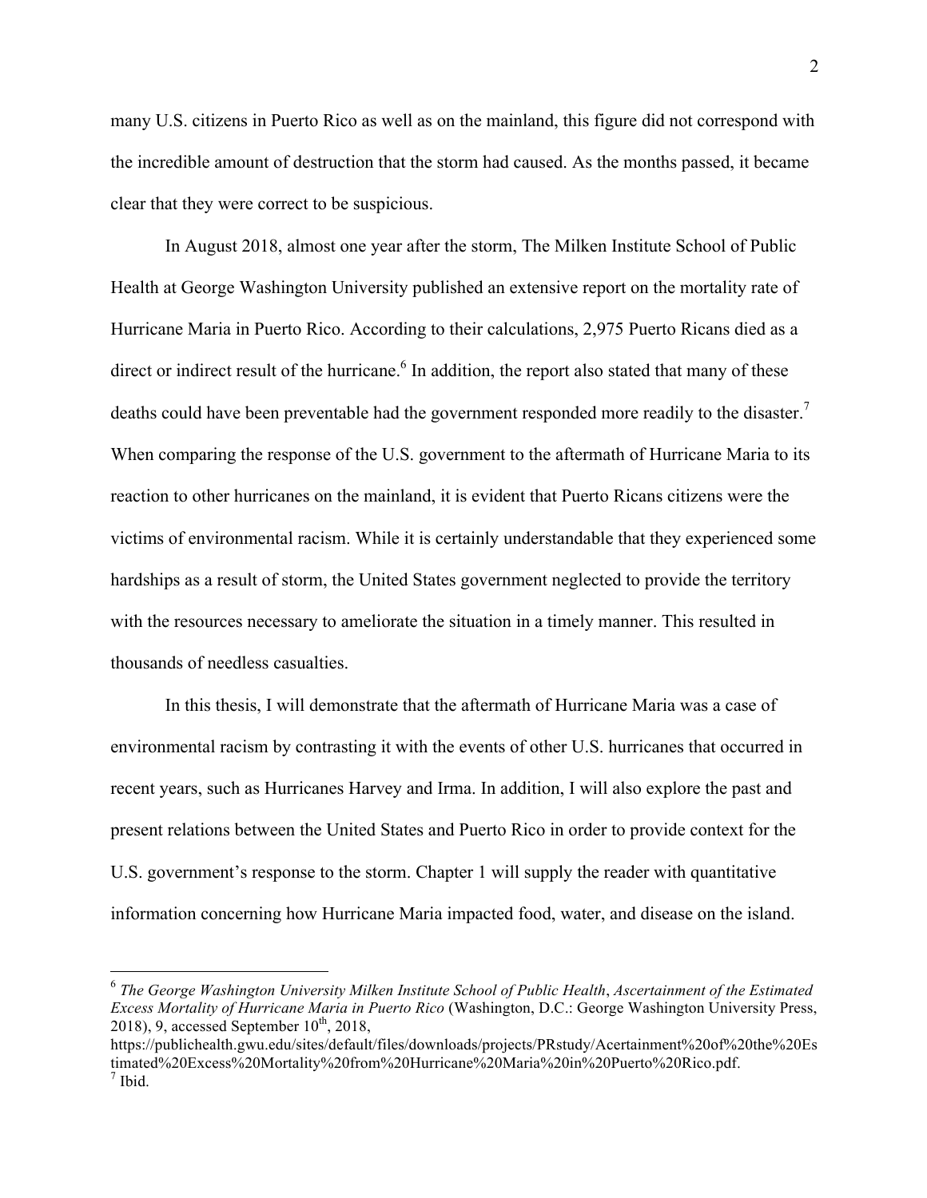many U.S. citizens in Puerto Rico as well as on the mainland, this figure did not correspond with the incredible amount of destruction that the storm had caused. As the months passed, it became clear that they were correct to be suspicious.

In August 2018, almost one year after the storm, The Milken Institute School of Public Health at George Washington University published an extensive report on the mortality rate of Hurricane Maria in Puerto Rico. According to their calculations, 2,975 Puerto Ricans died as a direct or indirect result of the hurricane.[6] In addition, the report also stated that many of these deaths could have been preventable had the government responded more readily to the disaster.[7] When comparing the response of the U.S. government to the aftermath of Hurricane Maria to its reaction to other hurricanes on the mainland, it is evident that Puerto Ricans citizens were the victims of environmental racism. While it is certainly understandable that they experienced some hardships as a result of storm, the United States government neglected to provide the territory with the resources necessary to ameliorate the situation in a timely manner. This resulted in thousands of needless casualties.

In this thesis, I will demonstrate that the aftermath of Hurricane Maria was a case of environmental racism by contrasting it with the events of other U.S. hurricanes that occurred in recent years, such as Hurricanes Harvey and Irma. In addition, I will also explore the past and present relations between the United States and Puerto Rico in order to provide context for the U.S. government's response to the storm. Chapter 1 will supply the reader with quantitative information concerning how Hurricane Maria impacted food, water, and disease on the island.

---

[6] *The George Washington University Milken Institute School of Public Health*, *Ascertainment of the Estimated Excess Mortality of Hurricane Maria in Puerto Rico* (Washington, D.C.: George Washington University Press, 2018), 9, accessed September 10th, 2018, https://publichealth.gwu.edu/sites/default/files/downloads/projects/PRstudy/Acertainment%20of%20the%20Estimated%20Excess%20Mortality%20from%20Hurricane%20Maria%20in%20Puerto%20Rico.pdf.

[7] Ibid.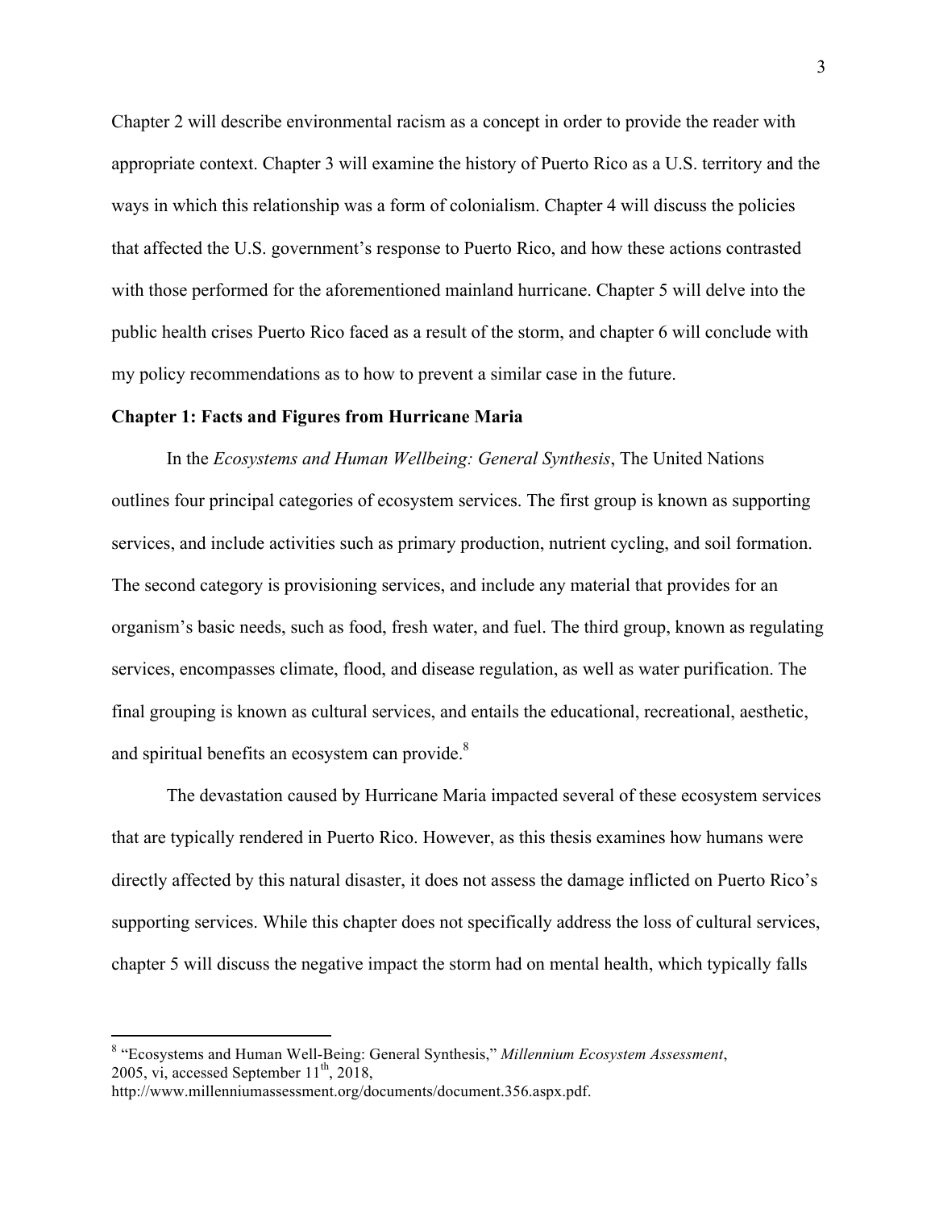Chapter 2 will describe environmental racism as a concept in order to provide the reader with appropriate context. Chapter 3 will examine the history of Puerto Rico as a U.S. territory and the ways in which this relationship was a form of colonialism. Chapter 4 will discuss the policies that affected the U.S. government's response to Puerto Rico, and how these actions contrasted with those performed for the aforementioned mainland hurricane. Chapter 5 will delve into the public health crises Puerto Rico faced as a result of the storm, and chapter 6 will conclude with my policy recommendations as to how to prevent a similar case in the future.

## Chapter 1: Facts and Figures from Hurricane Maria

In the *Ecosystems and Human Wellbeing: General Synthesis*, The United Nations outlines four principal categories of ecosystem services. The first group is known as supporting services, and include activities such as primary production, nutrient cycling, and soil formation. The second category is provisioning services, and include any material that provides for an organism's basic needs, such as food, fresh water, and fuel. The third group, known as regulating services, encompasses climate, flood, and disease regulation, as well as water purification. The final grouping is known as cultural services, and entails the educational, recreational, aesthetic, and spiritual benefits an ecosystem can provide.[8]

The devastation caused by Hurricane Maria impacted several of these ecosystem services that are typically rendered in Puerto Rico. However, as this thesis examines how humans were directly affected by this natural disaster, it does not assess the damage inflicted on Puerto Rico's supporting services. While this chapter does not specifically address the loss of cultural services, chapter 5 will discuss the negative impact the storm had on mental health, which typically falls

---

[8] "Ecosystems and Human Well-Being: General Synthesis," *Millennium Ecosystem Assessment*, 2005, vi, accessed September 11th, 2018, http://www.millenniumassessment.org/documents/document.356.aspx.pdf.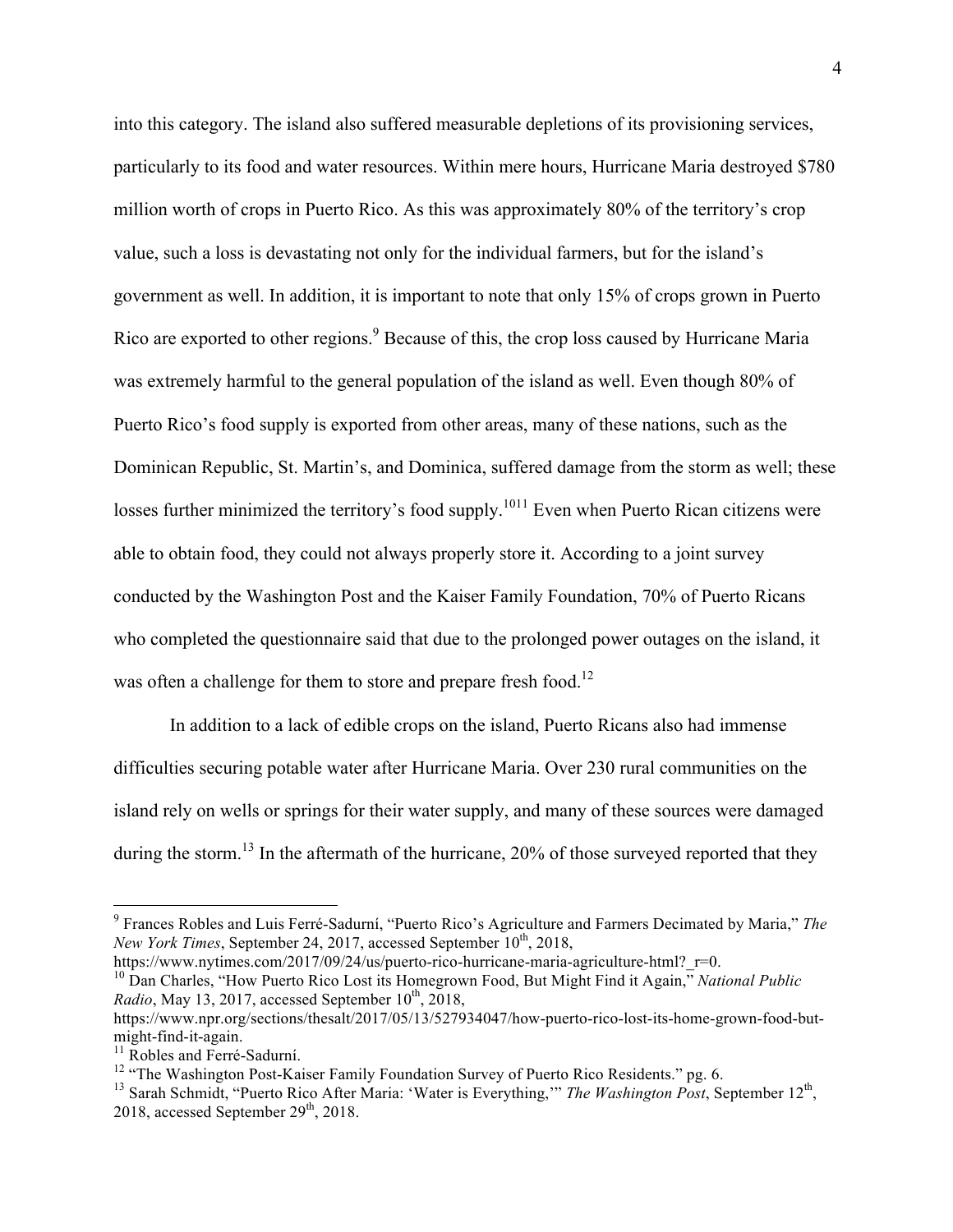into this category. The island also suffered measurable depletions of its provisioning services, particularly to its food and water resources. Within mere hours, Hurricane Maria destroyed $780 million worth of crops in Puerto Rico. As this was approximately 80% of the territory's crop value, such a loss is devastating not only for the individual farmers, but for the island's government as well. In addition, it is important to note that only 15% of crops grown in Puerto Rico are exported to other regions.[9] Because of this, the crop loss caused by Hurricane Maria was extremely harmful to the general population of the island as well. Even though 80% of Puerto Rico's food supply is exported from other areas, many of these nations, such as the Dominican Republic, St. Martin's, and Dominica, suffered damage from the storm as well; these losses further minimized the territory's food supply.[10][11] Even when Puerto Rican citizens were able to obtain food, they could not always properly store it. According to a joint survey conducted by the Washington Post and the Kaiser Family Foundation, 70% of Puerto Ricans who completed the questionnaire said that due to the prolonged power outages on the island, it was often a challenge for them to store and prepare fresh food.[12]

In addition to a lack of edible crops on the island, Puerto Ricans also had immense difficulties securing potable water after Hurricane Maria. Over 230 rural communities on the island rely on wells or springs for their water supply, and many of these sources were damaged during the storm.[13] In the aftermath of the hurricane, 20% of those surveyed reported that they

---

[9] Frances Robles and Luis Ferré-Sadurní, "Puerto Rico's Agriculture and Farmers Decimated by Maria," *The New York Times*, September 24, 2017, accessed September 10th, 2018, https://www.nytimes.com/2017/09/24/us/puerto-rico-hurricane-maria-agriculture-html?_r=0.

[10] Dan Charles, "How Puerto Rico Lost its Homegrown Food, But Might Find it Again," *National Public Radio*, May 13, 2017, accessed September 10th, 2018, https://www.npr.org/sections/thesalt/2017/05/13/527934047/how-puerto-rico-lost-its-home-grown-food-but-might-find-it-again.

[11] Robles and Ferré-Sadurní.

[12] "The Washington Post-Kaiser Family Foundation Survey of Puerto Rico Residents." pg. 6.

[13] Sarah Schmidt, "Puerto Rico After Maria: 'Water is Everything,'" *The Washington Post*, September 12th, 2018, accessed September 29th, 2018.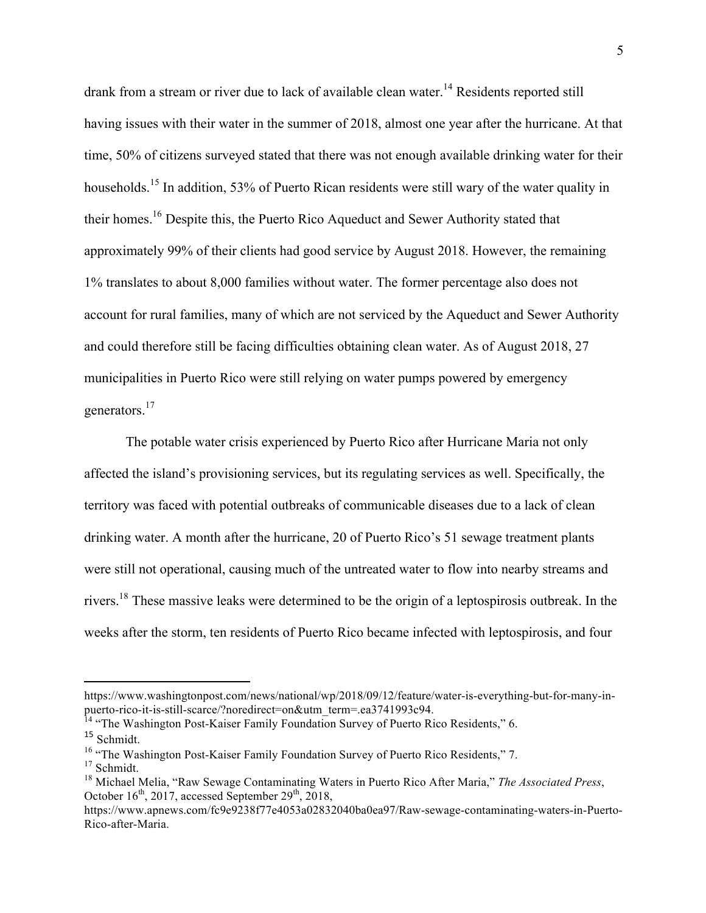drank from a stream or river due to lack of available clean water.[14] Residents reported still having issues with their water in the summer of 2018, almost one year after the hurricane. At that time, 50% of citizens surveyed stated that there was not enough available drinking water for their households.[15] In addition, 53% of Puerto Rican residents were still wary of the water quality in their homes.[16] Despite this, the Puerto Rico Aqueduct and Sewer Authority stated that approximately 99% of their clients had good service by August 2018. However, the remaining 1% translates to about 8,000 families without water. The former percentage also does not account for rural families, many of which are not serviced by the Aqueduct and Sewer Authority and could therefore still be facing difficulties obtaining clean water. As of August 2018, 27 municipalities in Puerto Rico were still relying on water pumps powered by emergency generators.[17]

The potable water crisis experienced by Puerto Rico after Hurricane Maria not only affected the island's provisioning services, but its regulating services as well. Specifically, the territory was faced with potential outbreaks of communicable diseases due to a lack of clean drinking water. A month after the hurricane, 20 of Puerto Rico's 51 sewage treatment plants were still not operational, causing much of the untreated water to flow into nearby streams and rivers.[18] These massive leaks were determined to be the origin of a leptospirosis outbreak. In the weeks after the storm, ten residents of Puerto Rico became infected with leptospirosis, and four

---

https://www.washingtonpost.com/news/national/wp/2018/09/12/feature/water-is-everything-but-for-many-in-puerto-rico-it-is-still-scarce/?noredirect=on&utm_term=.ea3741993c94.

[14] "The Washington Post-Kaiser Family Foundation Survey of Puerto Rico Residents," 6.

[15] Schmidt.

[16] "The Washington Post-Kaiser Family Foundation Survey of Puerto Rico Residents," 7.

[17] Schmidt.

[18] Michael Melia, "Raw Sewage Contaminating Waters in Puerto Rico After Maria," *The Associated Press*, October 16th, 2017, accessed September 29th, 2018, https://www.apnews.com/fc9e9238f77e4053a02832040ba0ea97/Raw-sewage-contaminating-waters-in-Puerto-Rico-after-Maria.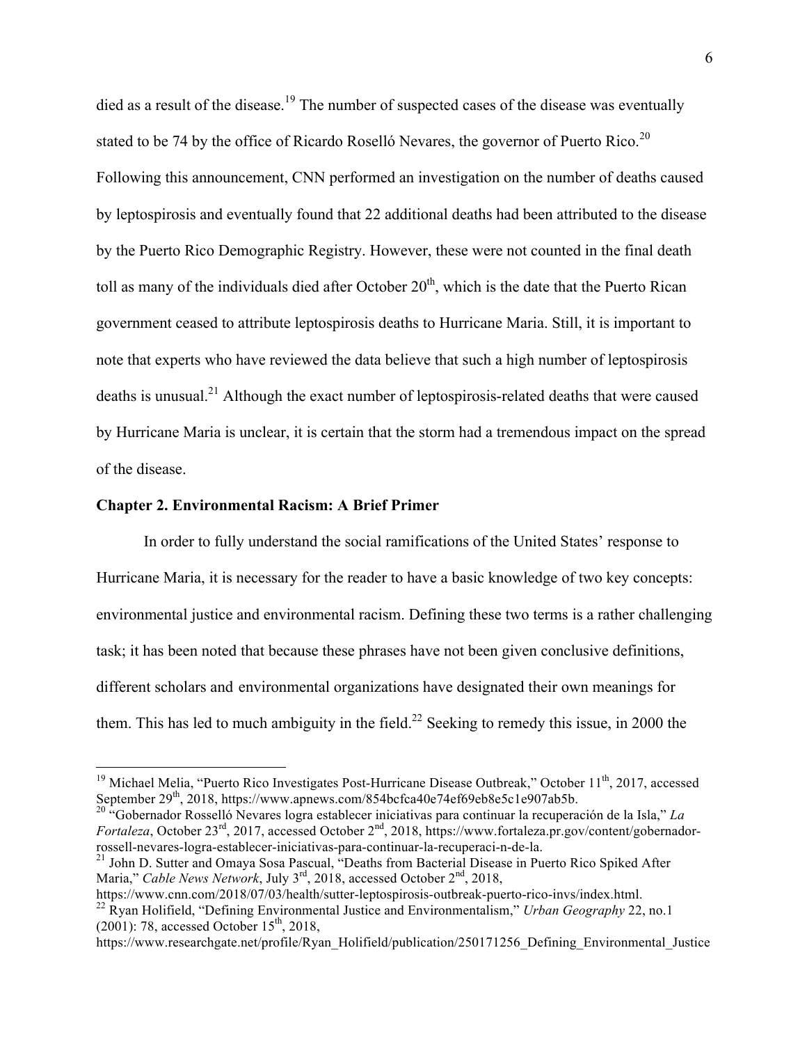died as a result of the disease.[19] The number of suspected cases of the disease was eventually stated to be 74 by the office of Ricardo Roselló Nevares, the governor of Puerto Rico.[20] Following this announcement, CNN performed an investigation on the number of deaths caused by leptospirosis and eventually found that 22 additional deaths had been attributed to the disease by the Puerto Rico Demographic Registry. However, these were not counted in the final death toll as many of the individuals died after October 20th, which is the date that the Puerto Rican government ceased to attribute leptospirosis deaths to Hurricane Maria. Still, it is important to note that experts who have reviewed the data believe that such a high number of leptospirosis deaths is unusual.[21] Although the exact number of leptospirosis-related deaths that were caused by Hurricane Maria is unclear, it is certain that the storm had a tremendous impact on the spread of the disease.

## Chapter 2. Environmental Racism: A Brief Primer

In order to fully understand the social ramifications of the United States' response to Hurricane Maria, it is necessary for the reader to have a basic knowledge of two key concepts: environmental justice and environmental racism. Defining these two terms is a rather challenging task; it has been noted that because these phrases have not been given conclusive definitions, different scholars and environmental organizations have designated their own meanings for them. This has led to much ambiguity in the field.[22] Seeking to remedy this issue, in 2000 the

---

[19] Michael Melia, "Puerto Rico Investigates Post-Hurricane Disease Outbreak," October 11th, 2017, accessed September 29th, 2018, https://www.apnews.com/854bcfca40e74ef69eb8e5c1e907ab5b.

[20] "Gobernador Rosselló Nevares logra establecer iniciativas para continuar la recuperación de la Isla," *La Fortaleza*, October 23rd, 2017, accessed October 2nd, 2018, https://www.fortaleza.pr.gov/content/gobernador-rossell-nevares-logra-establecer-iniciativas-para-continuar-la-recuperaci-n-de-la.

[21] John D. Sutter and Omaya Sosa Pascual, "Deaths from Bacterial Disease in Puerto Rico Spiked After Maria," *Cable News Network*, July 3rd, 2018, accessed October 2nd, 2018, https://www.cnn.com/2018/07/03/health/sutter-leptospirosis-outbreak-puerto-rico-invs/index.html.

[22] Ryan Holifield, "Defining Environmental Justice and Environmentalism," *Urban Geography* 22, no.1 (2001): 78, accessed October 15th, 2018, https://www.researchgate.net/profile/Ryan_Holifield/publication/250171256_Defining_Environmental_Justice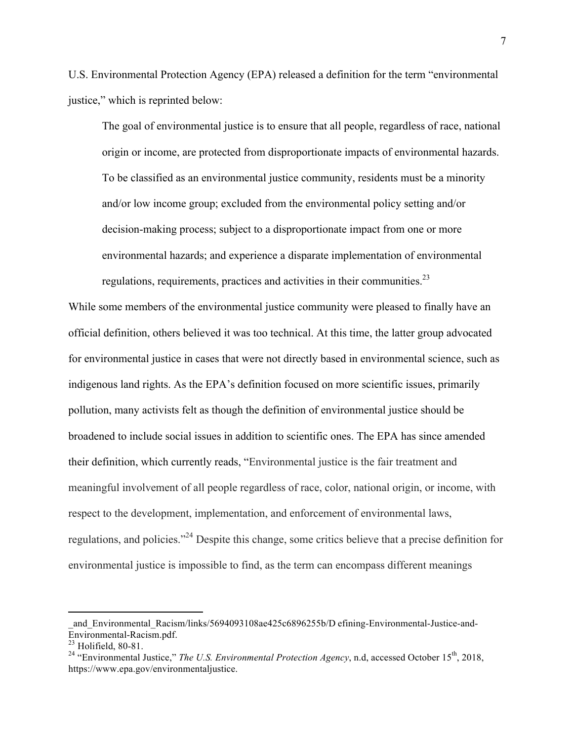U.S. Environmental Protection Agency (EPA) released a definition for the term "environmental justice," which is reprinted below:

> The goal of environmental justice is to ensure that all people, regardless of race, national origin or income, are protected from disproportionate impacts of environmental hazards. To be classified as an environmental justice community, residents must be a minority and/or low income group; excluded from the environmental policy setting and/or decision-making process; subject to a disproportionate impact from one or more environmental hazards; and experience a disparate implementation of environmental regulations, requirements, practices and activities in their communities.[23]

While some members of the environmental justice community were pleased to finally have an official definition, others believed it was too technical. At this time, the latter group advocated for environmental justice in cases that were not directly based in environmental science, such as indigenous land rights. As the EPA's definition focused on more scientific issues, primarily pollution, many activists felt as though the definition of environmental justice should be broadened to include social issues in addition to scientific ones. The EPA has since amended their definition, which currently reads, "Environmental justice is the fair treatment and meaningful involvement of all people regardless of race, color, national origin, or income, with respect to the development, implementation, and enforcement of environmental laws, regulations, and policies."[24] Despite this change, some critics believe that a precise definition for environmental justice is impossible to find, as the term can encompass different meanings

---

_and_Environmental_Racism/links/5694093108ae425c6896255b/D efining-Environmental-Justice-and-Environmental-Racism.pdf.

[23] Holifield, 80-81.

[24] "Environmental Justice," *The U.S. Environmental Protection Agency*, n.d, accessed October 15th, 2018, https://www.epa.gov/environmentaljustice.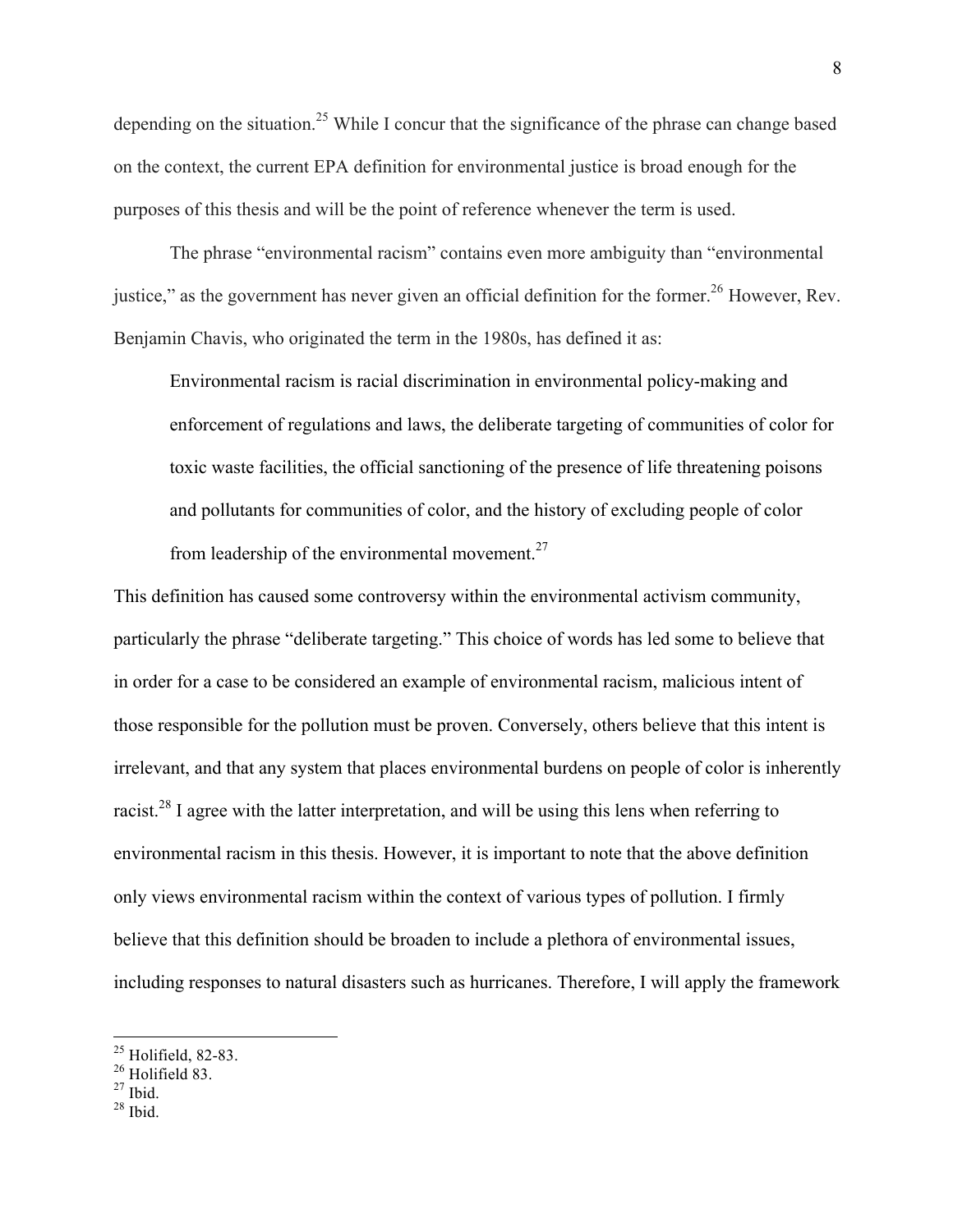depending on the situation.[25] While I concur that the significance of the phrase can change based on the context, the current EPA definition for environmental justice is broad enough for the purposes of this thesis and will be the point of reference whenever the term is used.

The phrase "environmental racism" contains even more ambiguity than "environmental justice," as the government has never given an official definition for the former.[26] However, Rev. Benjamin Chavis, who originated the term in the 1980s, has defined it as:

> Environmental racism is racial discrimination in environmental policy-making and enforcement of regulations and laws, the deliberate targeting of communities of color for toxic waste facilities, the official sanctioning of the presence of life threatening poisons and pollutants for communities of color, and the history of excluding people of color from leadership of the environmental movement.[27]

This definition has caused some controversy within the environmental activism community, particularly the phrase "deliberate targeting." This choice of words has led some to believe that in order for a case to be considered an example of environmental racism, malicious intent of those responsible for the pollution must be proven. Conversely, others believe that this intent is irrelevant, and that any system that places environmental burdens on people of color is inherently racist.[28] I agree with the latter interpretation, and will be using this lens when referring to environmental racism in this thesis. However, it is important to note that the above definition only views environmental racism within the context of various types of pollution. I firmly believe that this definition should be broaden to include a plethora of environmental issues, including responses to natural disasters such as hurricanes. Therefore, I will apply the framework

---

[25] Holifield, 82-83.
[26] Holifield 83.
[27] Ibid.
[28] Ibid.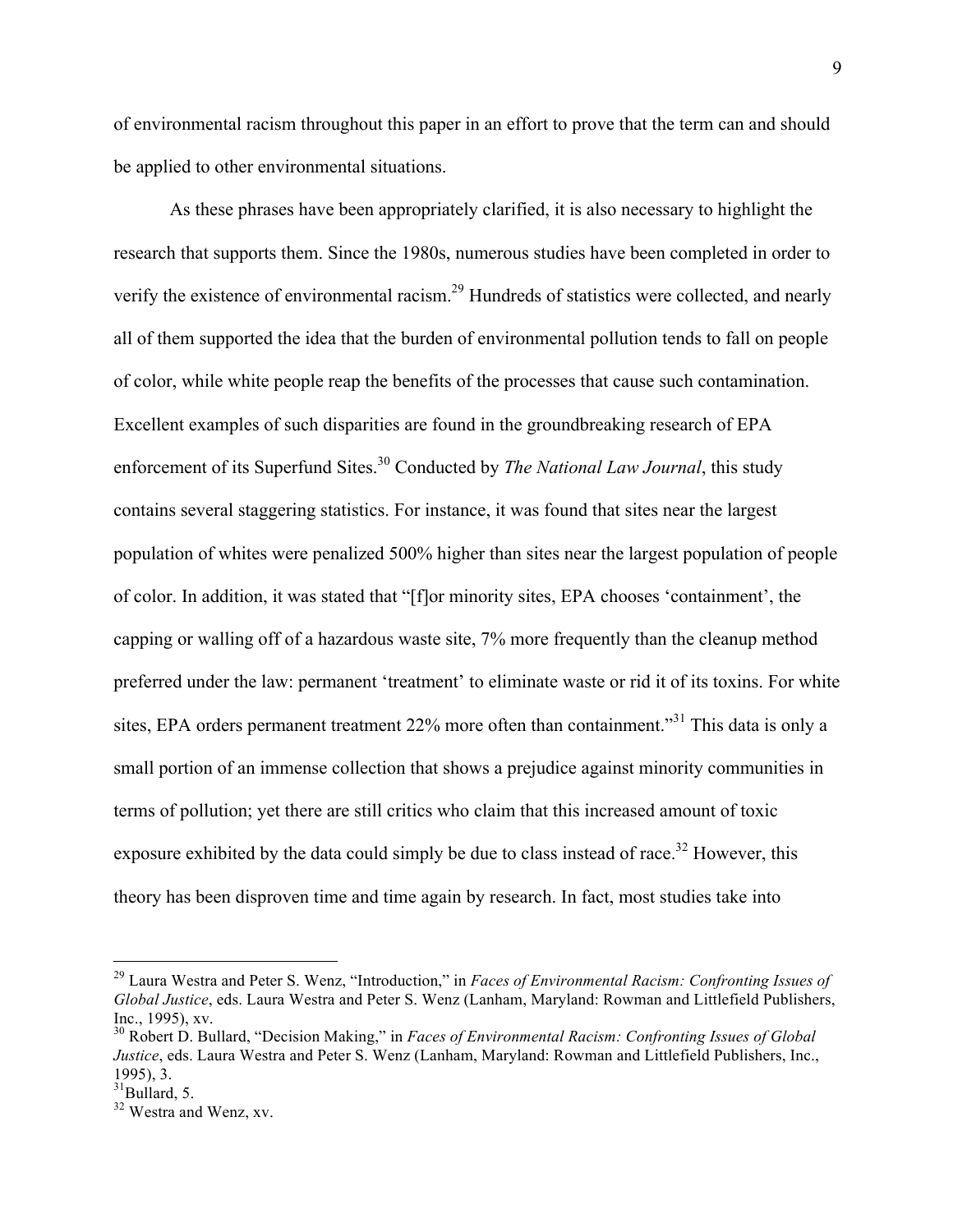of environmental racism throughout this paper in an effort to prove that the term can and should be applied to other environmental situations.

As these phrases have been appropriately clarified, it is also necessary to highlight the research that supports them. Since the 1980s, numerous studies have been completed in order to verify the existence of environmental racism.[29] Hundreds of statistics were collected, and nearly all of them supported the idea that the burden of environmental pollution tends to fall on people of color, while white people reap the benefits of the processes that cause such contamination. Excellent examples of such disparities are found in the groundbreaking research of EPA enforcement of its Superfund Sites.[30] Conducted by *The National Law Journal*, this study contains several staggering statistics. For instance, it was found that sites near the largest population of whites were penalized 500% higher than sites near the largest population of people of color. In addition, it was stated that "[f]or minority sites, EPA chooses 'containment', the capping or walling off of a hazardous waste site, 7% more frequently than the cleanup method preferred under the law: permanent 'treatment' to eliminate waste or rid it of its toxins. For white sites, EPA orders permanent treatment 22% more often than containment."[31] This data is only a small portion of an immense collection that shows a prejudice against minority communities in terms of pollution; yet there are still critics who claim that this increased amount of toxic exposure exhibited by the data could simply be due to class instead of race.[32] However, this theory has been disproven time and time again by research. In fact, most studies take into

---

[29] Laura Westra and Peter S. Wenz, "Introduction," in *Faces of Environmental Racism: Confronting Issues of Global Justice*, eds. Laura Westra and Peter S. Wenz (Lanham, Maryland: Rowman and Littlefield Publishers, Inc., 1995), xv.

[30] Robert D. Bullard, "Decision Making," in *Faces of Environmental Racism: Confronting Issues of Global Justice*, eds. Laura Westra and Peter S. Wenz (Lanham, Maryland: Rowman and Littlefield Publishers, Inc., 1995), 3.

[31] Bullard, 5.

[32] Westra and Wenz, xv.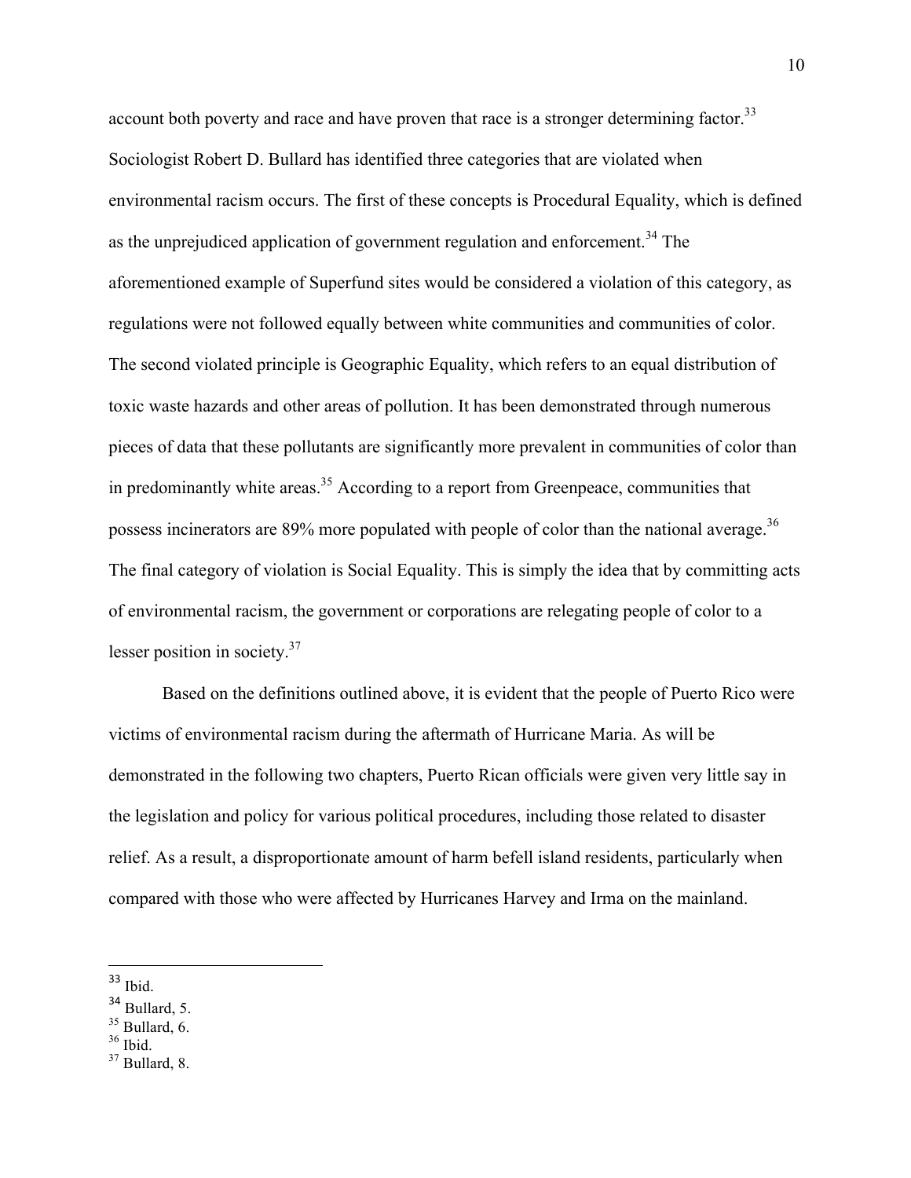account both poverty and race and have proven that race is a stronger determining factor.[33] Sociologist Robert D. Bullard has identified three categories that are violated when environmental racism occurs. The first of these concepts is Procedural Equality, which is defined as the unprejudiced application of government regulation and enforcement.[34] The aforementioned example of Superfund sites would be considered a violation of this category, as regulations were not followed equally between white communities and communities of color. The second violated principle is Geographic Equality, which refers to an equal distribution of toxic waste hazards and other areas of pollution. It has been demonstrated through numerous pieces of data that these pollutants are significantly more prevalent in communities of color than in predominantly white areas.[35] According to a report from Greenpeace, communities that possess incinerators are 89% more populated with people of color than the national average.[36] The final category of violation is Social Equality. This is simply the idea that by committing acts of environmental racism, the government or corporations are relegating people of color to a lesser position in society.[37]

Based on the definitions outlined above, it is evident that the people of Puerto Rico were victims of environmental racism during the aftermath of Hurricane Maria. As will be demonstrated in the following two chapters, Puerto Rican officials were given very little say in the legislation and policy for various political procedures, including those related to disaster relief. As a result, a disproportionate amount of harm befell island residents, particularly when compared with those who were affected by Hurricanes Harvey and Irma on the mainland.

---

[33] Ibid.
[34] Bullard, 5.
[35] Bullard, 6.
[36] Ibid.
[37] Bullard, 8.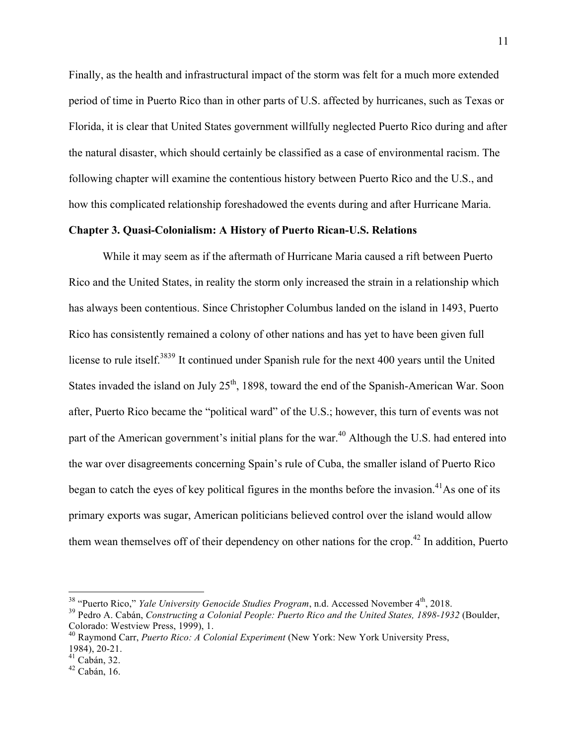Finally, as the health and infrastructural impact of the storm was felt for a much more extended period of time in Puerto Rico than in other parts of U.S. affected by hurricanes, such as Texas or Florida, it is clear that United States government willfully neglected Puerto Rico during and after the natural disaster, which should certainly be classified as a case of environmental racism. The following chapter will examine the contentious history between Puerto Rico and the U.S., and how this complicated relationship foreshadowed the events during and after Hurricane Maria.

## Chapter 3. Quasi-Colonialism: A History of Puerto Rican-U.S. Relations

While it may seem as if the aftermath of Hurricane Maria caused a rift between Puerto Rico and the United States, in reality the storm only increased the strain in a relationship which has always been contentious. Since Christopher Columbus landed on the island in 1493, Puerto Rico has consistently remained a colony of other nations and has yet to have been given full license to rule itself.[38][39] It continued under Spanish rule for the next 400 years until the United States invaded the island on July 25th, 1898, toward the end of the Spanish-American War. Soon after, Puerto Rico became the "political ward" of the U.S.; however, this turn of events was not part of the American government's initial plans for the war.[40] Although the U.S. had entered into the war over disagreements concerning Spain's rule of Cuba, the smaller island of Puerto Rico began to catch the eyes of key political figures in the months before the invasion.[41] As one of its primary exports was sugar, American politicians believed control over the island would allow them wean themselves off of their dependency on other nations for the crop.[42] In addition, Puerto

---

[38] "Puerto Rico," *Yale University Genocide Studies Program*, n.d. Accessed November 4th, 2018.

[39] Pedro A. Cabán, *Constructing a Colonial People: Puerto Rico and the United States, 1898-1932* (Boulder, Colorado: Westview Press, 1999), 1.

[40] Raymond Carr, *Puerto Rico: A Colonial Experiment* (New York: New York University Press, 1984), 20-21.

[41] Cabán, 32.

[42] Cabán, 16.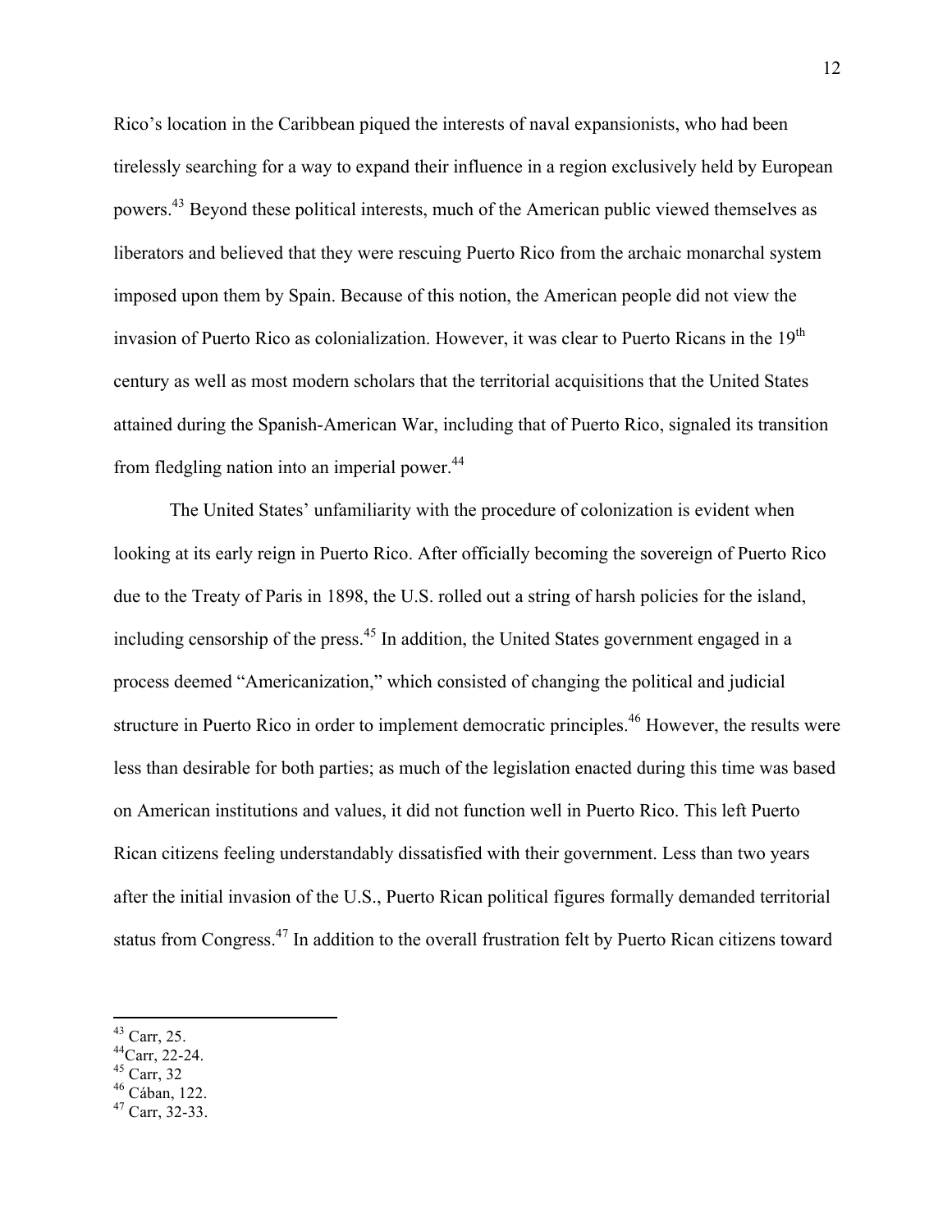Rico's location in the Caribbean piqued the interests of naval expansionists, who had been tirelessly searching for a way to expand their influence in a region exclusively held by European powers.[43] Beyond these political interests, much of the American public viewed themselves as liberators and believed that they were rescuing Puerto Rico from the archaic monarchal system imposed upon them by Spain. Because of this notion, the American people did not view the invasion of Puerto Rico as colonialization. However, it was clear to Puerto Ricans in the 19th century as well as most modern scholars that the territorial acquisitions that the United States attained during the Spanish-American War, including that of Puerto Rico, signaled its transition from fledgling nation into an imperial power.[44]

The United States' unfamiliarity with the procedure of colonization is evident when looking at its early reign in Puerto Rico. After officially becoming the sovereign of Puerto Rico due to the Treaty of Paris in 1898, the U.S. rolled out a string of harsh policies for the island, including censorship of the press.[45] In addition, the United States government engaged in a process deemed "Americanization," which consisted of changing the political and judicial structure in Puerto Rico in order to implement democratic principles.[46] However, the results were less than desirable for both parties; as much of the legislation enacted during this time was based on American institutions and values, it did not function well in Puerto Rico. This left Puerto Rican citizens feeling understandably dissatisfied with their government. Less than two years after the initial invasion of the U.S., Puerto Rican political figures formally demanded territorial status from Congress.[47] In addition to the overall frustration felt by Puerto Rican citizens toward

---

[43] Carr, 25.
[44] Carr, 22-24.
[45] Carr, 32
[46] Cában, 122.
[47] Carr, 32-33.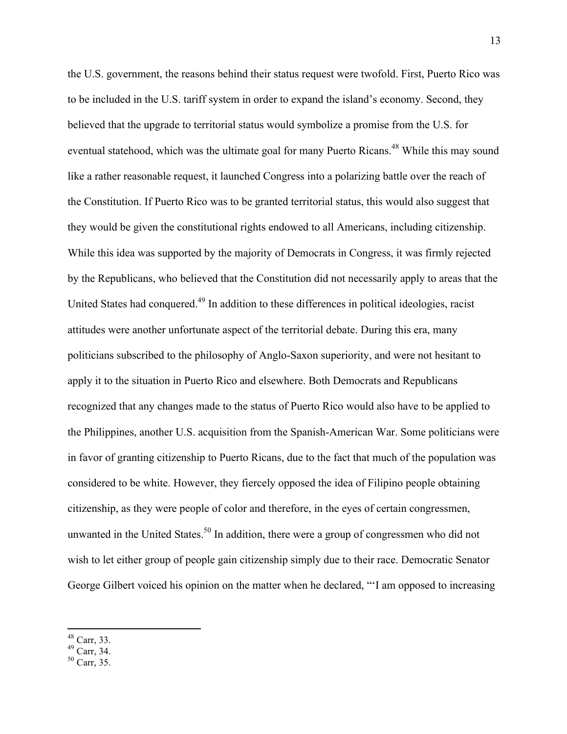the U.S. government, the reasons behind their status request were twofold. First, Puerto Rico was to be included in the U.S. tariff system in order to expand the island's economy. Second, they believed that the upgrade to territorial status would symbolize a promise from the U.S. for eventual statehood, which was the ultimate goal for many Puerto Ricans.[48] While this may sound like a rather reasonable request, it launched Congress into a polarizing battle over the reach of the Constitution. If Puerto Rico was to be granted territorial status, this would also suggest that they would be given the constitutional rights endowed to all Americans, including citizenship. While this idea was supported by the majority of Democrats in Congress, it was firmly rejected by the Republicans, who believed that the Constitution did not necessarily apply to areas that the United States had conquered.[49] In addition to these differences in political ideologies, racist attitudes were another unfortunate aspect of the territorial debate. During this era, many politicians subscribed to the philosophy of Anglo-Saxon superiority, and were not hesitant to apply it to the situation in Puerto Rico and elsewhere. Both Democrats and Republicans recognized that any changes made to the status of Puerto Rico would also have to be applied to the Philippines, another U.S. acquisition from the Spanish-American War. Some politicians were in favor of granting citizenship to Puerto Ricans, due to the fact that much of the population was considered to be white. However, they fiercely opposed the idea of Filipino people obtaining citizenship, as they were people of color and therefore, in the eyes of certain congressmen, unwanted in the United States.[50] In addition, there were a group of congressmen who did not wish to let either group of people gain citizenship simply due to their race. Democratic Senator George Gilbert voiced his opinion on the matter when he declared, "'I am opposed to increasing

---

[48] Carr, 33.
[49] Carr, 34.
[50] Carr, 35.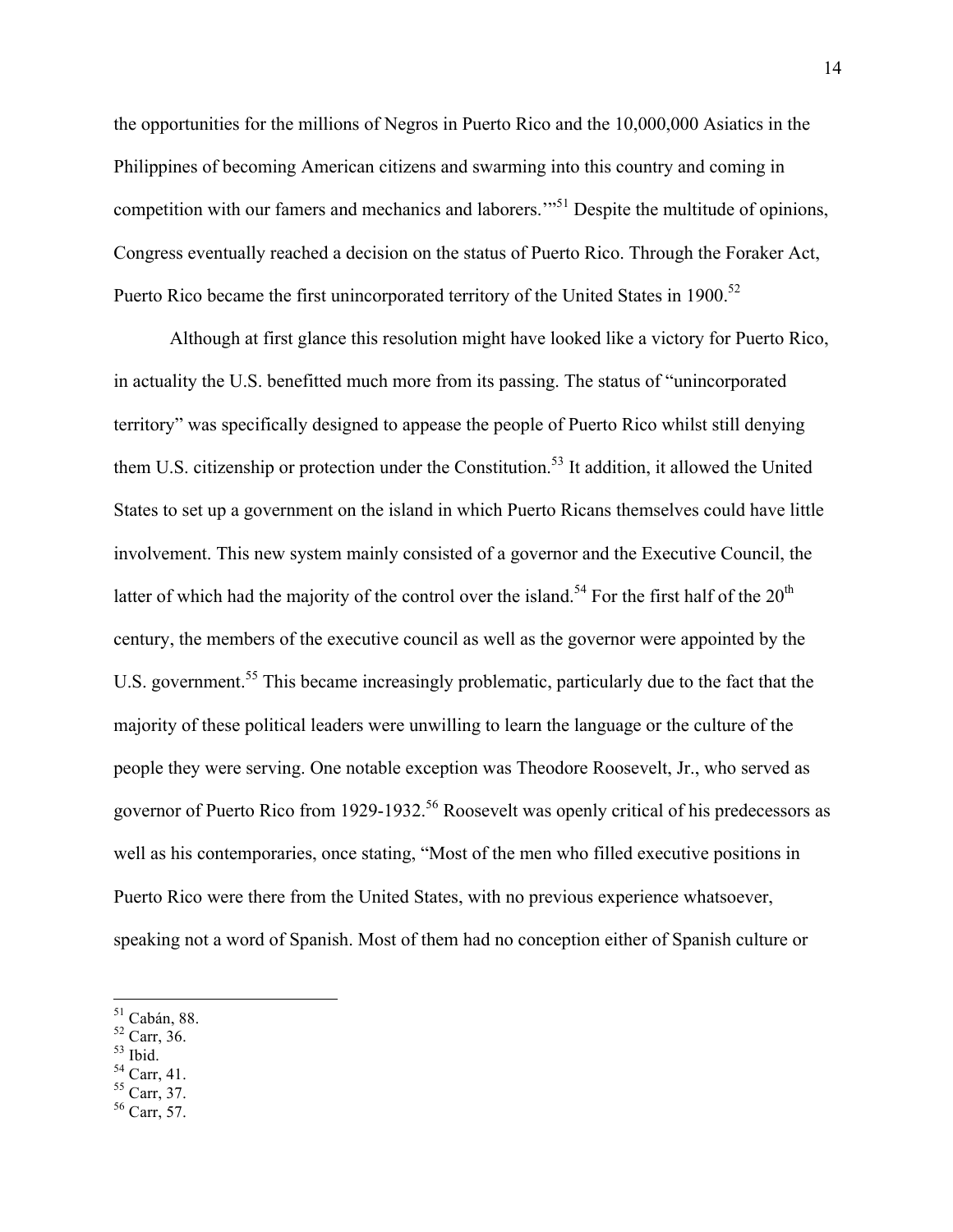the opportunities for the millions of Negros in Puerto Rico and the 10,000,000 Asiatics in the Philippines of becoming American citizens and swarming into this country and coming in competition with our famers and mechanics and laborers.'"[51] Despite the multitude of opinions, Congress eventually reached a decision on the status of Puerto Rico. Through the Foraker Act, Puerto Rico became the first unincorporated territory of the United States in 1900.[52]

Although at first glance this resolution might have looked like a victory for Puerto Rico, in actuality the U.S. benefitted much more from its passing. The status of "unincorporated territory" was specifically designed to appease the people of Puerto Rico whilst still denying them U.S. citizenship or protection under the Constitution.[53] It addition, it allowed the United States to set up a government on the island in which Puerto Ricans themselves could have little involvement. This new system mainly consisted of a governor and the Executive Council, the latter of which had the majority of the control over the island.[54] For the first half of the 20th century, the members of the executive council as well as the governor were appointed by the U.S. government.[55] This became increasingly problematic, particularly due to the fact that the majority of these political leaders were unwilling to learn the language or the culture of the people they were serving. One notable exception was Theodore Roosevelt, Jr., who served as governor of Puerto Rico from 1929-1932.[56] Roosevelt was openly critical of his predecessors as well as his contemporaries, once stating, "Most of the men who filled executive positions in Puerto Rico were there from the United States, with no previous experience whatsoever, speaking not a word of Spanish. Most of them had no conception either of Spanish culture or

---

[51] Cabán, 88.
[52] Carr, 36.
[53] Ibid.
[54] Carr, 41.
[55] Carr, 37.
[56] Carr, 57.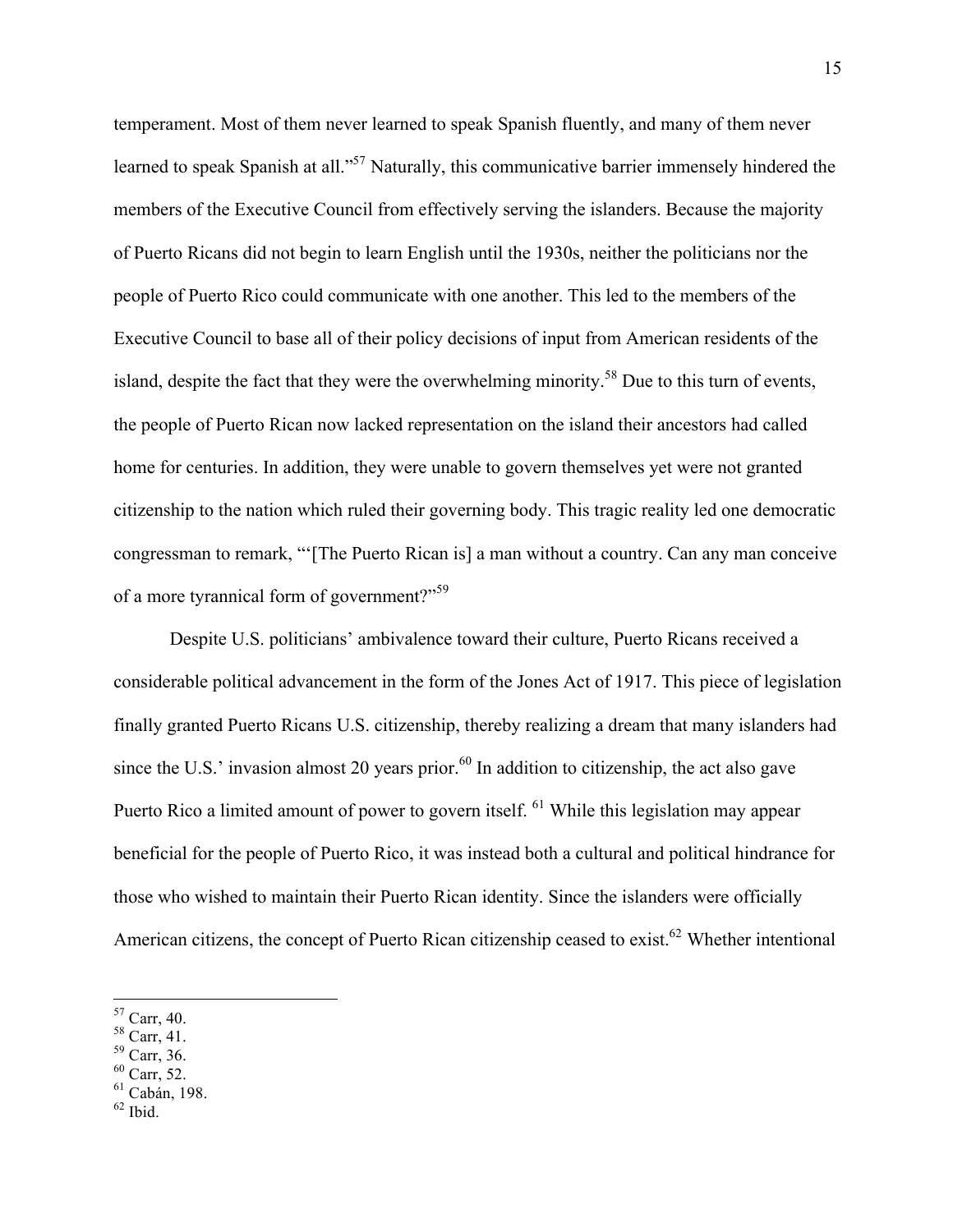temperament. Most of them never learned to speak Spanish fluently, and many of them never learned to speak Spanish at all."[57] Naturally, this communicative barrier immensely hindered the members of the Executive Council from effectively serving the islanders. Because the majority of Puerto Ricans did not begin to learn English until the 1930s, neither the politicians nor the people of Puerto Rico could communicate with one another. This led to the members of the Executive Council to base all of their policy decisions of input from American residents of the island, despite the fact that they were the overwhelming minority.[58] Due to this turn of events, the people of Puerto Rican now lacked representation on the island their ancestors had called home for centuries. In addition, they were unable to govern themselves yet were not granted citizenship to the nation which ruled their governing body. This tragic reality led one democratic congressman to remark, "'[The Puerto Rican is] a man without a country. Can any man conceive of a more tyrannical form of government?"[59]

Despite U.S. politicians' ambivalence toward their culture, Puerto Ricans received a considerable political advancement in the form of the Jones Act of 1917. This piece of legislation finally granted Puerto Ricans U.S. citizenship, thereby realizing a dream that many islanders had since the U.S.' invasion almost 20 years prior.[60] In addition to citizenship, the act also gave Puerto Rico a limited amount of power to govern itself. [61] While this legislation may appear beneficial for the people of Puerto Rico, it was instead both a cultural and political hindrance for those who wished to maintain their Puerto Rican identity. Since the islanders were officially American citizens, the concept of Puerto Rican citizenship ceased to exist.[62] Whether intentional

---

[57] Carr, 40.
[58] Carr, 41.
[59] Carr, 36.
[60] Carr, 52.
[61] Cabán, 198.
[62] Ibid.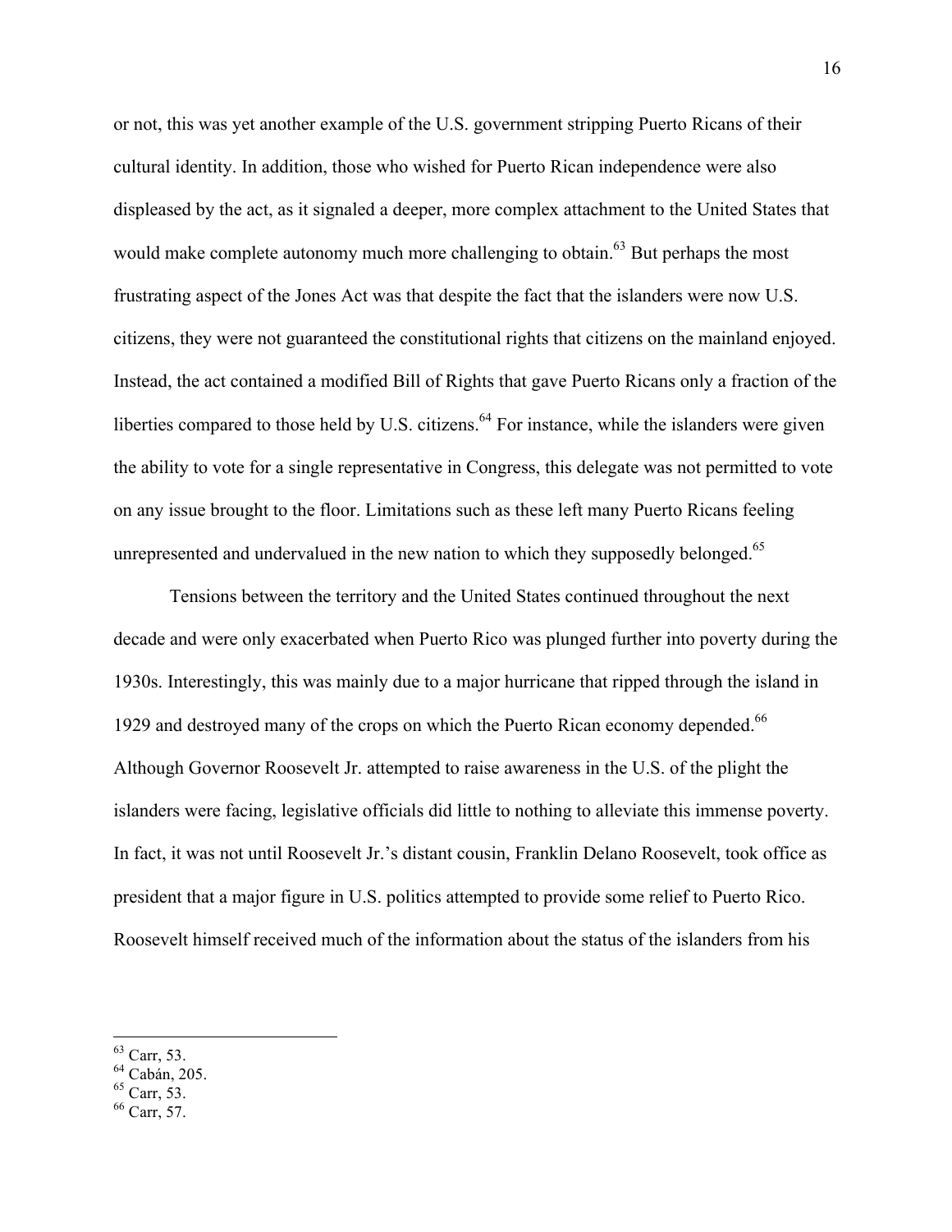or not, this was yet another example of the U.S. government stripping Puerto Ricans of their cultural identity. In addition, those who wished for Puerto Rican independence were also displeased by the act, as it signaled a deeper, more complex attachment to the United States that would make complete autonomy much more challenging to obtain.[63] But perhaps the most frustrating aspect of the Jones Act was that despite the fact that the islanders were now U.S. citizens, they were not guaranteed the constitutional rights that citizens on the mainland enjoyed. Instead, the act contained a modified Bill of Rights that gave Puerto Ricans only a fraction of the liberties compared to those held by U.S. citizens.[64] For instance, while the islanders were given the ability to vote for a single representative in Congress, this delegate was not permitted to vote on any issue brought to the floor. Limitations such as these left many Puerto Ricans feeling unrepresented and undervalued in the new nation to which they supposedly belonged.[65]

Tensions between the territory and the United States continued throughout the next decade and were only exacerbated when Puerto Rico was plunged further into poverty during the 1930s. Interestingly, this was mainly due to a major hurricane that ripped through the island in 1929 and destroyed many of the crops on which the Puerto Rican economy depended.[66] Although Governor Roosevelt Jr. attempted to raise awareness in the U.S. of the plight the islanders were facing, legislative officials did little to nothing to alleviate this immense poverty. In fact, it was not until Roosevelt Jr.'s distant cousin, Franklin Delano Roosevelt, took office as president that a major figure in U.S. politics attempted to provide some relief to Puerto Rico. Roosevelt himself received much of the information about the status of the islanders from his

---

[63] Carr, 53.

[64] Cabán, 205.

[65] Carr, 53.

[66] Carr, 57.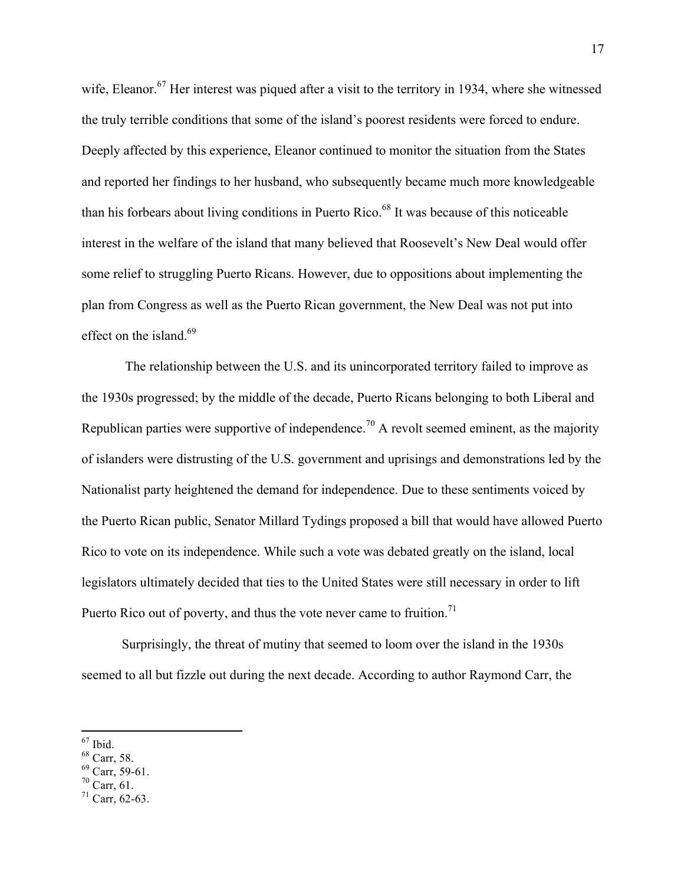wife, Eleanor.[67] Her interest was piqued after a visit to the territory in 1934, where she witnessed the truly terrible conditions that some of the island's poorest residents were forced to endure. Deeply affected by this experience, Eleanor continued to monitor the situation from the States and reported her findings to her husband, who subsequently became much more knowledgeable than his forbears about living conditions in Puerto Rico.[68] It was because of this noticeable interest in the welfare of the island that many believed that Roosevelt's New Deal would offer some relief to struggling Puerto Ricans. However, due to oppositions about implementing the plan from Congress as well as the Puerto Rican government, the New Deal was not put into effect on the island.[69]

The relationship between the U.S. and its unincorporated territory failed to improve as the 1930s progressed; by the middle of the decade, Puerto Ricans belonging to both Liberal and Republican parties were supportive of independence.[70] A revolt seemed eminent, as the majority of islanders were distrusting of the U.S. government and uprisings and demonstrations led by the Nationalist party heightened the demand for independence. Due to these sentiments voiced by the Puerto Rican public, Senator Millard Tydings proposed a bill that would have allowed Puerto Rico to vote on its independence. While such a vote was debated greatly on the island, local legislators ultimately decided that ties to the United States were still necessary in order to lift Puerto Rico out of poverty, and thus the vote never came to fruition.[71]

Surprisingly, the threat of mutiny that seemed to loom over the island in the 1930s seemed to all but fizzle out during the next decade. According to author Raymond Carr, the

---

[67] Ibid.
[68] Carr, 58.
[69] Carr, 59-61.
[70] Carr, 61.
[71] Carr, 62-63.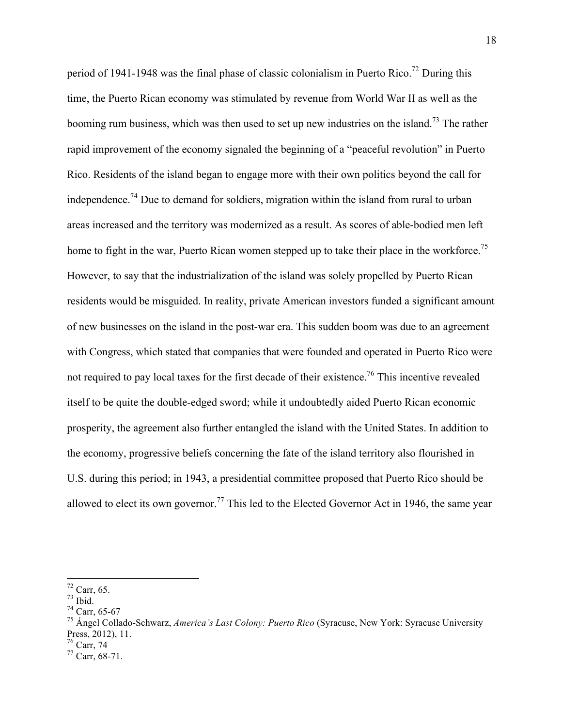period of 1941-1948 was the final phase of classic colonialism in Puerto Rico.[72] During this time, the Puerto Rican economy was stimulated by revenue from World War II as well as the booming rum business, which was then used to set up new industries on the island.[73] The rather rapid improvement of the economy signaled the beginning of a "peaceful revolution" in Puerto Rico. Residents of the island began to engage more with their own politics beyond the call for independence.[74] Due to demand for soldiers, migration within the island from rural to urban areas increased and the territory was modernized as a result. As scores of able-bodied men left home to fight in the war, Puerto Rican women stepped up to take their place in the workforce.[75] However, to say that the industrialization of the island was solely propelled by Puerto Rican residents would be misguided. In reality, private American investors funded a significant amount of new businesses on the island in the post-war era. This sudden boom was due to an agreement with Congress, which stated that companies that were founded and operated in Puerto Rico were not required to pay local taxes for the first decade of their existence.[76] This incentive revealed itself to be quite the double-edged sword; while it undoubtedly aided Puerto Rican economic prosperity, the agreement also further entangled the island with the United States. In addition to the economy, progressive beliefs concerning the fate of the island territory also flourished in U.S. during this period; in 1943, a presidential committee proposed that Puerto Rico should be allowed to elect its own governor.[77] This led to the Elected Governor Act in 1946, the same year

---

[72] Carr, 65.
[73] Ibid.
[74] Carr, 65-67
[75] Ángel Collado-Schwarz, *America's Last Colony: Puerto Rico* (Syracuse, New York: Syracuse University Press, 2012), 11.
[76] Carr, 74
[77] Carr, 68-71.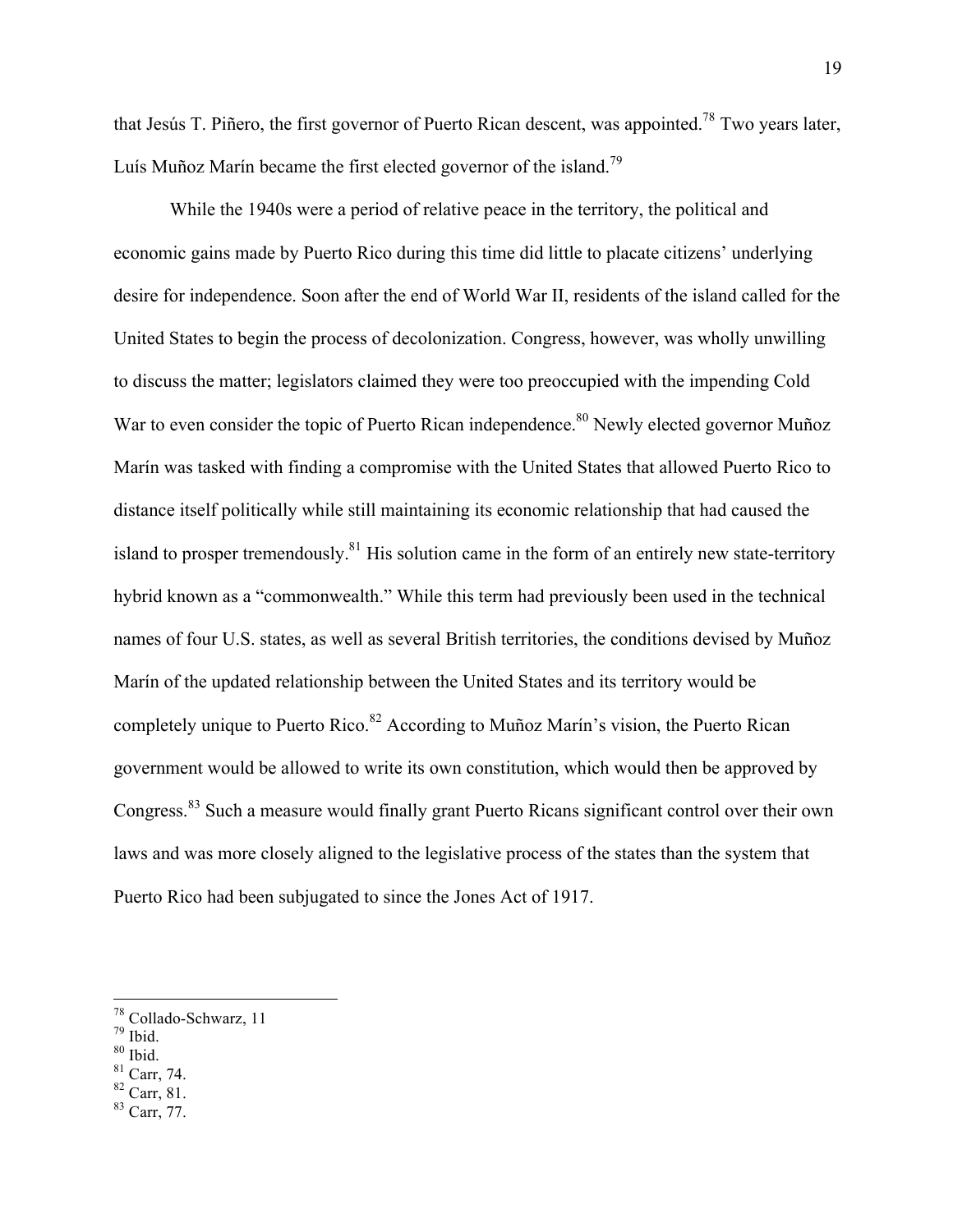that Jesús T. Piñero, the first governor of Puerto Rican descent, was appointed.[78] Two years later, Luís Muñoz Marín became the first elected governor of the island.[79]

While the 1940s were a period of relative peace in the territory, the political and economic gains made by Puerto Rico during this time did little to placate citizens' underlying desire for independence. Soon after the end of World War II, residents of the island called for the United States to begin the process of decolonization. Congress, however, was wholly unwilling to discuss the matter; legislators claimed they were too preoccupied with the impending Cold War to even consider the topic of Puerto Rican independence.[80] Newly elected governor Muñoz Marín was tasked with finding a compromise with the United States that allowed Puerto Rico to distance itself politically while still maintaining its economic relationship that had caused the island to prosper tremendously.[81] His solution came in the form of an entirely new state-territory hybrid known as a "commonwealth." While this term had previously been used in the technical names of four U.S. states, as well as several British territories, the conditions devised by Muñoz Marín of the updated relationship between the United States and its territory would be completely unique to Puerto Rico.[82] According to Muñoz Marín's vision, the Puerto Rican government would be allowed to write its own constitution, which would then be approved by Congress.[83] Such a measure would finally grant Puerto Ricans significant control over their own laws and was more closely aligned to the legislative process of the states than the system that Puerto Rico had been subjugated to since the Jones Act of 1917.

---

[78] Collado-Schwarz, 11
[79] Ibid.
[80] Ibid.
[81] Carr, 74.
[82] Carr, 81.
[83] Carr, 77.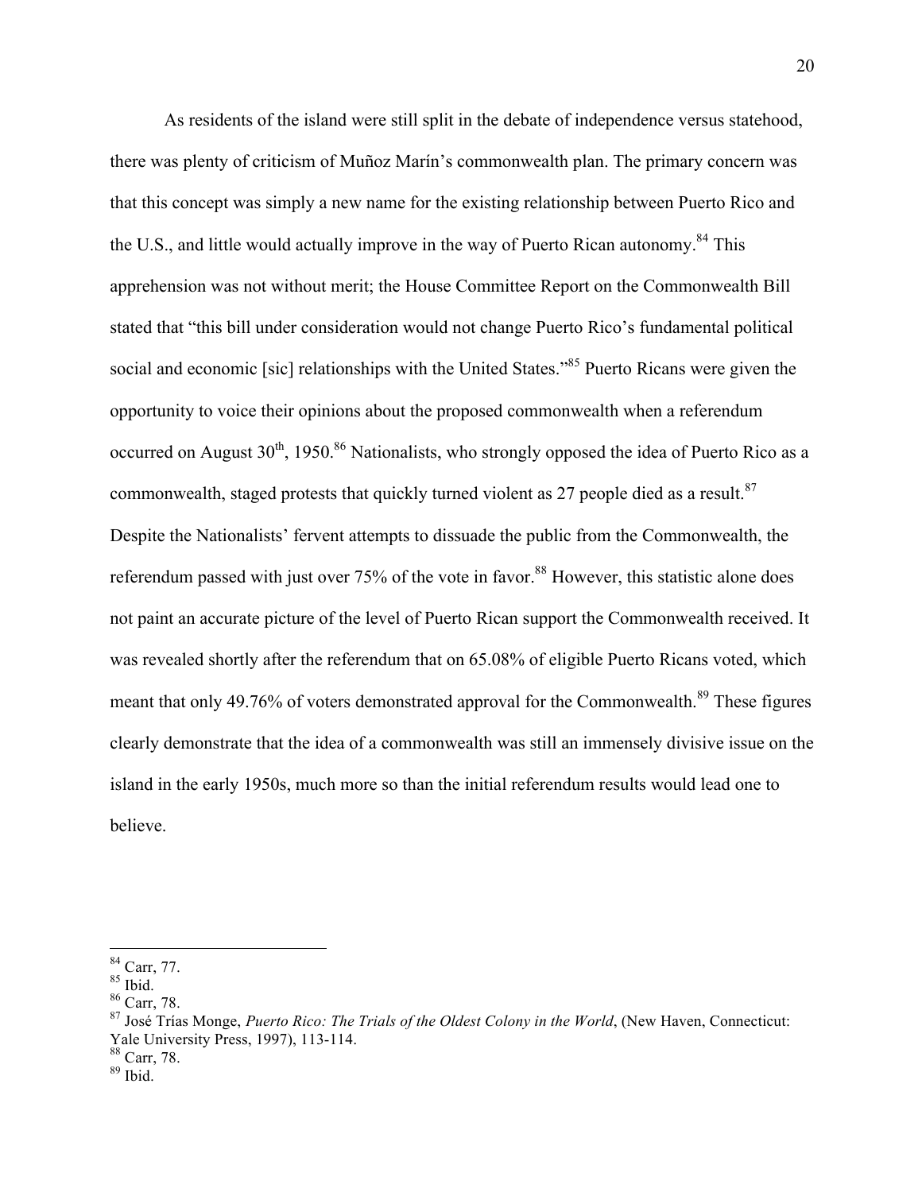As residents of the island were still split in the debate of independence versus statehood, there was plenty of criticism of Muñoz Marín's commonwealth plan. The primary concern was that this concept was simply a new name for the existing relationship between Puerto Rico and the U.S., and little would actually improve in the way of Puerto Rican autonomy.[84] This apprehension was not without merit; the House Committee Report on the Commonwealth Bill stated that "this bill under consideration would not change Puerto Rico's fundamental political social and economic [sic] relationships with the United States."[85] Puerto Ricans were given the opportunity to voice their opinions about the proposed commonwealth when a referendum occurred on August 30th, 1950.[86] Nationalists, who strongly opposed the idea of Puerto Rico as a commonwealth, staged protests that quickly turned violent as 27 people died as a result.[87] Despite the Nationalists' fervent attempts to dissuade the public from the Commonwealth, the referendum passed with just over 75% of the vote in favor.[88] However, this statistic alone does not paint an accurate picture of the level of Puerto Rican support the Commonwealth received. It was revealed shortly after the referendum that on 65.08% of eligible Puerto Ricans voted, which meant that only 49.76% of voters demonstrated approval for the Commonwealth.[89] These figures clearly demonstrate that the idea of a commonwealth was still an immensely divisive issue on the island in the early 1950s, much more so than the initial referendum results would lead one to believe.

---

[84] Carr, 77.
[85] Ibid.
[86] Carr, 78.
[87] José Trías Monge, *Puerto Rico: The Trials of the Oldest Colony in the World*, (New Haven, Connecticut: Yale University Press, 1997), 113-114.
[88] Carr, 78.
[89] Ibid.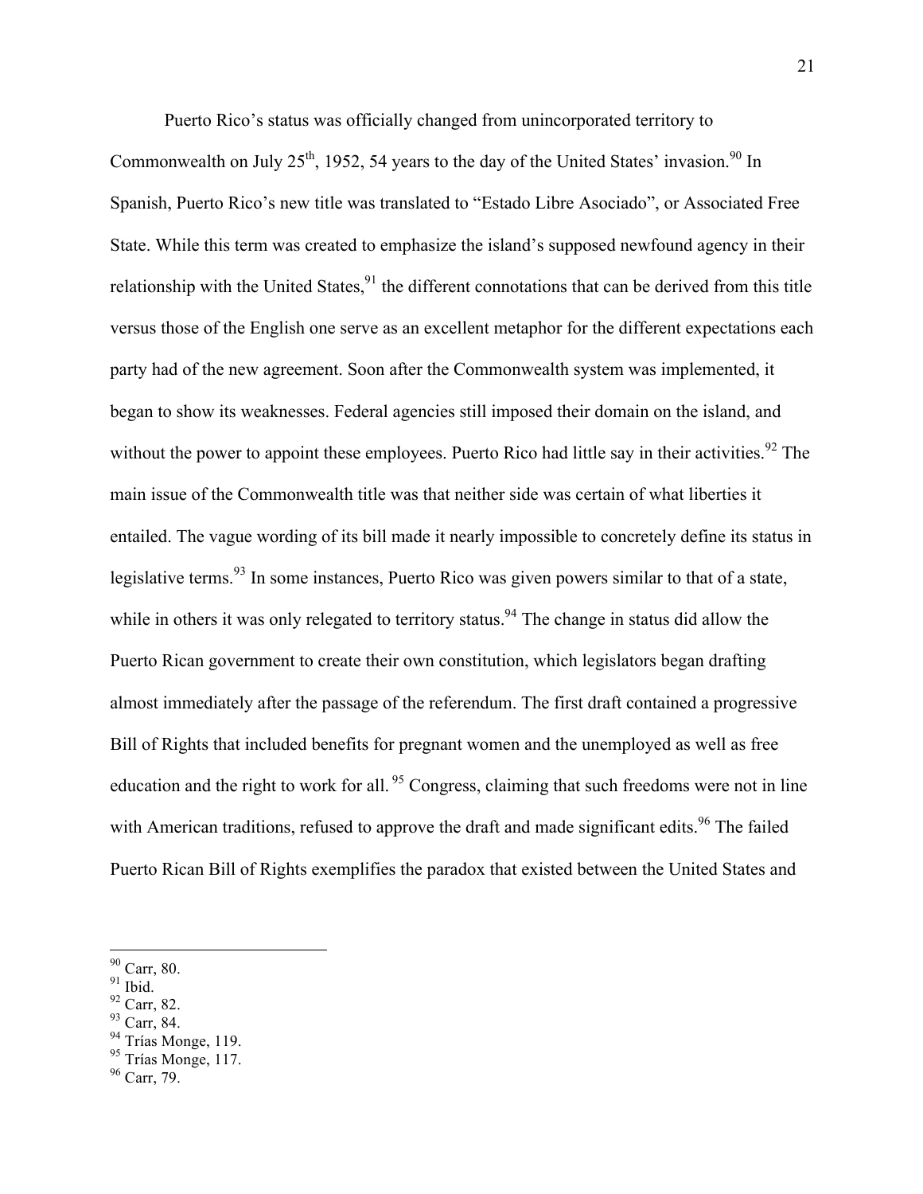Puerto Rico's status was officially changed from unincorporated territory to Commonwealth on July 25th, 1952, 54 years to the day of the United States' invasion.[90] In Spanish, Puerto Rico's new title was translated to "Estado Libre Asociado", or Associated Free State. While this term was created to emphasize the island's supposed newfound agency in their relationship with the United States,[91] the different connotations that can be derived from this title versus those of the English one serve as an excellent metaphor for the different expectations each party had of the new agreement. Soon after the Commonwealth system was implemented, it began to show its weaknesses. Federal agencies still imposed their domain on the island, and without the power to appoint these employees. Puerto Rico had little say in their activities.[92] The main issue of the Commonwealth title was that neither side was certain of what liberties it entailed. The vague wording of its bill made it nearly impossible to concretely define its status in legislative terms.[93] In some instances, Puerto Rico was given powers similar to that of a state, while in others it was only relegated to territory status.[94] The change in status did allow the Puerto Rican government to create their own constitution, which legislators began drafting almost immediately after the passage of the referendum. The first draft contained a progressive Bill of Rights that included benefits for pregnant women and the unemployed as well as free education and the right to work for all.[95] Congress, claiming that such freedoms were not in line with American traditions, refused to approve the draft and made significant edits.[96] The failed Puerto Rican Bill of Rights exemplifies the paradox that existed between the United States and

---

[90] Carr, 80.
[91] Ibid.
[92] Carr, 82.
[93] Carr, 84.
[94] Trías Monge, 119.
[95] Trías Monge, 117.
[96] Carr, 79.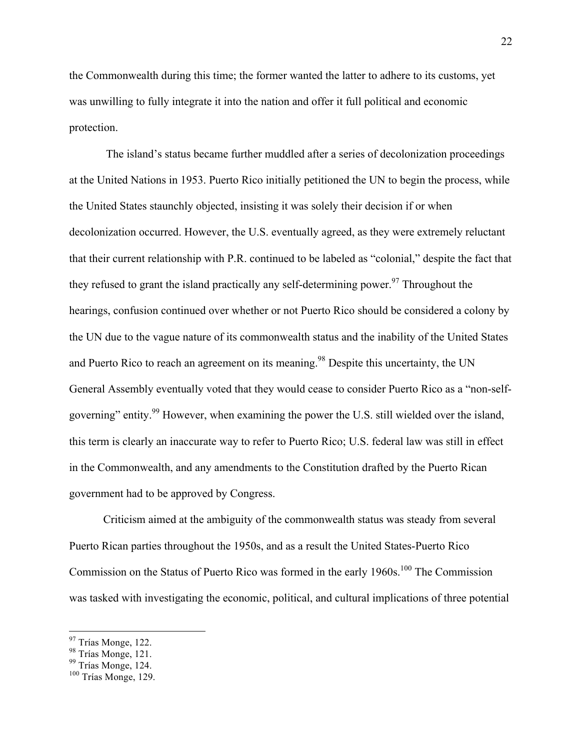the Commonwealth during this time; the former wanted the latter to adhere to its customs, yet was unwilling to fully integrate it into the nation and offer it full political and economic protection.

The island's status became further muddled after a series of decolonization proceedings at the United Nations in 1953. Puerto Rico initially petitioned the UN to begin the process, while the United States staunchly objected, insisting it was solely their decision if or when decolonization occurred. However, the U.S. eventually agreed, as they were extremely reluctant that their current relationship with P.R. continued to be labeled as "colonial," despite the fact that they refused to grant the island practically any self-determining power.[97] Throughout the hearings, confusion continued over whether or not Puerto Rico should be considered a colony by the UN due to the vague nature of its commonwealth status and the inability of the United States and Puerto Rico to reach an agreement on its meaning.[98] Despite this uncertainty, the UN General Assembly eventually voted that they would cease to consider Puerto Rico as a "non-self-governing" entity.[99] However, when examining the power the U.S. still wielded over the island, this term is clearly an inaccurate way to refer to Puerto Rico; U.S. federal law was still in effect in the Commonwealth, and any amendments to the Constitution drafted by the Puerto Rican government had to be approved by Congress.

Criticism aimed at the ambiguity of the commonwealth status was steady from several Puerto Rican parties throughout the 1950s, and as a result the United States-Puerto Rico Commission on the Status of Puerto Rico was formed in the early 1960s.[100] The Commission was tasked with investigating the economic, political, and cultural implications of three potential

---

[97] Trías Monge, 122.
[98] Trías Monge, 121.
[99] Trías Monge, 124.
[100] Trías Monge, 129.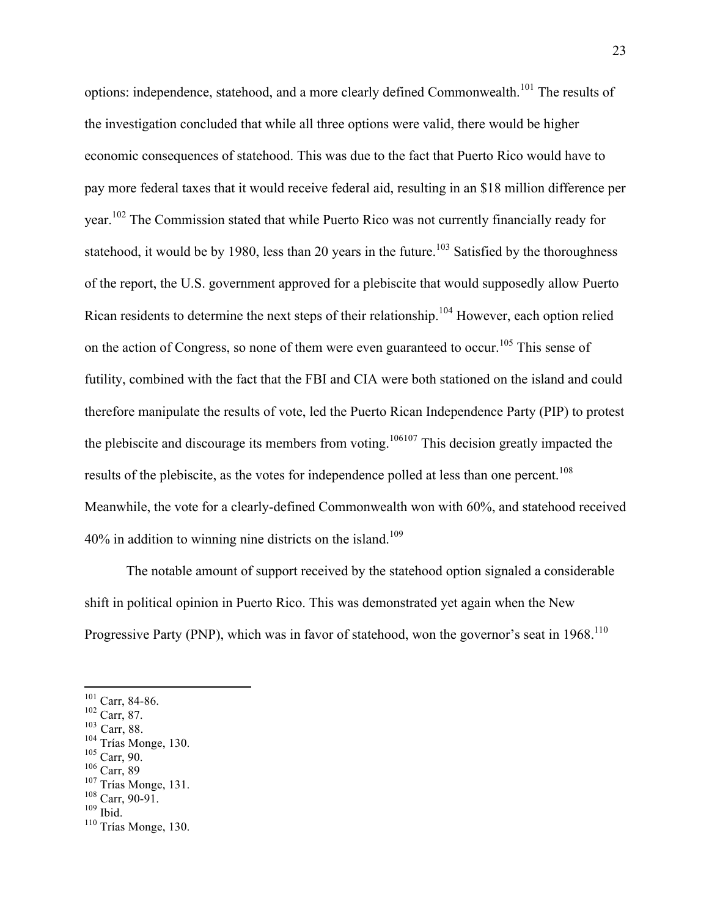options: independence, statehood, and a more clearly defined Commonwealth.[101] The results of the investigation concluded that while all three options were valid, there would be higher economic consequences of statehood. This was due to the fact that Puerto Rico would have to pay more federal taxes that it would receive federal aid, resulting in an $18 million difference per year.[102] The Commission stated that while Puerto Rico was not currently financially ready for statehood, it would be by 1980, less than 20 years in the future.[103] Satisfied by the thoroughness of the report, the U.S. government approved for a plebiscite that would supposedly allow Puerto Rican residents to determine the next steps of their relationship.[104] However, each option relied on the action of Congress, so none of them were even guaranteed to occur.[105] This sense of futility, combined with the fact that the FBI and CIA were both stationed on the island and could therefore manipulate the results of vote, led the Puerto Rican Independence Party (PIP) to protest the plebiscite and discourage its members from voting.[106][107] This decision greatly impacted the results of the plebiscite, as the votes for independence polled at less than one percent.[108] Meanwhile, the vote for a clearly-defined Commonwealth won with 60%, and statehood received 40% in addition to winning nine districts on the island.[109]

The notable amount of support received by the statehood option signaled a considerable shift in political opinion in Puerto Rico. This was demonstrated yet again when the New Progressive Party (PNP), which was in favor of statehood, won the governor's seat in 1968.[110]

---

[101] Carr, 84-86.
[102] Carr, 87.
[103] Carr, 88.
[104] Trías Monge, 130.
[105] Carr, 90.
[106] Carr, 89
[107] Trías Monge, 131.
[108] Carr, 90-91.
[109] Ibid.
[110] Trías Monge, 130.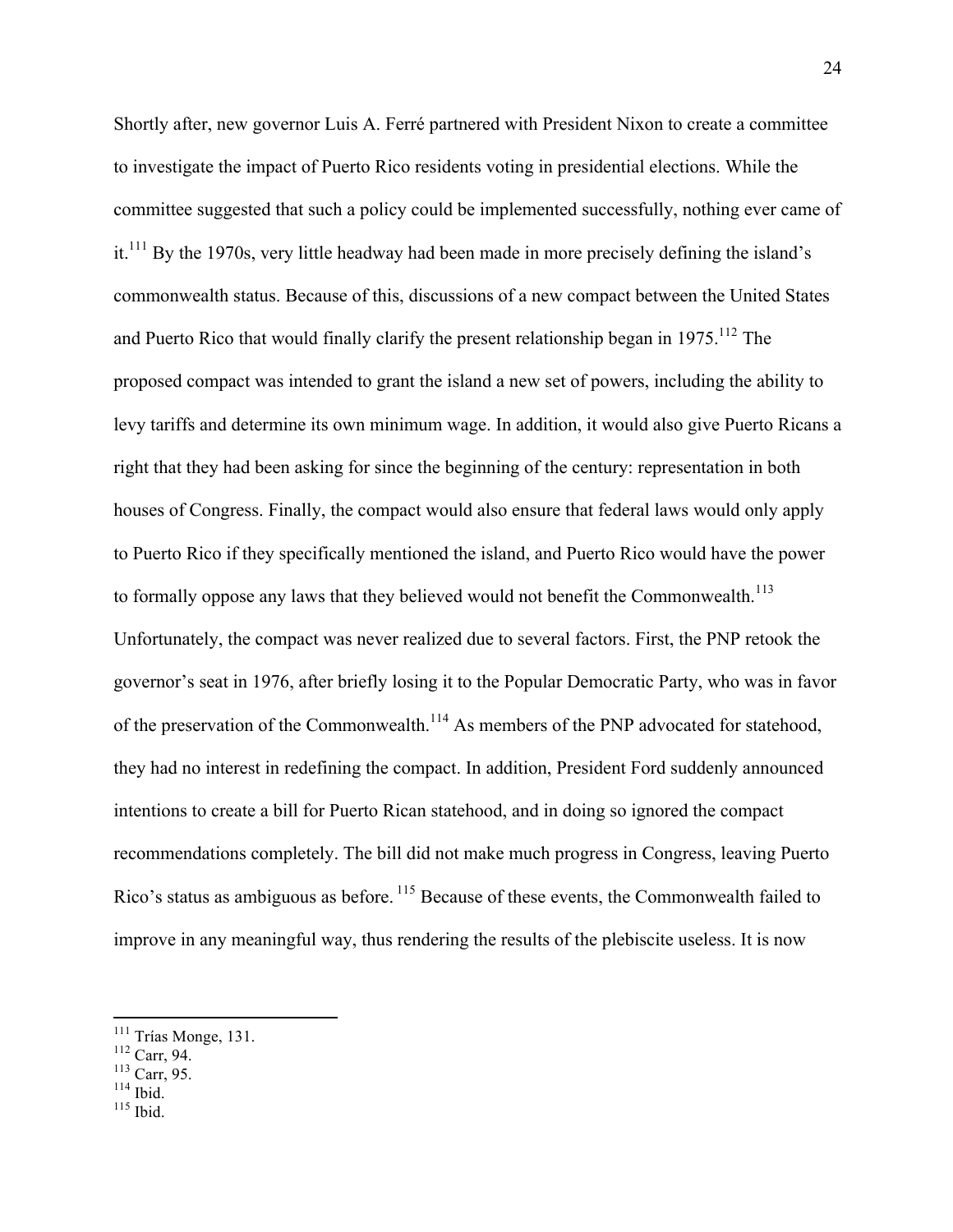Shortly after, new governor Luis A. Ferré partnered with President Nixon to create a committee to investigate the impact of Puerto Rico residents voting in presidential elections. While the committee suggested that such a policy could be implemented successfully, nothing ever came of it.[111] By the 1970s, very little headway had been made in more precisely defining the island's commonwealth status. Because of this, discussions of a new compact between the United States and Puerto Rico that would finally clarify the present relationship began in 1975.[112] The proposed compact was intended to grant the island a new set of powers, including the ability to levy tariffs and determine its own minimum wage. In addition, it would also give Puerto Ricans a right that they had been asking for since the beginning of the century: representation in both houses of Congress. Finally, the compact would also ensure that federal laws would only apply to Puerto Rico if they specifically mentioned the island, and Puerto Rico would have the power to formally oppose any laws that they believed would not benefit the Commonwealth.[113] Unfortunately, the compact was never realized due to several factors. First, the PNP retook the governor's seat in 1976, after briefly losing it to the Popular Democratic Party, who was in favor of the preservation of the Commonwealth.[114] As members of the PNP advocated for statehood, they had no interest in redefining the compact. In addition, President Ford suddenly announced intentions to create a bill for Puerto Rican statehood, and in doing so ignored the compact recommendations completely. The bill did not make much progress in Congress, leaving Puerto Rico's status as ambiguous as before.[115] Because of these events, the Commonwealth failed to improve in any meaningful way, thus rendering the results of the plebiscite useless. It is now

---

[111] Trías Monge, 131.
[112] Carr, 94.
[113] Carr, 95.
[114] Ibid.
[115] Ibid.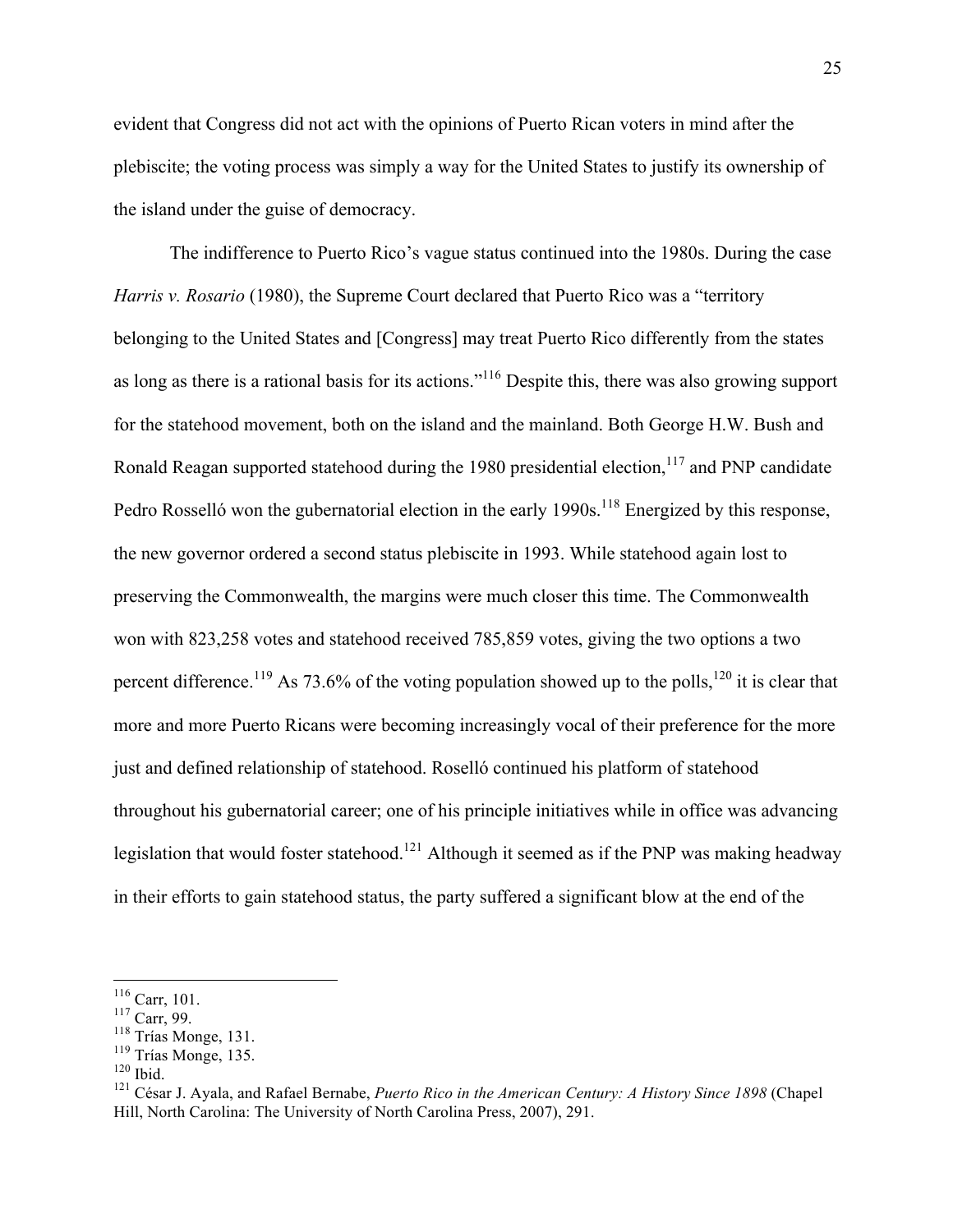evident that Congress did not act with the opinions of Puerto Rican voters in mind after the plebiscite; the voting process was simply a way for the United States to justify its ownership of the island under the guise of democracy.

The indifference to Puerto Rico's vague status continued into the 1980s. During the case *Harris v. Rosario* (1980), the Supreme Court declared that Puerto Rico was a "territory belonging to the United States and [Congress] may treat Puerto Rico differently from the states as long as there is a rational basis for its actions."[116] Despite this, there was also growing support for the statehood movement, both on the island and the mainland. Both George H.W. Bush and Ronald Reagan supported statehood during the 1980 presidential election,[117] and PNP candidate Pedro Rosselló won the gubernatorial election in the early 1990s.[118] Energized by this response, the new governor ordered a second status plebiscite in 1993. While statehood again lost to preserving the Commonwealth, the margins were much closer this time. The Commonwealth won with 823,258 votes and statehood received 785,859 votes, giving the two options a two percent difference.[119] As 73.6% of the voting population showed up to the polls,[120] it is clear that more and more Puerto Ricans were becoming increasingly vocal of their preference for the more just and defined relationship of statehood. Roselló continued his platform of statehood throughout his gubernatorial career; one of his principle initiatives while in office was advancing legislation that would foster statehood.[121] Although it seemed as if the PNP was making headway in their efforts to gain statehood status, the party suffered a significant blow at the end of the

---

[116] Carr, 101.
[117] Carr, 99.
[118] Trías Monge, 131.
[119] Trías Monge, 135.
[120] Ibid.
[121] César J. Ayala, and Rafael Bernabe, *Puerto Rico in the American Century: A History Since 1898* (Chapel Hill, North Carolina: The University of North Carolina Press, 2007), 291.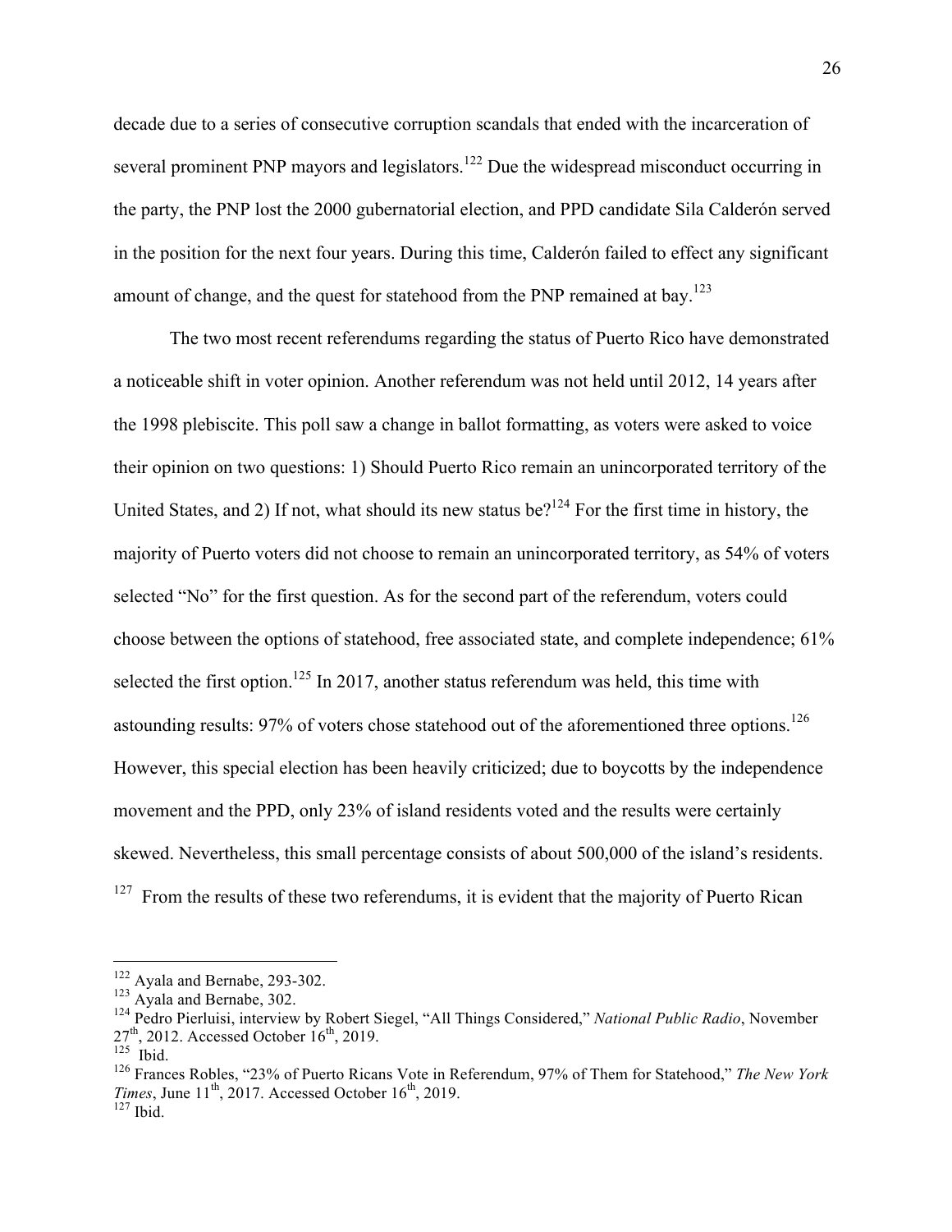decade due to a series of consecutive corruption scandals that ended with the incarceration of several prominent PNP mayors and legislators.[122] Due the widespread misconduct occurring in the party, the PNP lost the 2000 gubernatorial election, and PPD candidate Sila Calderón served in the position for the next four years. During this time, Calderón failed to effect any significant amount of change, and the quest for statehood from the PNP remained at bay.[123]

The two most recent referendums regarding the status of Puerto Rico have demonstrated a noticeable shift in voter opinion. Another referendum was not held until 2012, 14 years after the 1998 plebiscite. This poll saw a change in ballot formatting, as voters were asked to voice their opinion on two questions: 1) Should Puerto Rico remain an unincorporated territory of the United States, and 2) If not, what should its new status be?[124] For the first time in history, the majority of Puerto voters did not choose to remain an unincorporated territory, as 54% of voters selected "No" for the first question. As for the second part of the referendum, voters could choose between the options of statehood, free associated state, and complete independence; 61% selected the first option.[125] In 2017, another status referendum was held, this time with astounding results: 97% of voters chose statehood out of the aforementioned three options.[126] However, this special election has been heavily criticized; due to boycotts by the independence movement and the PPD, only 23% of island residents voted and the results were certainly skewed. Nevertheless, this small percentage consists of about 500,000 of the island's residents. [127] From the results of these two referendums, it is evident that the majority of Puerto Rican

---

[122] Ayala and Bernabe, 293-302.

[123] Ayala and Bernabe, 302.

[124] Pedro Pierluisi, interview by Robert Siegel, "All Things Considered," *National Public Radio*, November 27th, 2012. Accessed October 16th, 2019.

[125] Ibid.

[126] Frances Robles, "23% of Puerto Ricans Vote in Referendum, 97% of Them for Statehood," *The New York Times*, June 11th, 2017. Accessed October 16th, 2019.

[127] Ibid.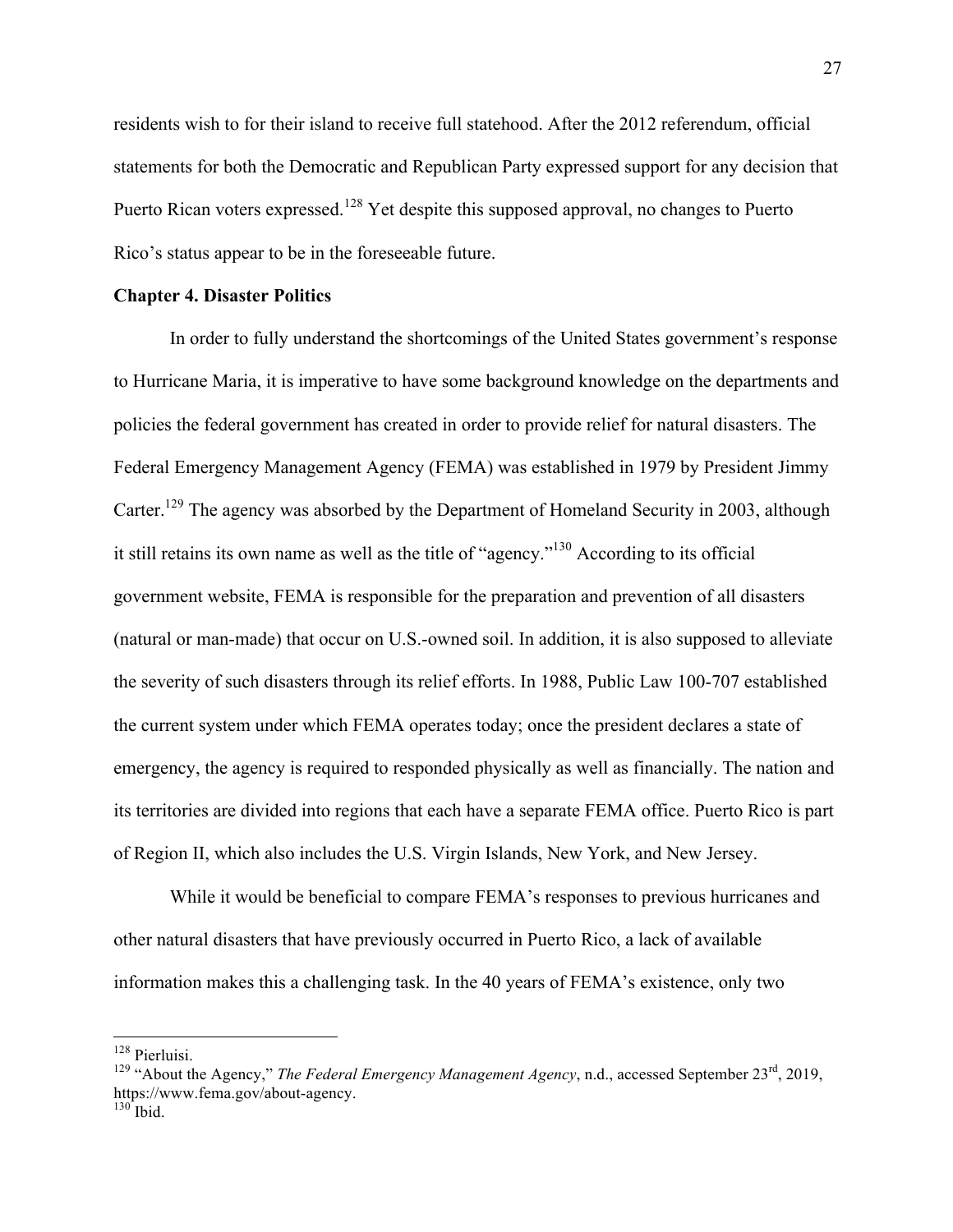residents wish to for their island to receive full statehood. After the 2012 referendum, official statements for both the Democratic and Republican Party expressed support for any decision that Puerto Rican voters expressed.[128] Yet despite this supposed approval, no changes to Puerto Rico's status appear to be in the foreseeable future.

## Chapter 4. Disaster Politics

In order to fully understand the shortcomings of the United States government's response to Hurricane Maria, it is imperative to have some background knowledge on the departments and policies the federal government has created in order to provide relief for natural disasters. The Federal Emergency Management Agency (FEMA) was established in 1979 by President Jimmy Carter.[129] The agency was absorbed by the Department of Homeland Security in 2003, although it still retains its own name as well as the title of "agency."[130] According to its official government website, FEMA is responsible for the preparation and prevention of all disasters (natural or man-made) that occur on U.S.-owned soil. In addition, it is also supposed to alleviate the severity of such disasters through its relief efforts. In 1988, Public Law 100-707 established the current system under which FEMA operates today; once the president declares a state of emergency, the agency is required to responded physically as well as financially. The nation and its territories are divided into regions that each have a separate FEMA office. Puerto Rico is part of Region II, which also includes the U.S. Virgin Islands, New York, and New Jersey.

While it would be beneficial to compare FEMA's responses to previous hurricanes and other natural disasters that have previously occurred in Puerto Rico, a lack of available information makes this a challenging task. In the 40 years of FEMA's existence, only two

---

[128] Pierluisi.

[129] "About the Agency," *The Federal Emergency Management Agency*, n.d., accessed September 23rd, 2019, https://www.fema.gov/about-agency.

[130] Ibid.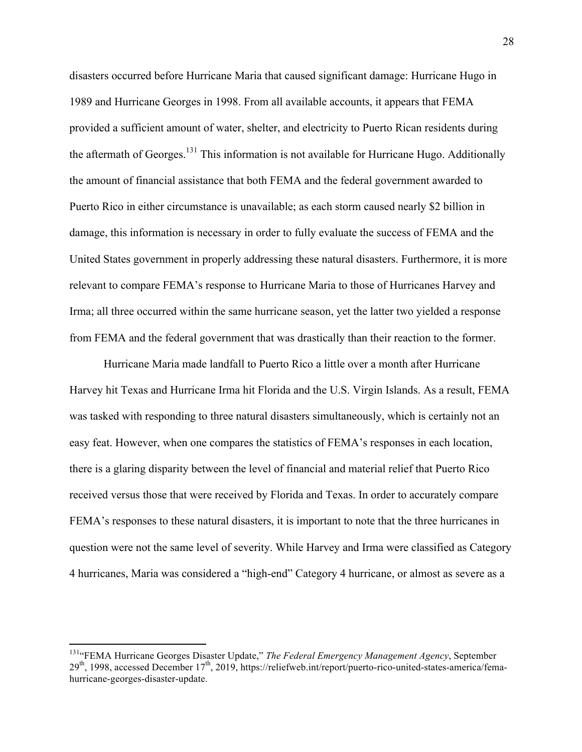disasters occurred before Hurricane Maria that caused significant damage: Hurricane Hugo in 1989 and Hurricane Georges in 1998. From all available accounts, it appears that FEMA provided a sufficient amount of water, shelter, and electricity to Puerto Rican residents during the aftermath of Georges.[131] This information is not available for Hurricane Hugo. Additionally the amount of financial assistance that both FEMA and the federal government awarded to Puerto Rico in either circumstance is unavailable; as each storm caused nearly $2 billion in damage, this information is necessary in order to fully evaluate the success of FEMA and the United States government in properly addressing these natural disasters. Furthermore, it is more relevant to compare FEMA's response to Hurricane Maria to those of Hurricanes Harvey and Irma; all three occurred within the same hurricane season, yet the latter two yielded a response from FEMA and the federal government that was drastically than their reaction to the former.

Hurricane Maria made landfall to Puerto Rico a little over a month after Hurricane Harvey hit Texas and Hurricane Irma hit Florida and the U.S. Virgin Islands. As a result, FEMA was tasked with responding to three natural disasters simultaneously, which is certainly not an easy feat. However, when one compares the statistics of FEMA's responses in each location, there is a glaring disparity between the level of financial and material relief that Puerto Rico received versus those that were received by Florida and Texas. In order to accurately compare FEMA's responses to these natural disasters, it is important to note that the three hurricanes in question were not the same level of severity. While Harvey and Irma were classified as Category 4 hurricanes, Maria was considered a "high-end" Category 4 hurricane, or almost as severe as a

---

[131] "FEMA Hurricane Georges Disaster Update," *The Federal Emergency Management Agency*, September 29th, 1998, accessed December 17th, 2019, https://reliefweb.int/report/puerto-rico-united-states-america/fema-hurricane-georges-disaster-update.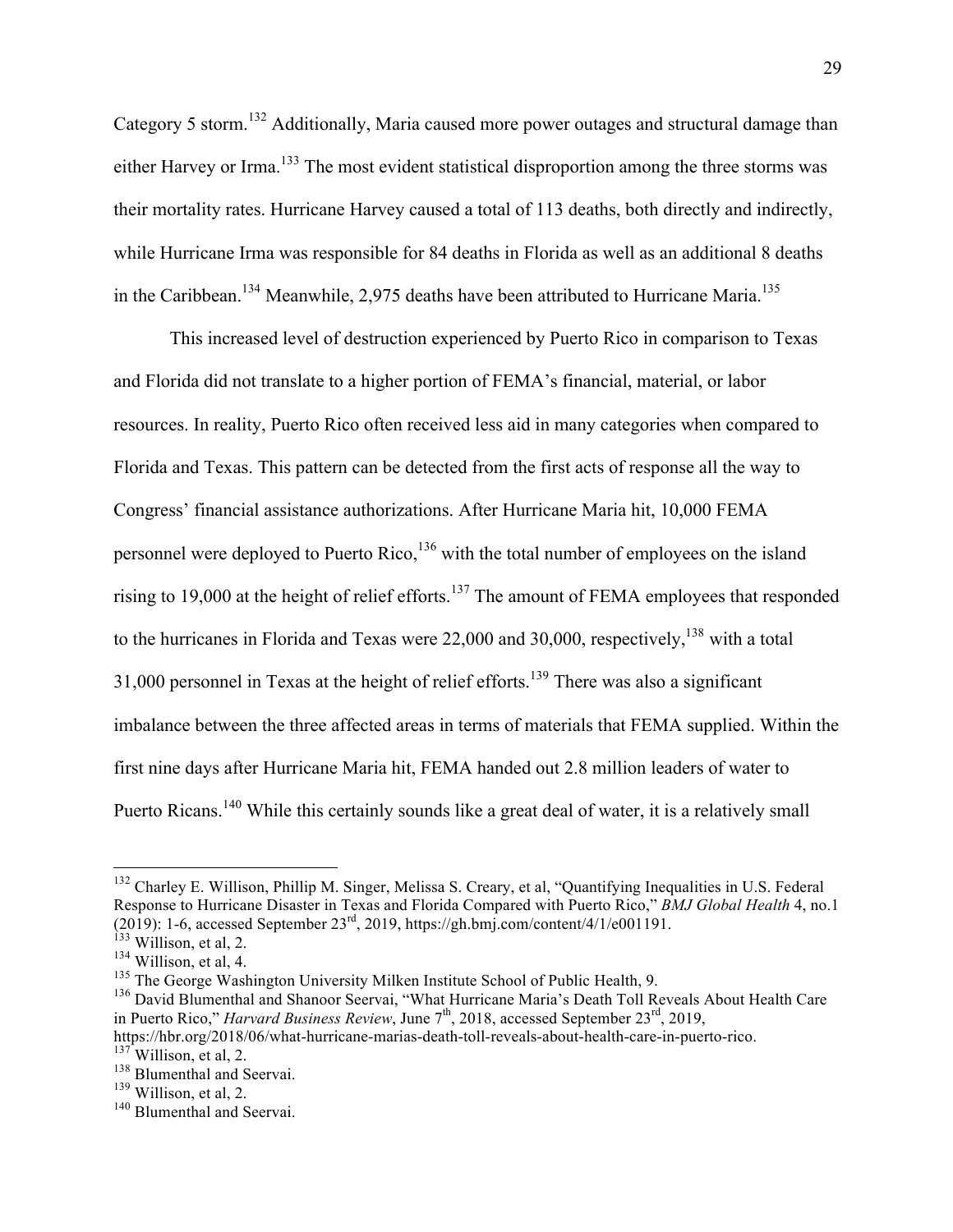Category 5 storm.[132] Additionally, Maria caused more power outages and structural damage than either Harvey or Irma.[133] The most evident statistical disproportion among the three storms was their mortality rates. Hurricane Harvey caused a total of 113 deaths, both directly and indirectly, while Hurricane Irma was responsible for 84 deaths in Florida as well as an additional 8 deaths in the Caribbean.[134] Meanwhile, 2,975 deaths have been attributed to Hurricane Maria.[135]

This increased level of destruction experienced by Puerto Rico in comparison to Texas and Florida did not translate to a higher portion of FEMA's financial, material, or labor resources. In reality, Puerto Rico often received less aid in many categories when compared to Florida and Texas. This pattern can be detected from the first acts of response all the way to Congress' financial assistance authorizations. After Hurricane Maria hit, 10,000 FEMA personnel were deployed to Puerto Rico,[136] with the total number of employees on the island rising to 19,000 at the height of relief efforts.[137] The amount of FEMA employees that responded to the hurricanes in Florida and Texas were 22,000 and 30,000, respectively,[138] with a total 31,000 personnel in Texas at the height of relief efforts.[139] There was also a significant imbalance between the three affected areas in terms of materials that FEMA supplied. Within the first nine days after Hurricane Maria hit, FEMA handed out 2.8 million leaders of water to Puerto Ricans.[140] While this certainly sounds like a great deal of water, it is a relatively small

---

[132] Charley E. Willison, Phillip M. Singer, Melissa S. Creary, et al, "Quantifying Inequalities in U.S. Federal Response to Hurricane Disaster in Texas and Florida Compared with Puerto Rico," *BMJ Global Health* 4, no.1 (2019): 1-6, accessed September 23rd, 2019, https://gh.bmj.com/content/4/1/e001191.

[133] Willison, et al, 2.

[134] Willison, et al, 4.

[135] The George Washington University Milken Institute School of Public Health, 9.

[136] David Blumenthal and Shanoor Seervai, "What Hurricane Maria's Death Toll Reveals About Health Care in Puerto Rico," *Harvard Business Review*, June 7th, 2018, accessed September 23rd, 2019, https://hbr.org/2018/06/what-hurricane-marias-death-toll-reveals-about-health-care-in-puerto-rico.

[137] Willison, et al, 2.

[138] Blumenthal and Seervai.

[139] Willison, et al, 2.

[140] Blumenthal and Seervai.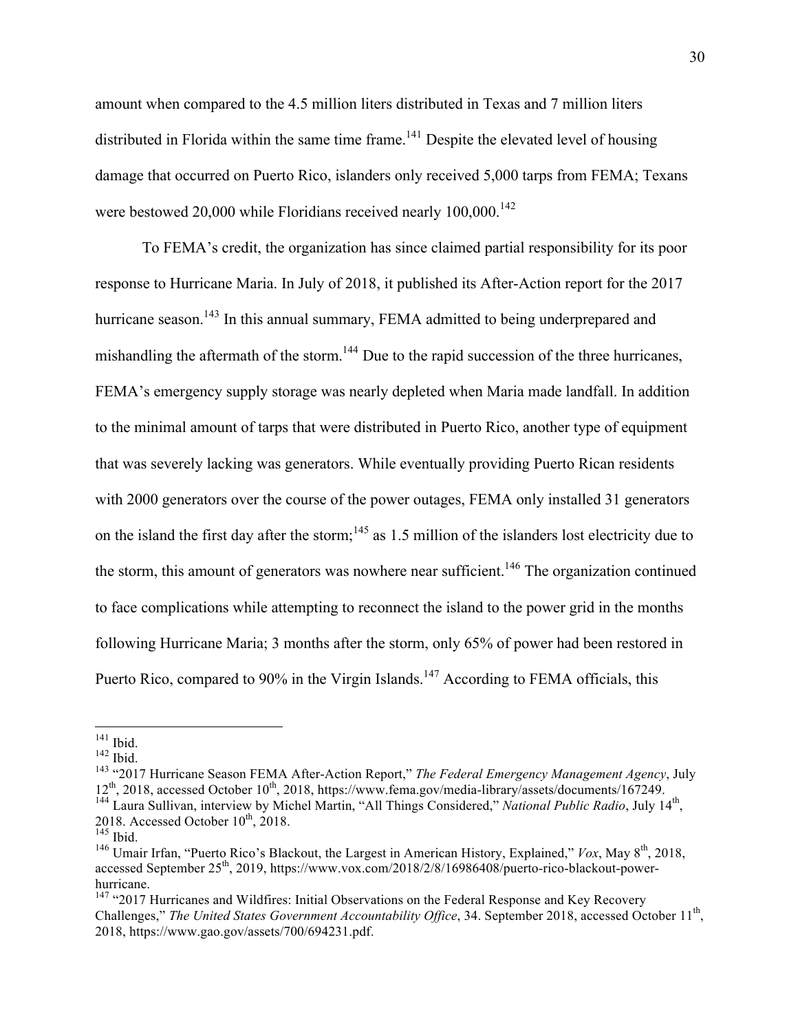amount when compared to the 4.5 million liters distributed in Texas and 7 million liters distributed in Florida within the same time frame.[141] Despite the elevated level of housing damage that occurred on Puerto Rico, islanders only received 5,000 tarps from FEMA; Texans were bestowed 20,000 while Floridians received nearly 100,000.[142]

To FEMA's credit, the organization has since claimed partial responsibility for its poor response to Hurricane Maria. In July of 2018, it published its After-Action report for the 2017 hurricane season.[143] In this annual summary, FEMA admitted to being underprepared and mishandling the aftermath of the storm.[144] Due to the rapid succession of the three hurricanes, FEMA's emergency supply storage was nearly depleted when Maria made landfall. In addition to the minimal amount of tarps that were distributed in Puerto Rico, another type of equipment that was severely lacking was generators. While eventually providing Puerto Rican residents with 2000 generators over the course of the power outages, FEMA only installed 31 generators on the island the first day after the storm;[145] as 1.5 million of the islanders lost electricity due to the storm, this amount of generators was nowhere near sufficient.[146] The organization continued to face complications while attempting to reconnect the island to the power grid in the months following Hurricane Maria; 3 months after the storm, only 65% of power had been restored in Puerto Rico, compared to 90% in the Virgin Islands.[147] According to FEMA officials, this

---

[141] Ibid.

[142] Ibid.

[143] "2017 Hurricane Season FEMA After-Action Report," *The Federal Emergency Management Agency*, July 12th, 2018, accessed October 10th, 2018, https://www.fema.gov/media-library/assets/documents/167249.

[144] Laura Sullivan, interview by Michel Martin, "All Things Considered," *National Public Radio*, July 14th, 2018. Accessed October 10th, 2018.

[145] Ibid.

[146] Umair Irfan, "Puerto Rico's Blackout, the Largest in American History, Explained," *Vox*, May 8th, 2018, accessed September 25th, 2019, https://www.vox.com/2018/2/8/16986408/puerto-rico-blackout-power-hurricane.

[147] "2017 Hurricanes and Wildfires: Initial Observations on the Federal Response and Key Recovery Challenges," *The United States Government Accountability Office*, 34. September 2018, accessed October 11th, 2018, https://www.gao.gov/assets/700/694231.pdf.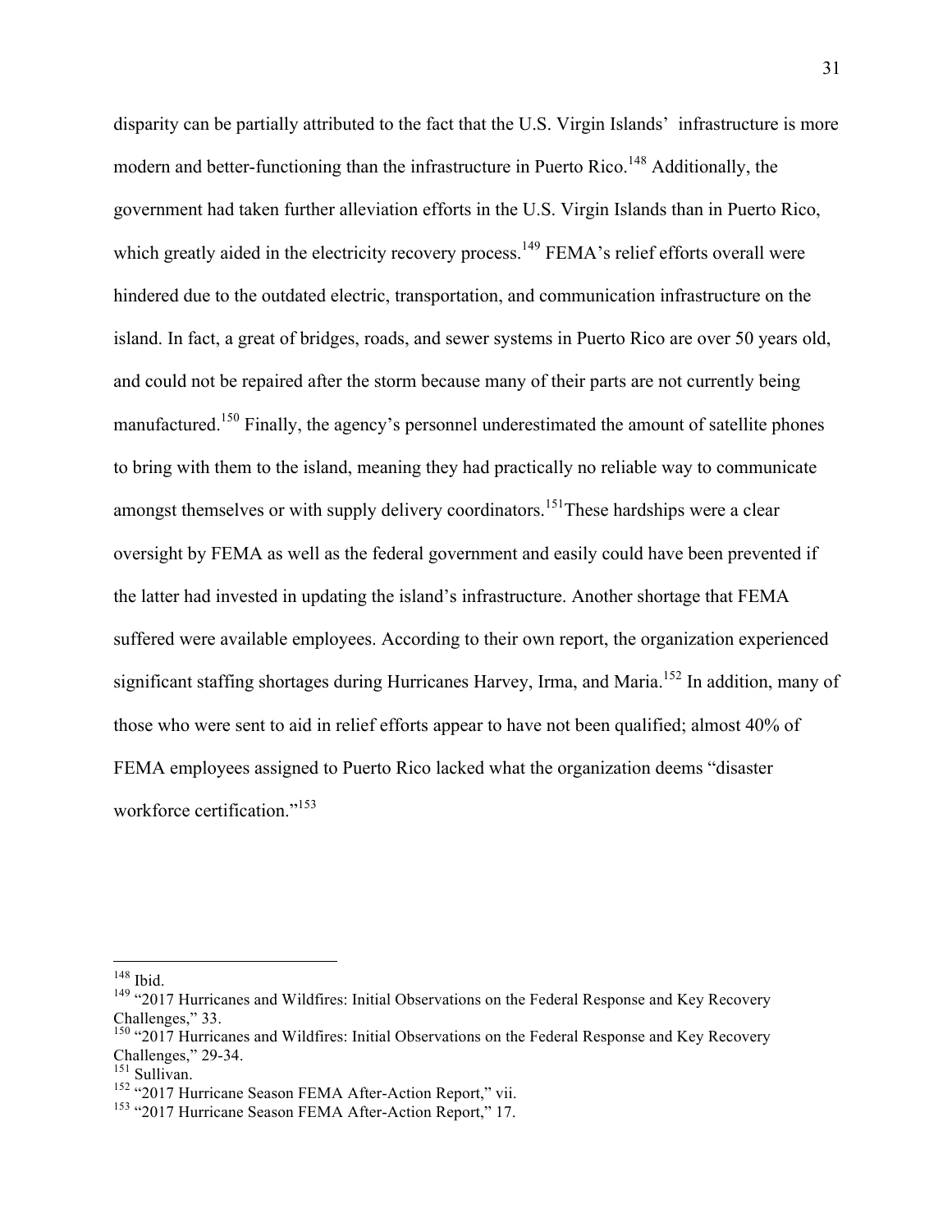disparity can be partially attributed to the fact that the U.S. Virgin Islands' infrastructure is more modern and better-functioning than the infrastructure in Puerto Rico.[148] Additionally, the government had taken further alleviation efforts in the U.S. Virgin Islands than in Puerto Rico, which greatly aided in the electricity recovery process.[149] FEMA's relief efforts overall were hindered due to the outdated electric, transportation, and communication infrastructure on the island. In fact, a great of bridges, roads, and sewer systems in Puerto Rico are over 50 years old, and could not be repaired after the storm because many of their parts are not currently being manufactured.[150] Finally, the agency's personnel underestimated the amount of satellite phones to bring with them to the island, meaning they had practically no reliable way to communicate amongst themselves or with supply delivery coordinators.[151]These hardships were a clear oversight by FEMA as well as the federal government and easily could have been prevented if the latter had invested in updating the island's infrastructure. Another shortage that FEMA suffered were available employees. According to their own report, the organization experienced significant staffing shortages during Hurricanes Harvey, Irma, and Maria.[152] In addition, many of those who were sent to aid in relief efforts appear to have not been qualified; almost 40% of FEMA employees assigned to Puerto Rico lacked what the organization deems "disaster workforce certification."[153]

---

[148] Ibid.

[149] "2017 Hurricanes and Wildfires: Initial Observations on the Federal Response and Key Recovery Challenges," 33.

[150] "2017 Hurricanes and Wildfires: Initial Observations on the Federal Response and Key Recovery Challenges," 29-34.

[151] Sullivan.

[152] "2017 Hurricane Season FEMA After-Action Report," vii.

[153] "2017 Hurricane Season FEMA After-Action Report," 17.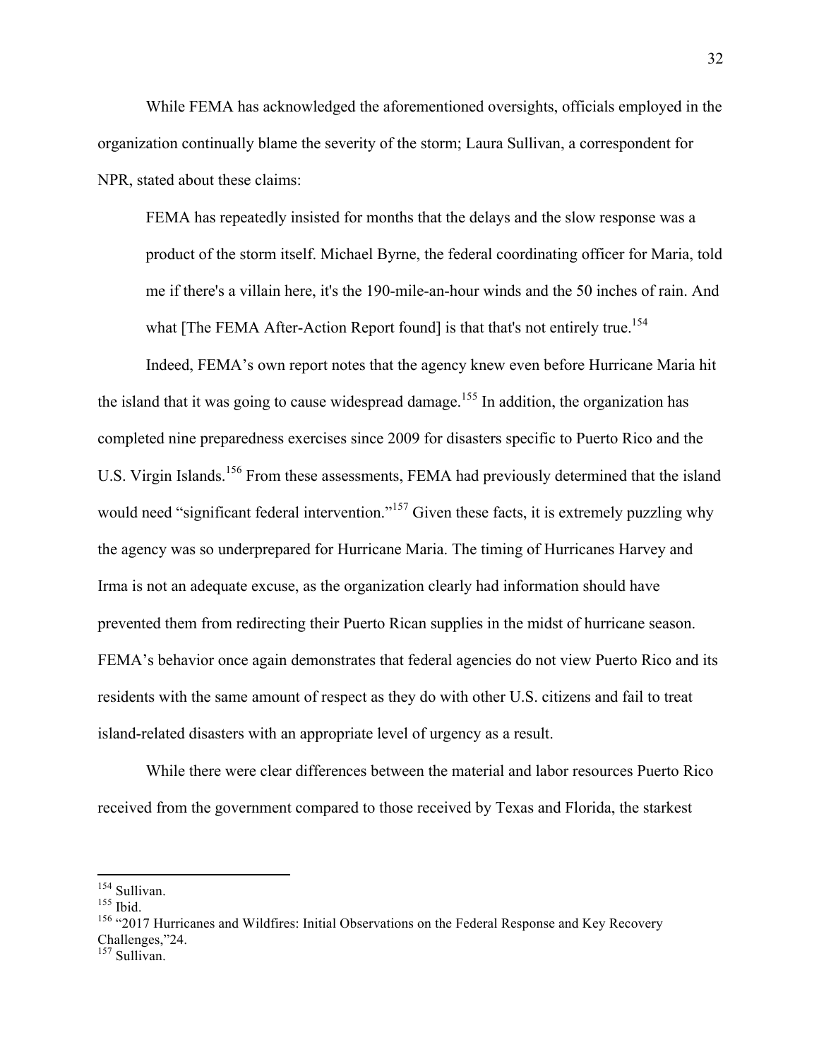While FEMA has acknowledged the aforementioned oversights, officials employed in the organization continually blame the severity of the storm; Laura Sullivan, a correspondent for NPR, stated about these claims:

> FEMA has repeatedly insisted for months that the delays and the slow response was a product of the storm itself. Michael Byrne, the federal coordinating officer for Maria, told me if there's a villain here, it's the 190-mile-an-hour winds and the 50 inches of rain. And what [The FEMA After-Action Report found] is that that's not entirely true.[154]

Indeed, FEMA's own report notes that the agency knew even before Hurricane Maria hit the island that it was going to cause widespread damage.[155] In addition, the organization has completed nine preparedness exercises since 2009 for disasters specific to Puerto Rico and the U.S. Virgin Islands.[156] From these assessments, FEMA had previously determined that the island would need "significant federal intervention."[157] Given these facts, it is extremely puzzling why the agency was so underprepared for Hurricane Maria. The timing of Hurricanes Harvey and Irma is not an adequate excuse, as the organization clearly had information should have prevented them from redirecting their Puerto Rican supplies in the midst of hurricane season. FEMA's behavior once again demonstrates that federal agencies do not view Puerto Rico and its residents with the same amount of respect as they do with other U.S. citizens and fail to treat island-related disasters with an appropriate level of urgency as a result.

While there were clear differences between the material and labor resources Puerto Rico received from the government compared to those received by Texas and Florida, the starkest

---

[154] Sullivan.

[155] Ibid.

[156] "2017 Hurricanes and Wildfires: Initial Observations on the Federal Response and Key Recovery Challenges,"24.

[157] Sullivan.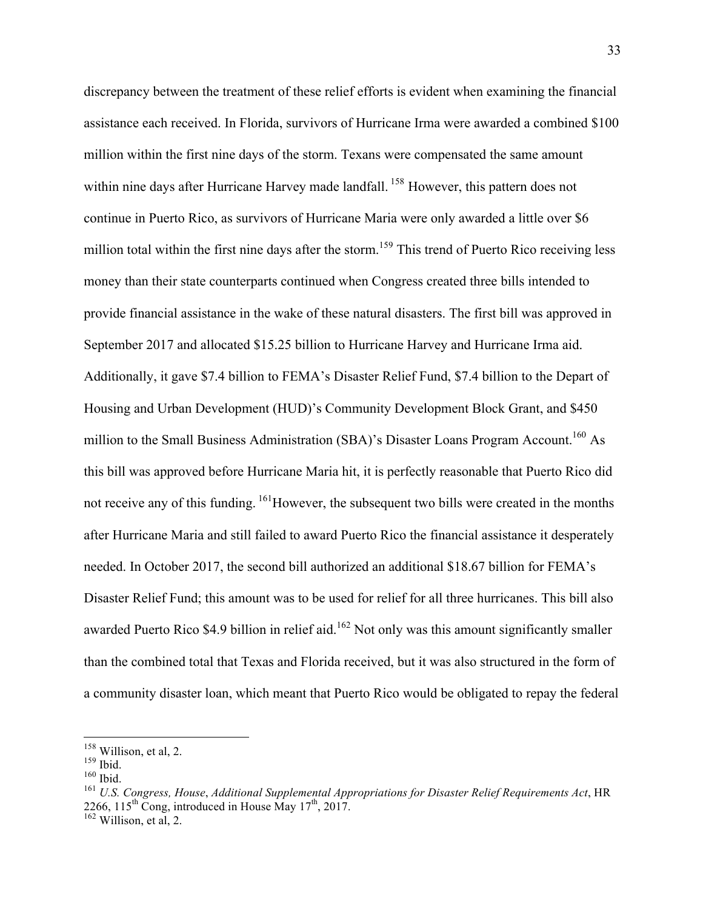discrepancy between the treatment of these relief efforts is evident when examining the financial assistance each received. In Florida, survivors of Hurricane Irma were awarded a combined $100 million within the first nine days of the storm. Texans were compensated the same amount within nine days after Hurricane Harvey made landfall. [158] However, this pattern does not continue in Puerto Rico, as survivors of Hurricane Maria were only awarded a little over $6 million total within the first nine days after the storm.[159] This trend of Puerto Rico receiving less money than their state counterparts continued when Congress created three bills intended to provide financial assistance in the wake of these natural disasters. The first bill was approved in September 2017 and allocated $15.25 billion to Hurricane Harvey and Hurricane Irma aid. Additionally, it gave $7.4 billion to FEMA's Disaster Relief Fund, $7.4 billion to the Depart of Housing and Urban Development (HUD)'s Community Development Block Grant, and $450 million to the Small Business Administration (SBA)'s Disaster Loans Program Account.[160] As this bill was approved before Hurricane Maria hit, it is perfectly reasonable that Puerto Rico did not receive any of this funding. [161]However, the subsequent two bills were created in the months after Hurricane Maria and still failed to award Puerto Rico the financial assistance it desperately needed. In October 2017, the second bill authorized an additional $18.67 billion for FEMA's Disaster Relief Fund; this amount was to be used for relief for all three hurricanes. This bill also awarded Puerto Rico $4.9 billion in relief aid.[162] Not only was this amount significantly smaller than the combined total that Texas and Florida received, but it was also structured in the form of a community disaster loan, which meant that Puerto Rico would be obligated to repay the federal

---

[158] Willison, et al, 2.
[159] Ibid.
[160] Ibid.
[161] *U.S. Congress, House*, *Additional Supplemental Appropriations for Disaster Relief Requirements Act*, HR 2266, 115th Cong, introduced in House May 17th, 2017.
[162] Willison, et al, 2.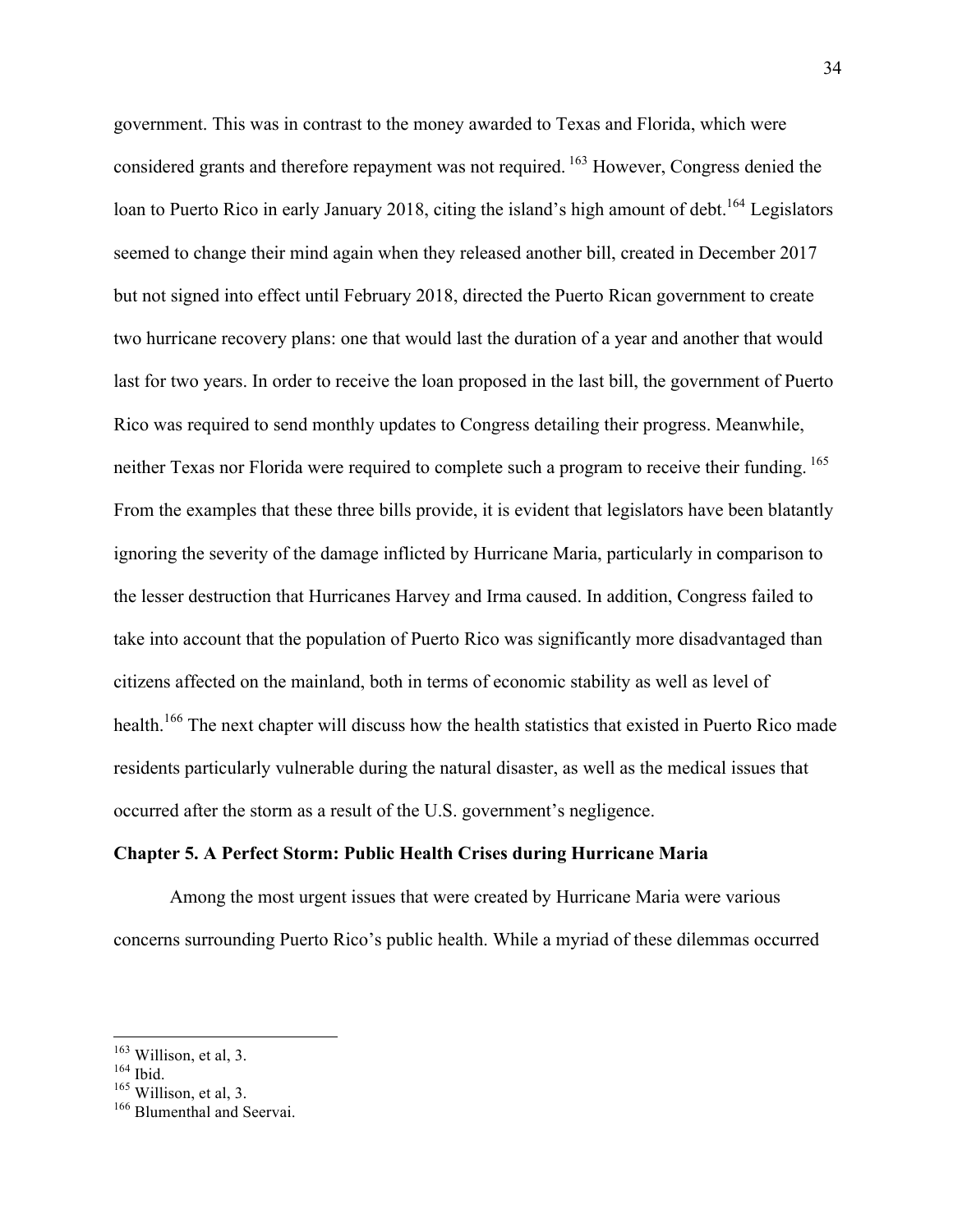government. This was in contrast to the money awarded to Texas and Florida, which were considered grants and therefore repayment was not required. [163] However, Congress denied the loan to Puerto Rico in early January 2018, citing the island's high amount of debt.[164] Legislators seemed to change their mind again when they released another bill, created in December 2017 but not signed into effect until February 2018, directed the Puerto Rican government to create two hurricane recovery plans: one that would last the duration of a year and another that would last for two years. In order to receive the loan proposed in the last bill, the government of Puerto Rico was required to send monthly updates to Congress detailing their progress. Meanwhile, neither Texas nor Florida were required to complete such a program to receive their funding. [165] From the examples that these three bills provide, it is evident that legislators have been blatantly ignoring the severity of the damage inflicted by Hurricane Maria, particularly in comparison to the lesser destruction that Hurricanes Harvey and Irma caused. In addition, Congress failed to take into account that the population of Puerto Rico was significantly more disadvantaged than citizens affected on the mainland, both in terms of economic stability as well as level of health.[166] The next chapter will discuss how the health statistics that existed in Puerto Rico made residents particularly vulnerable during the natural disaster, as well as the medical issues that occurred after the storm as a result of the U.S. government's negligence.

## Chapter 5. A Perfect Storm: Public Health Crises during Hurricane Maria

Among the most urgent issues that were created by Hurricane Maria were various concerns surrounding Puerto Rico's public health. While a myriad of these dilemmas occurred

---

[163] Willison, et al, 3.
[164] Ibid.
[165] Willison, et al, 3.
[166] Blumenthal and Seervai.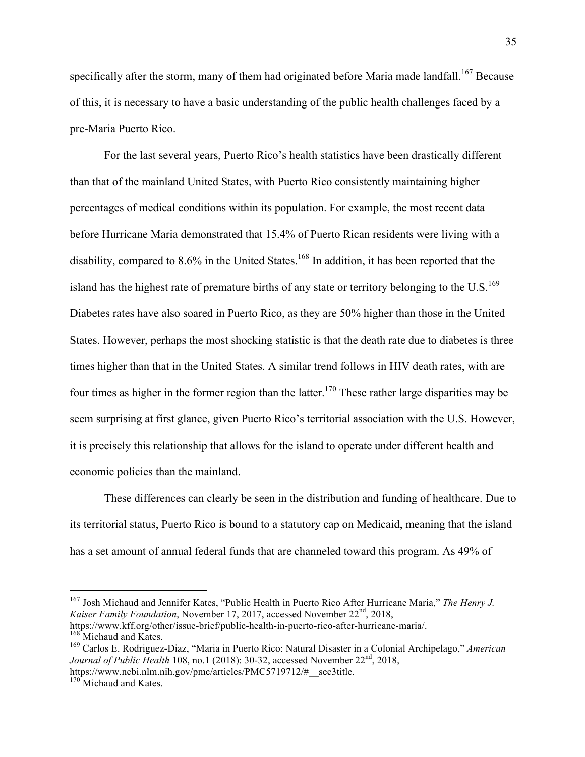specifically after the storm, many of them had originated before Maria made landfall.[167] Because of this, it is necessary to have a basic understanding of the public health challenges faced by a pre-Maria Puerto Rico.

For the last several years, Puerto Rico's health statistics have been drastically different than that of the mainland United States, with Puerto Rico consistently maintaining higher percentages of medical conditions within its population. For example, the most recent data before Hurricane Maria demonstrated that 15.4% of Puerto Rican residents were living with a disability, compared to 8.6% in the United States.[168] In addition, it has been reported that the island has the highest rate of premature births of any state or territory belonging to the U.S.[169] Diabetes rates have also soared in Puerto Rico, as they are 50% higher than those in the United States. However, perhaps the most shocking statistic is that the death rate due to diabetes is three times higher than that in the United States. A similar trend follows in HIV death rates, with are four times as higher in the former region than the latter.[170] These rather large disparities may be seem surprising at first glance, given Puerto Rico's territorial association with the U.S. However, it is precisely this relationship that allows for the island to operate under different health and economic policies than the mainland.

These differences can clearly be seen in the distribution and funding of healthcare. Due to its territorial status, Puerto Rico is bound to a statutory cap on Medicaid, meaning that the island has a set amount of annual federal funds that are channeled toward this program. As 49% of

---

[167] Josh Michaud and Jennifer Kates, "Public Health in Puerto Rico After Hurricane Maria," *The Henry J. Kaiser Family Foundation*, November 17, 2017, accessed November 22nd, 2018, https://www.kff.org/other/issue-brief/public-health-in-puerto-rico-after-hurricane-maria/.

[168] Michaud and Kates.

[169] Carlos E. Rodriguez-Diaz, "Maria in Puerto Rico: Natural Disaster in a Colonial Archipelago," *American Journal of Public Health* 108, no.1 (2018): 30-32, accessed November 22nd, 2018, https://www.ncbi.nlm.nih.gov/pmc/articles/PMC5719712/#__sec3title.

[170] Michaud and Kates.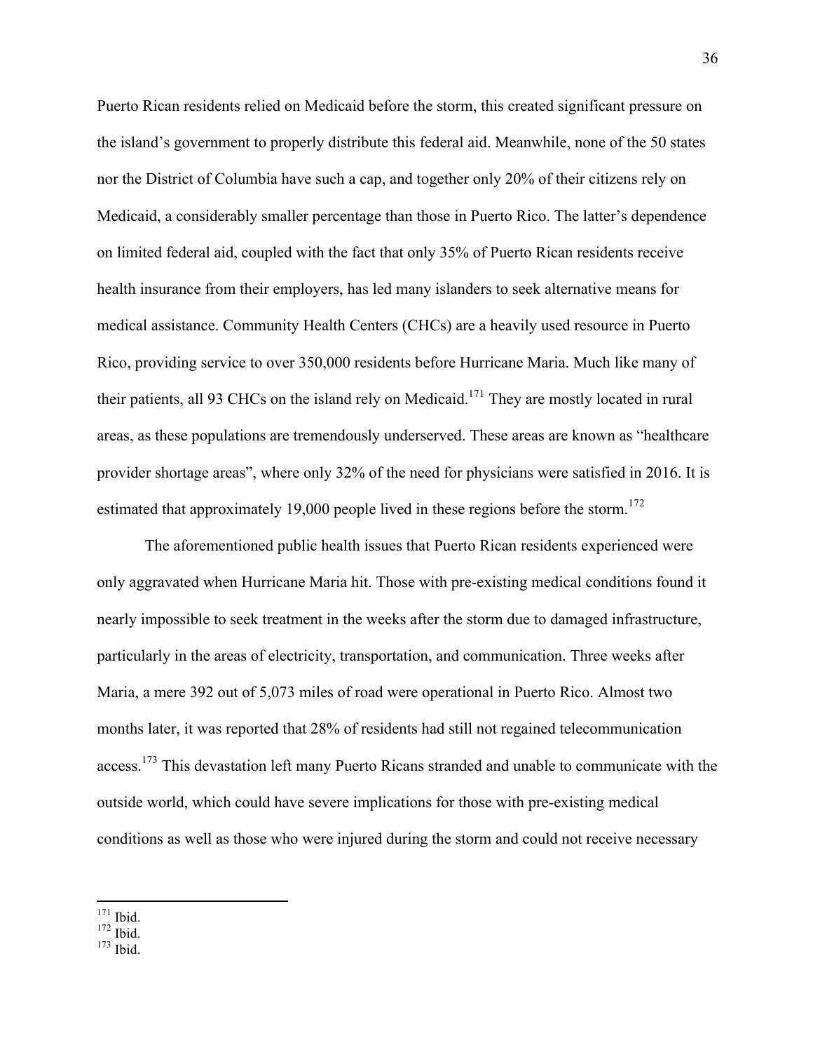Puerto Rican residents relied on Medicaid before the storm, this created significant pressure on the island's government to properly distribute this federal aid. Meanwhile, none of the 50 states nor the District of Columbia have such a cap, and together only 20% of their citizens rely on Medicaid, a considerably smaller percentage than those in Puerto Rico. The latter's dependence on limited federal aid, coupled with the fact that only 35% of Puerto Rican residents receive health insurance from their employers, has led many islanders to seek alternative means for medical assistance. Community Health Centers (CHCs) are a heavily used resource in Puerto Rico, providing service to over 350,000 residents before Hurricane Maria. Much like many of their patients, all 93 CHCs on the island rely on Medicaid.[171] They are mostly located in rural areas, as these populations are tremendously underserved. These areas are known as "healthcare provider shortage areas", where only 32% of the need for physicians were satisfied in 2016. It is estimated that approximately 19,000 people lived in these regions before the storm.[172]

The aforementioned public health issues that Puerto Rican residents experienced were only aggravated when Hurricane Maria hit. Those with pre-existing medical conditions found it nearly impossible to seek treatment in the weeks after the storm due to damaged infrastructure, particularly in the areas of electricity, transportation, and communication. Three weeks after Maria, a mere 392 out of 5,073 miles of road were operational in Puerto Rico. Almost two months later, it was reported that 28% of residents had still not regained telecommunication access.[173] This devastation left many Puerto Ricans stranded and unable to communicate with the outside world, which could have severe implications for those with pre-existing medical conditions as well as those who were injured during the storm and could not receive necessary

---

[171] Ibid.
[172] Ibid.
[173] Ibid.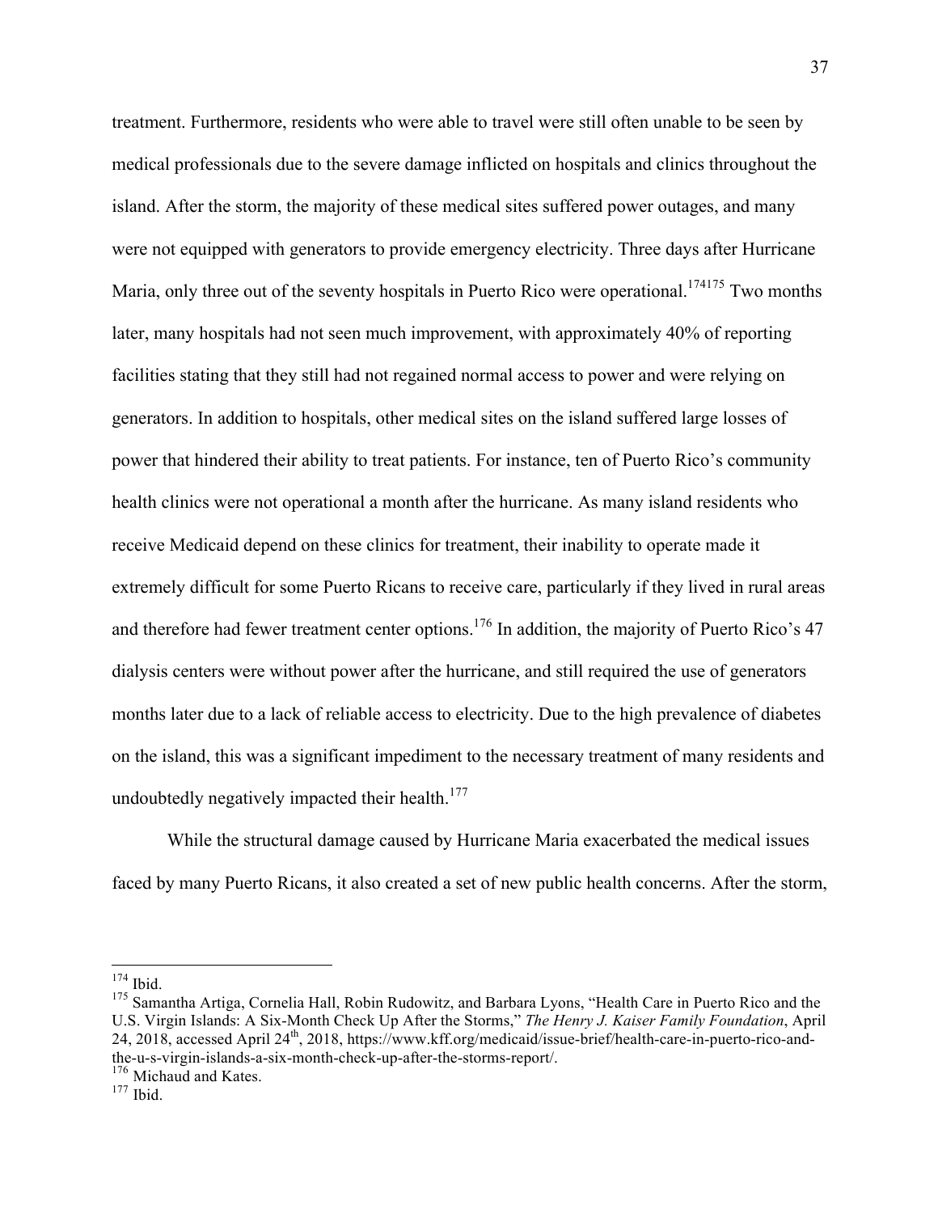treatment. Furthermore, residents who were able to travel were still often unable to be seen by medical professionals due to the severe damage inflicted on hospitals and clinics throughout the island. After the storm, the majority of these medical sites suffered power outages, and many were not equipped with generators to provide emergency electricity. Three days after Hurricane Maria, only three out of the seventy hospitals in Puerto Rico were operational.[174][175] Two months later, many hospitals had not seen much improvement, with approximately 40% of reporting facilities stating that they still had not regained normal access to power and were relying on generators. In addition to hospitals, other medical sites on the island suffered large losses of power that hindered their ability to treat patients. For instance, ten of Puerto Rico's community health clinics were not operational a month after the hurricane. As many island residents who receive Medicaid depend on these clinics for treatment, their inability to operate made it extremely difficult for some Puerto Ricans to receive care, particularly if they lived in rural areas and therefore had fewer treatment center options.[176] In addition, the majority of Puerto Rico's 47 dialysis centers were without power after the hurricane, and still required the use of generators months later due to a lack of reliable access to electricity. Due to the high prevalence of diabetes on the island, this was a significant impediment to the necessary treatment of many residents and undoubtedly negatively impacted their health.[177]

While the structural damage caused by Hurricane Maria exacerbated the medical issues faced by many Puerto Ricans, it also created a set of new public health concerns. After the storm,

---

[174] Ibid.

[175] Samantha Artiga, Cornelia Hall, Robin Rudowitz, and Barbara Lyons, "Health Care in Puerto Rico and the U.S. Virgin Islands: A Six-Month Check Up After the Storms," *The Henry J. Kaiser Family Foundation*, April 24, 2018, accessed April 24th, 2018, https://www.kff.org/medicaid/issue-brief/health-care-in-puerto-rico-and-the-u-s-virgin-islands-a-six-month-check-up-after-the-storms-report/.

[176] Michaud and Kates.

[177] Ibid.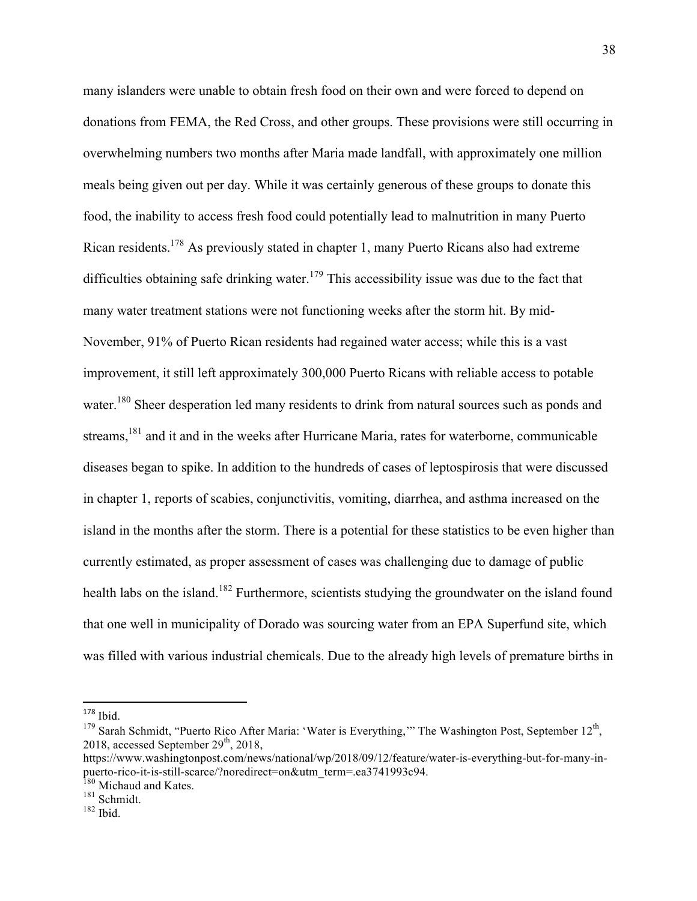many islanders were unable to obtain fresh food on their own and were forced to depend on donations from FEMA, the Red Cross, and other groups. These provisions were still occurring in overwhelming numbers two months after Maria made landfall, with approximately one million meals being given out per day. While it was certainly generous of these groups to donate this food, the inability to access fresh food could potentially lead to malnutrition in many Puerto Rican residents.[178] As previously stated in chapter 1, many Puerto Ricans also had extreme difficulties obtaining safe drinking water.[179] This accessibility issue was due to the fact that many water treatment stations were not functioning weeks after the storm hit. By mid-November, 91% of Puerto Rican residents had regained water access; while this is a vast improvement, it still left approximately 300,000 Puerto Ricans with reliable access to potable water.[180] Sheer desperation led many residents to drink from natural sources such as ponds and streams,[181] and it and in the weeks after Hurricane Maria, rates for waterborne, communicable diseases began to spike. In addition to the hundreds of cases of leptospirosis that were discussed in chapter 1, reports of scabies, conjunctivitis, vomiting, diarrhea, and asthma increased on the island in the months after the storm. There is a potential for these statistics to be even higher than currently estimated, as proper assessment of cases was challenging due to damage of public health labs on the island.[182] Furthermore, scientists studying the groundwater on the island found that one well in municipality of Dorado was sourcing water from an EPA Superfund site, which was filled with various industrial chemicals. Due to the already high levels of premature births in

---

[178] Ibid.

[179] Sarah Schmidt, "Puerto Rico After Maria: 'Water is Everything,'" The Washington Post, September 12th, 2018, accessed September 29th, 2018, https://www.washingtonpost.com/news/national/wp/2018/09/12/feature/water-is-everything-but-for-many-in-puerto-rico-it-is-still-scarce/?noredirect=on&utm_term=.ea3741993c94.

[180] Michaud and Kates.

[181] Schmidt.

[182] Ibid.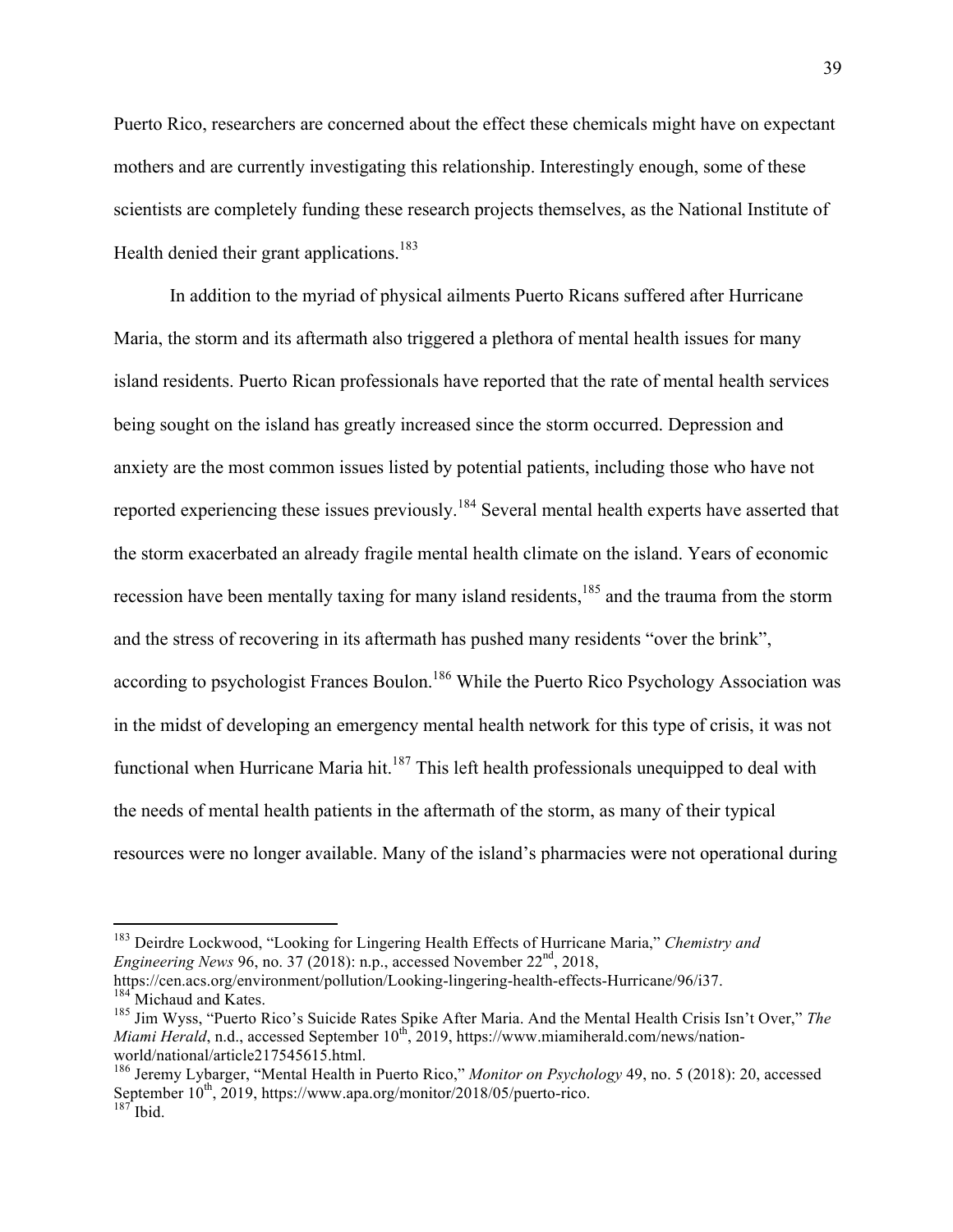Puerto Rico, researchers are concerned about the effect these chemicals might have on expectant mothers and are currently investigating this relationship. Interestingly enough, some of these scientists are completely funding these research projects themselves, as the National Institute of Health denied their grant applications.[183]

In addition to the myriad of physical ailments Puerto Ricans suffered after Hurricane Maria, the storm and its aftermath also triggered a plethora of mental health issues for many island residents. Puerto Rican professionals have reported that the rate of mental health services being sought on the island has greatly increased since the storm occurred. Depression and anxiety are the most common issues listed by potential patients, including those who have not reported experiencing these issues previously.[184] Several mental health experts have asserted that the storm exacerbated an already fragile mental health climate on the island. Years of economic recession have been mentally taxing for many island residents,[185] and the trauma from the storm and the stress of recovering in its aftermath has pushed many residents "over the brink", according to psychologist Frances Boulon.[186] While the Puerto Rico Psychology Association was in the midst of developing an emergency mental health network for this type of crisis, it was not functional when Hurricane Maria hit.[187] This left health professionals unequipped to deal with the needs of mental health patients in the aftermath of the storm, as many of their typical resources were no longer available. Many of the island's pharmacies were not operational during

---

[183] Deirdre Lockwood, "Looking for Lingering Health Effects of Hurricane Maria," *Chemistry and Engineering News* 96, no. 37 (2018): n.p., accessed November 22nd, 2018, https://cen.acs.org/environment/pollution/Looking-lingering-health-effects-Hurricane/96/i37.

[184] Michaud and Kates.

[185] Jim Wyss, "Puerto Rico's Suicide Rates Spike After Maria. And the Mental Health Crisis Isn't Over," *The Miami Herald*, n.d., accessed September 10th, 2019, https://www.miamiherald.com/news/nation-world/national/article217545615.html.

[186] Jeremy Lybarger, "Mental Health in Puerto Rico," *Monitor on Psychology* 49, no. 5 (2018): 20, accessed September 10th, 2019, https://www.apa.org/monitor/2018/05/puerto-rico.

[187] Ibid.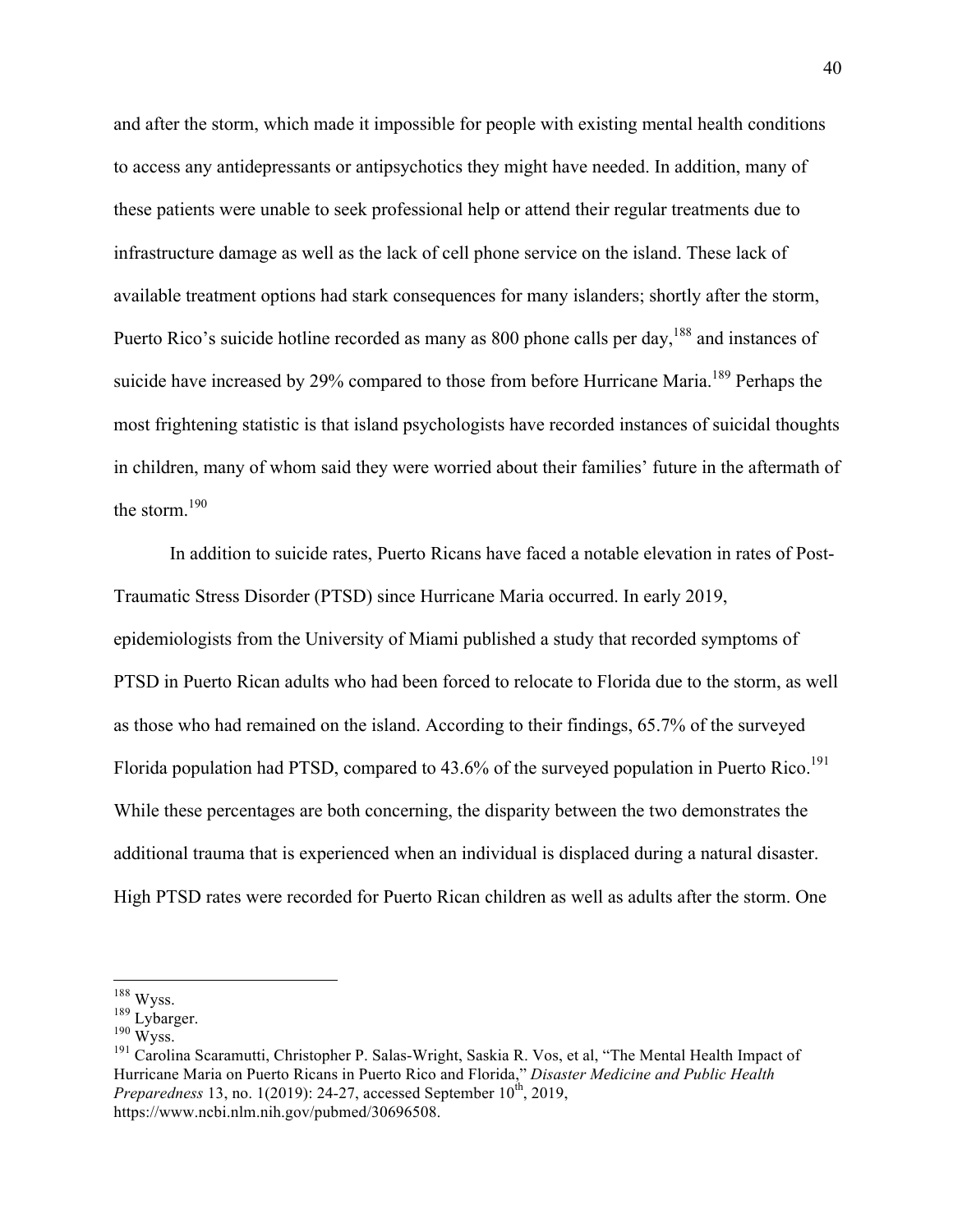and after the storm, which made it impossible for people with existing mental health conditions to access any antidepressants or antipsychotics they might have needed. In addition, many of these patients were unable to seek professional help or attend their regular treatments due to infrastructure damage as well as the lack of cell phone service on the island. These lack of available treatment options had stark consequences for many islanders; shortly after the storm, Puerto Rico's suicide hotline recorded as many as 800 phone calls per day,[188] and instances of suicide have increased by 29% compared to those from before Hurricane Maria.[189] Perhaps the most frightening statistic is that island psychologists have recorded instances of suicidal thoughts in children, many of whom said they were worried about their families' future in the aftermath of the storm.[190]

In addition to suicide rates, Puerto Ricans have faced a notable elevation in rates of Post-Traumatic Stress Disorder (PTSD) since Hurricane Maria occurred. In early 2019, epidemiologists from the University of Miami published a study that recorded symptoms of PTSD in Puerto Rican adults who had been forced to relocate to Florida due to the storm, as well as those who had remained on the island. According to their findings, 65.7% of the surveyed Florida population had PTSD, compared to 43.6% of the surveyed population in Puerto Rico.[191] While these percentages are both concerning, the disparity between the two demonstrates the additional trauma that is experienced when an individual is displaced during a natural disaster. High PTSD rates were recorded for Puerto Rican children as well as adults after the storm. One

---

[188] Wyss.

[189] Lybarger.

[190] Wyss.

[191] Carolina Scaramutti, Christopher P. Salas-Wright, Saskia R. Vos, et al, "The Mental Health Impact of Hurricane Maria on Puerto Ricans in Puerto Rico and Florida," *Disaster Medicine and Public Health Preparedness* 13, no. 1(2019): 24-27, accessed September 10th, 2019, https://www.ncbi.nlm.nih.gov/pubmed/30696508.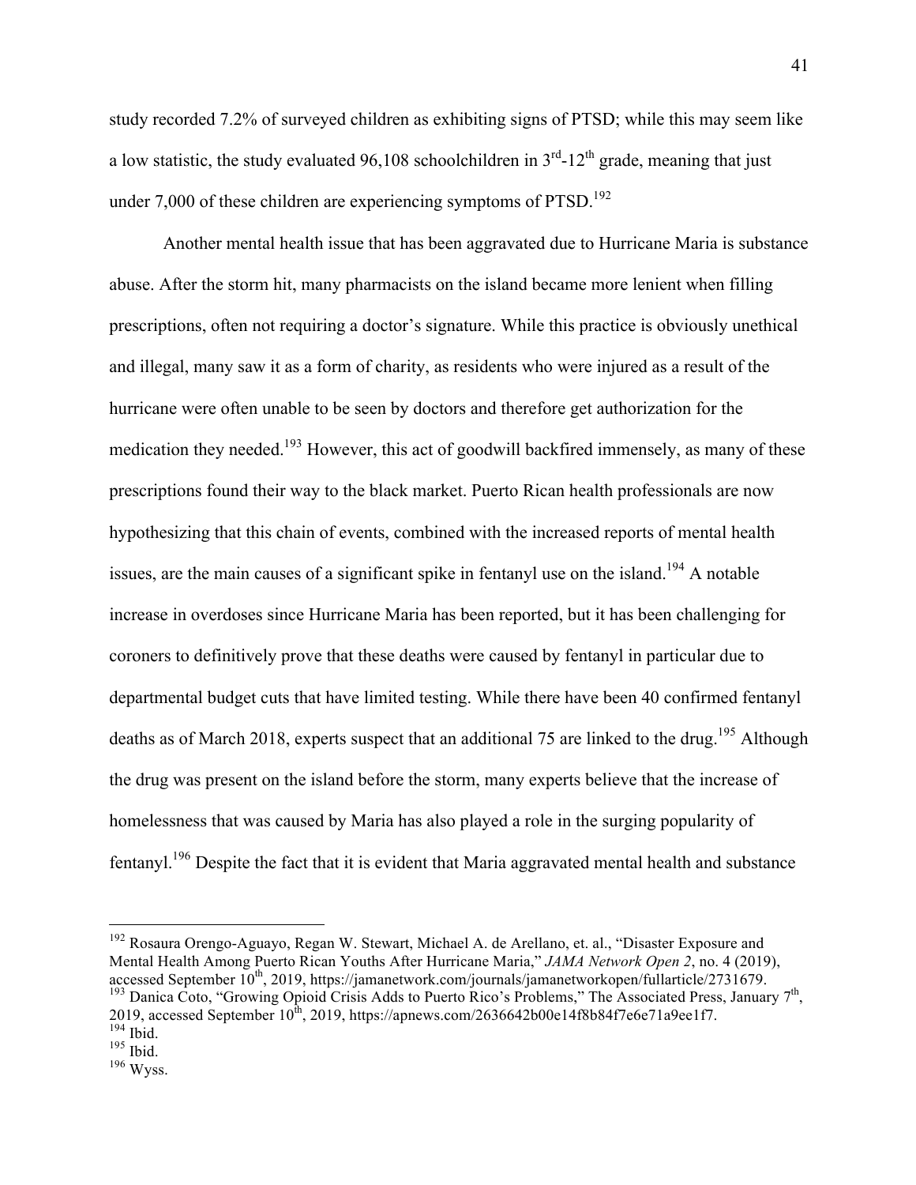study recorded 7.2% of surveyed children as exhibiting signs of PTSD; while this may seem like a low statistic, the study evaluated 96,108 schoolchildren in 3rd-12th grade, meaning that just under 7,000 of these children are experiencing symptoms of PTSD.[192]

Another mental health issue that has been aggravated due to Hurricane Maria is substance abuse. After the storm hit, many pharmacists on the island became more lenient when filling prescriptions, often not requiring a doctor's signature. While this practice is obviously unethical and illegal, many saw it as a form of charity, as residents who were injured as a result of the hurricane were often unable to be seen by doctors and therefore get authorization for the medication they needed.[193] However, this act of goodwill backfired immensely, as many of these prescriptions found their way to the black market. Puerto Rican health professionals are now hypothesizing that this chain of events, combined with the increased reports of mental health issues, are the main causes of a significant spike in fentanyl use on the island.[194] A notable increase in overdoses since Hurricane Maria has been reported, but it has been challenging for coroners to definitively prove that these deaths were caused by fentanyl in particular due to departmental budget cuts that have limited testing. While there have been 40 confirmed fentanyl deaths as of March 2018, experts suspect that an additional 75 are linked to the drug.[195] Although the drug was present on the island before the storm, many experts believe that the increase of homelessness that was caused by Maria has also played a role in the surging popularity of fentanyl.[196] Despite the fact that it is evident that Maria aggravated mental health and substance

---

[192] Rosaura Orengo-Aguayo, Regan W. Stewart, Michael A. de Arellano, et. al., "Disaster Exposure and Mental Health Among Puerto Rican Youths After Hurricane Maria," *JAMA Network Open 2*, no. 4 (2019), accessed September 10th, 2019, https://jamanetwork.com/journals/jamanetworkopen/fullarticle/2731679.

[193] Danica Coto, "Growing Opioid Crisis Adds to Puerto Rico's Problems," The Associated Press, January 7th, 2019, accessed September 10th, 2019, https://apnews.com/2636642b00e14f8b84f7e6e71a9ee1f7.

[194] Ibid.

[195] Ibid.

[196] Wyss.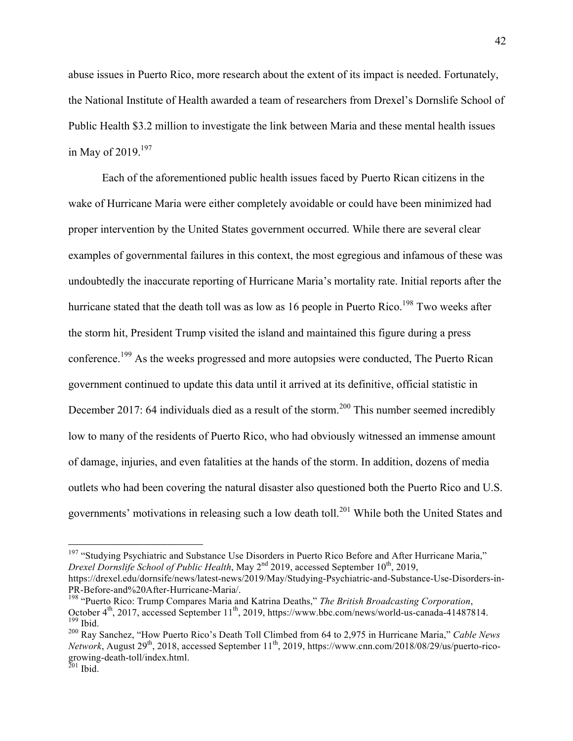abuse issues in Puerto Rico, more research about the extent of its impact is needed. Fortunately, the National Institute of Health awarded a team of researchers from Drexel's Dornslife School of Public Health $3.2 million to investigate the link between Maria and these mental health issues in May of 2019.[197]

Each of the aforementioned public health issues faced by Puerto Rican citizens in the wake of Hurricane Maria were either completely avoidable or could have been minimized had proper intervention by the United States government occurred. While there are several clear examples of governmental failures in this context, the most egregious and infamous of these was undoubtedly the inaccurate reporting of Hurricane Maria's mortality rate. Initial reports after the hurricane stated that the death toll was as low as 16 people in Puerto Rico.[198] Two weeks after the storm hit, President Trump visited the island and maintained this figure during a press conference.[199] As the weeks progressed and more autopsies were conducted, The Puerto Rican government continued to update this data until it arrived at its definitive, official statistic in December 2017: 64 individuals died as a result of the storm.[200] This number seemed incredibly low to many of the residents of Puerto Rico, who had obviously witnessed an immense amount of damage, injuries, and even fatalities at the hands of the storm. In addition, dozens of media outlets who had been covering the natural disaster also questioned both the Puerto Rico and U.S. governments' motivations in releasing such a low death toll.[201] While both the United States and

---

[197] "Studying Psychiatric and Substance Use Disorders in Puerto Rico Before and After Hurricane Maria," *Drexel Dornslife School of Public Health*, May 2nd 2019, accessed September 10th, 2019, https://drexel.edu/dornsife/news/latest-news/2019/May/Studying-Psychiatric-and-Substance-Use-Disorders-in-PR-Before-and%20After-Hurricane-Maria/.

[198] "Puerto Rico: Trump Compares Maria and Katrina Deaths," *The British Broadcasting Corporation*, October 4th, 2017, accessed September 11th, 2019, https://www.bbc.com/news/world-us-canada-41487814.

[199] Ibid.

[200] Ray Sanchez, "How Puerto Rico's Death Toll Climbed from 64 to 2,975 in Hurricane Maria," *Cable News Network*, August 29th, 2018, accessed September 11th, 2019, https://www.cnn.com/2018/08/29/us/puerto-rico-growing-death-toll/index.html.

[201] Ibid.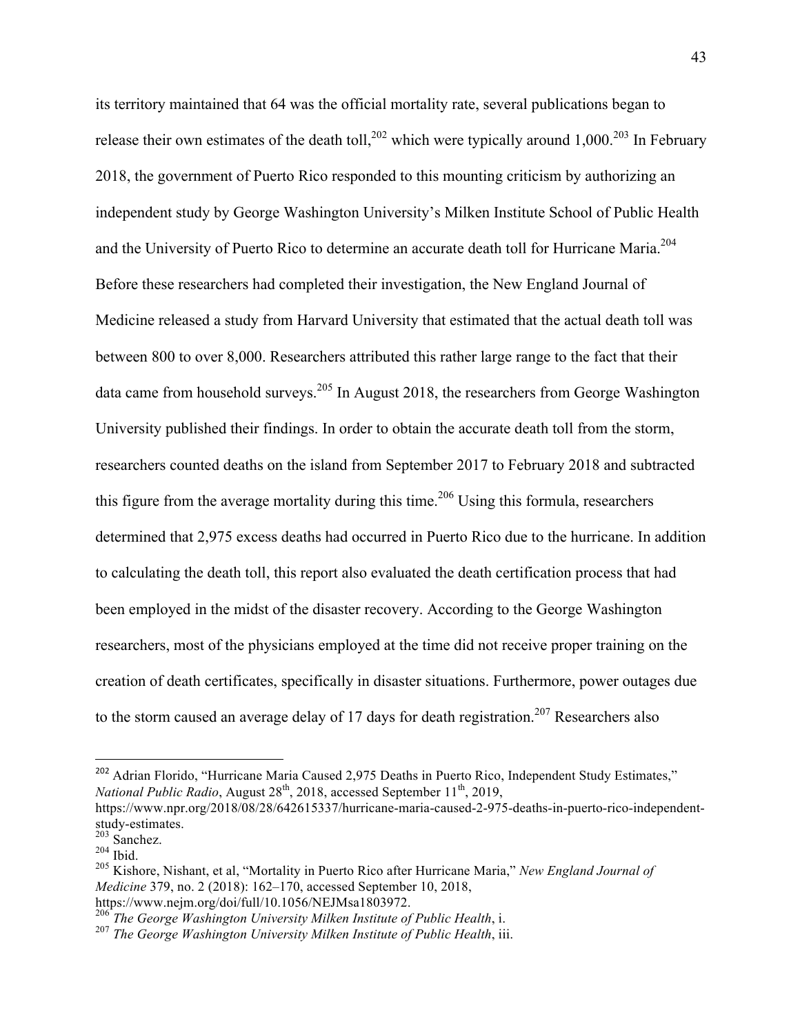its territory maintained that 64 was the official mortality rate, several publications began to release their own estimates of the death toll,[202] which were typically around 1,000.[203] In February 2018, the government of Puerto Rico responded to this mounting criticism by authorizing an independent study by George Washington University's Milken Institute School of Public Health and the University of Puerto Rico to determine an accurate death toll for Hurricane Maria.[204] Before these researchers had completed their investigation, the New England Journal of Medicine released a study from Harvard University that estimated that the actual death toll was between 800 to over 8,000. Researchers attributed this rather large range to the fact that their data came from household surveys.[205] In August 2018, the researchers from George Washington University published their findings. In order to obtain the accurate death toll from the storm, researchers counted deaths on the island from September 2017 to February 2018 and subtracted this figure from the average mortality during this time.[206] Using this formula, researchers determined that 2,975 excess deaths had occurred in Puerto Rico due to the hurricane. In addition to calculating the death toll, this report also evaluated the death certification process that had been employed in the midst of the disaster recovery. According to the George Washington researchers, most of the physicians employed at the time did not receive proper training on the creation of death certificates, specifically in disaster situations. Furthermore, power outages due to the storm caused an average delay of 17 days for death registration.[207] Researchers also

---

[202] Adrian Florido, "Hurricane Maria Caused 2,975 Deaths in Puerto Rico, Independent Study Estimates," *National Public Radio*, August 28th, 2018, accessed September 11th, 2019, https://www.npr.org/2018/08/28/642615337/hurricane-maria-caused-2-975-deaths-in-puerto-rico-independent-study-estimates.

[203] Sanchez.

[204] Ibid.

[205] Kishore, Nishant, et al, "Mortality in Puerto Rico after Hurricane Maria," *New England Journal of Medicine* 379, no. 2 (2018): 162–170, accessed September 10, 2018, https://www.nejm.org/doi/full/10.1056/NEJMsa1803972.

[206] *The George Washington University Milken Institute of Public Health*, i.

[207] *The George Washington University Milken Institute of Public Health*, iii.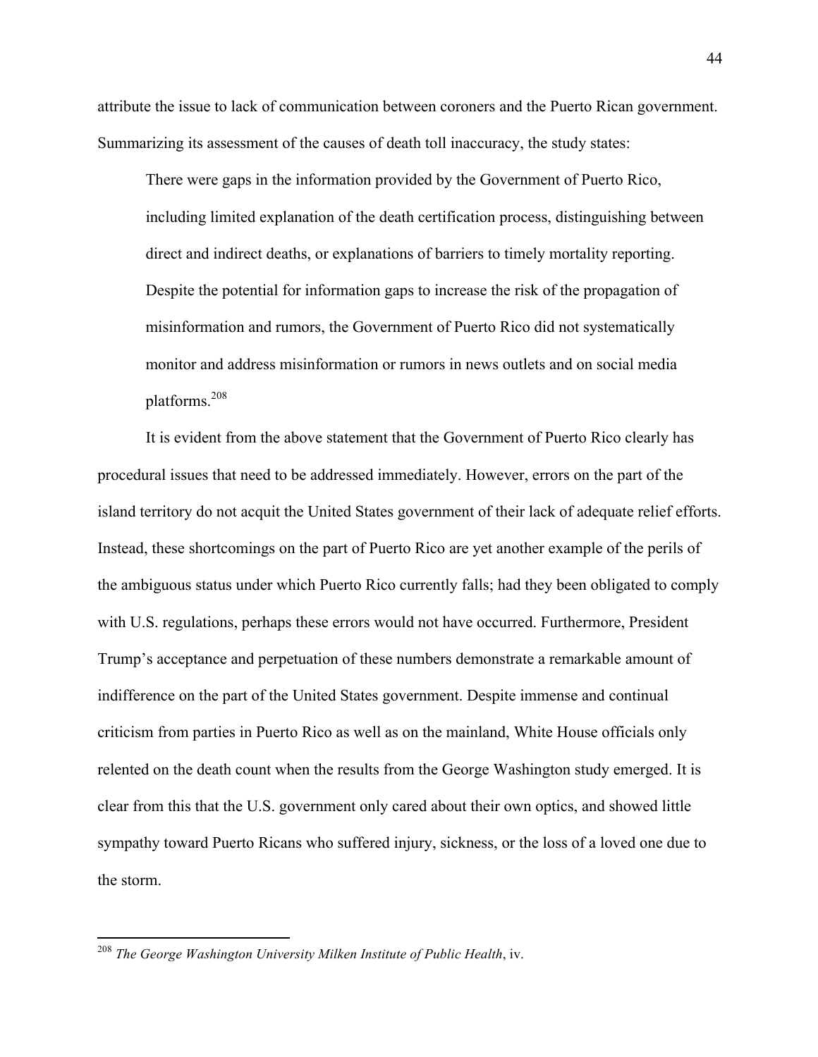attribute the issue to lack of communication between coroners and the Puerto Rican government. Summarizing its assessment of the causes of death toll inaccuracy, the study states:

> There were gaps in the information provided by the Government of Puerto Rico, including limited explanation of the death certification process, distinguishing between direct and indirect deaths, or explanations of barriers to timely mortality reporting. Despite the potential for information gaps to increase the risk of the propagation of misinformation and rumors, the Government of Puerto Rico did not systematically monitor and address misinformation or rumors in news outlets and on social media platforms.[208]

It is evident from the above statement that the Government of Puerto Rico clearly has procedural issues that need to be addressed immediately. However, errors on the part of the island territory do not acquit the United States government of their lack of adequate relief efforts. Instead, these shortcomings on the part of Puerto Rico are yet another example of the perils of the ambiguous status under which Puerto Rico currently falls; had they been obligated to comply with U.S. regulations, perhaps these errors would not have occurred. Furthermore, President Trump's acceptance and perpetuation of these numbers demonstrate a remarkable amount of indifference on the part of the United States government. Despite immense and continual criticism from parties in Puerto Rico as well as on the mainland, White House officials only relented on the death count when the results from the George Washington study emerged. It is clear from this that the U.S. government only cared about their own optics, and showed little sympathy toward Puerto Ricans who suffered injury, sickness, or the loss of a loved one due to the storm.

---

[208] *The George Washington University Milken Institute of Public Health*, iv.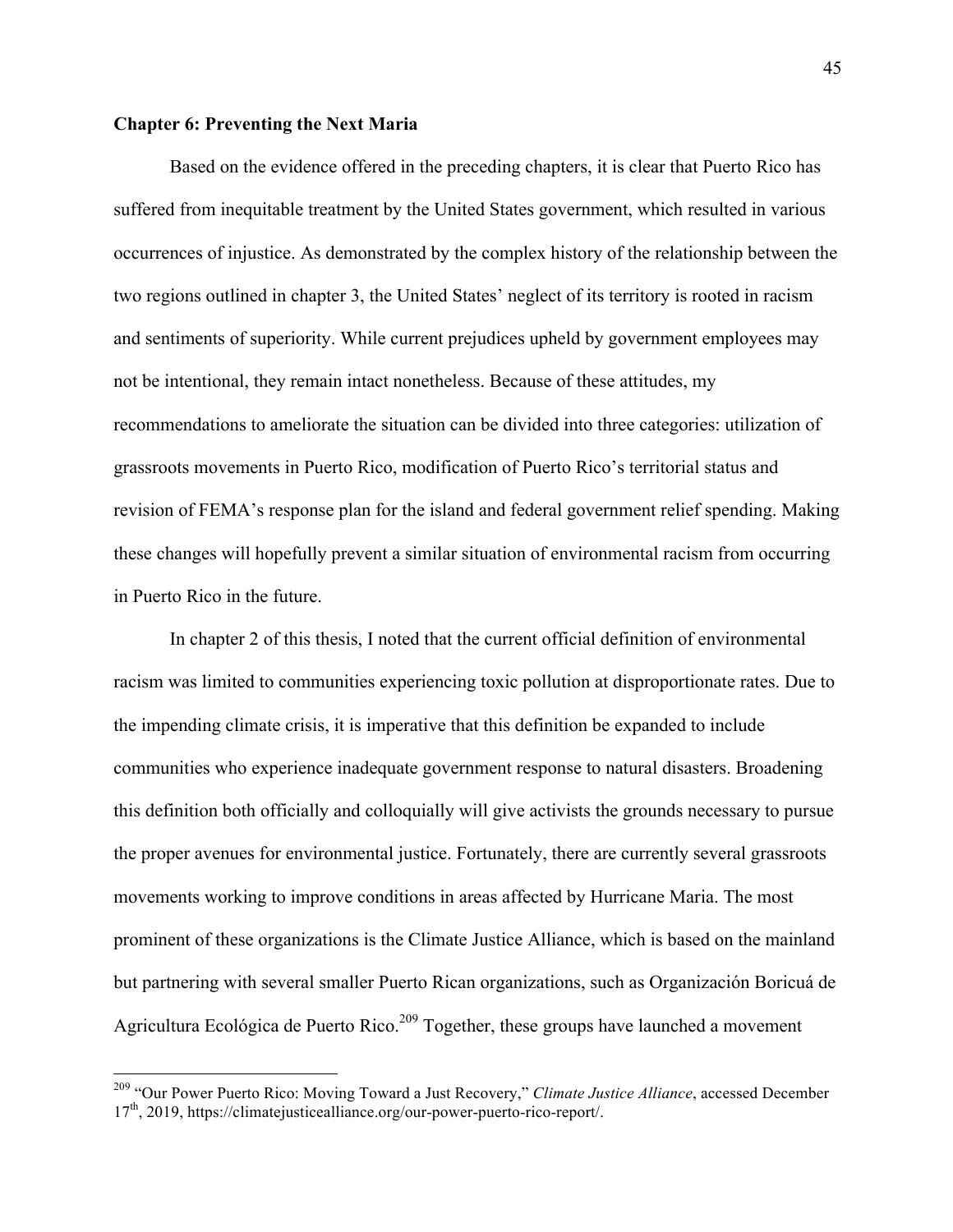## Chapter 6: Preventing the Next Maria

Based on the evidence offered in the preceding chapters, it is clear that Puerto Rico has suffered from inequitable treatment by the United States government, which resulted in various occurrences of injustice. As demonstrated by the complex history of the relationship between the two regions outlined in chapter 3, the United States' neglect of its territory is rooted in racism and sentiments of superiority. While current prejudices upheld by government employees may not be intentional, they remain intact nonetheless. Because of these attitudes, my recommendations to ameliorate the situation can be divided into three categories: utilization of grassroots movements in Puerto Rico, modification of Puerto Rico's territorial status and revision of FEMA's response plan for the island and federal government relief spending. Making these changes will hopefully prevent a similar situation of environmental racism from occurring in Puerto Rico in the future.

In chapter 2 of this thesis, I noted that the current official definition of environmental racism was limited to communities experiencing toxic pollution at disproportionate rates. Due to the impending climate crisis, it is imperative that this definition be expanded to include communities who experience inadequate government response to natural disasters. Broadening this definition both officially and colloquially will give activists the grounds necessary to pursue the proper avenues for environmental justice. Fortunately, there are currently several grassroots movements working to improve conditions in areas affected by Hurricane Maria. The most prominent of these organizations is the Climate Justice Alliance, which is based on the mainland but partnering with several smaller Puerto Rican organizations, such as Organización Boricuá de Agricultura Ecológica de Puerto Rico.[209] Together, these groups have launched a movement

---

[209] "Our Power Puerto Rico: Moving Toward a Just Recovery," *Climate Justice Alliance*, accessed December 17th, 2019, https://climatejusticealliance.org/our-power-puerto-rico-report/.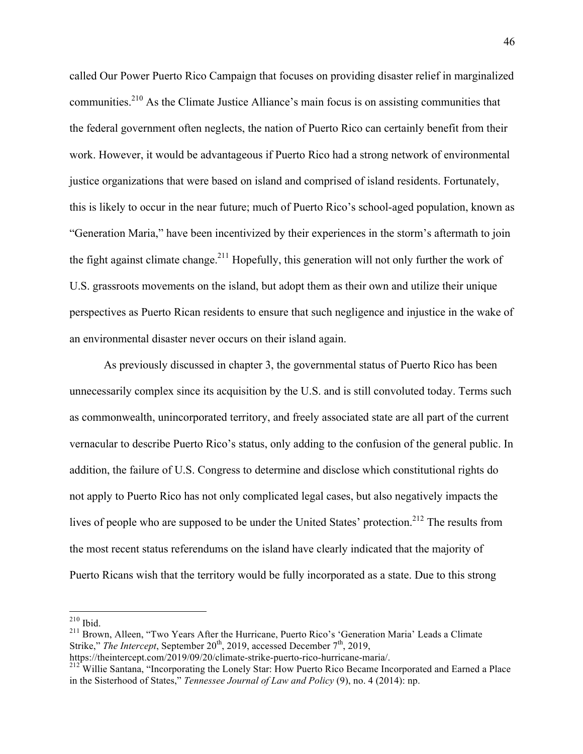called Our Power Puerto Rico Campaign that focuses on providing disaster relief in marginalized communities.[210] As the Climate Justice Alliance's main focus is on assisting communities that the federal government often neglects, the nation of Puerto Rico can certainly benefit from their work. However, it would be advantageous if Puerto Rico had a strong network of environmental justice organizations that were based on island and comprised of island residents. Fortunately, this is likely to occur in the near future; much of Puerto Rico's school-aged population, known as "Generation Maria," have been incentivized by their experiences in the storm's aftermath to join the fight against climate change.[211] Hopefully, this generation will not only further the work of U.S. grassroots movements on the island, but adopt them as their own and utilize their unique perspectives as Puerto Rican residents to ensure that such negligence and injustice in the wake of an environmental disaster never occurs on their island again.

As previously discussed in chapter 3, the governmental status of Puerto Rico has been unnecessarily complex since its acquisition by the U.S. and is still convoluted today. Terms such as commonwealth, unincorporated territory, and freely associated state are all part of the current vernacular to describe Puerto Rico's status, only adding to the confusion of the general public. In addition, the failure of U.S. Congress to determine and disclose which constitutional rights do not apply to Puerto Rico has not only complicated legal cases, but also negatively impacts the lives of people who are supposed to be under the United States' protection.[212] The results from the most recent status referendums on the island have clearly indicated that the majority of Puerto Ricans wish that the territory would be fully incorporated as a state. Due to this strong

---

[210] Ibid.

[211] Brown, Alleen, "Two Years After the Hurricane, Puerto Rico's 'Generation Maria' Leads a Climate Strike," *The Intercept*, September 20th, 2019, accessed December 7th, 2019, https://theintercept.com/2019/09/20/climate-strike-puerto-rico-hurricane-maria/.

[212] Willie Santana, "Incorporating the Lonely Star: How Puerto Rico Became Incorporated and Earned a Place in the Sisterhood of States," *Tennessee Journal of Law and Policy* (9), no. 4 (2014): np.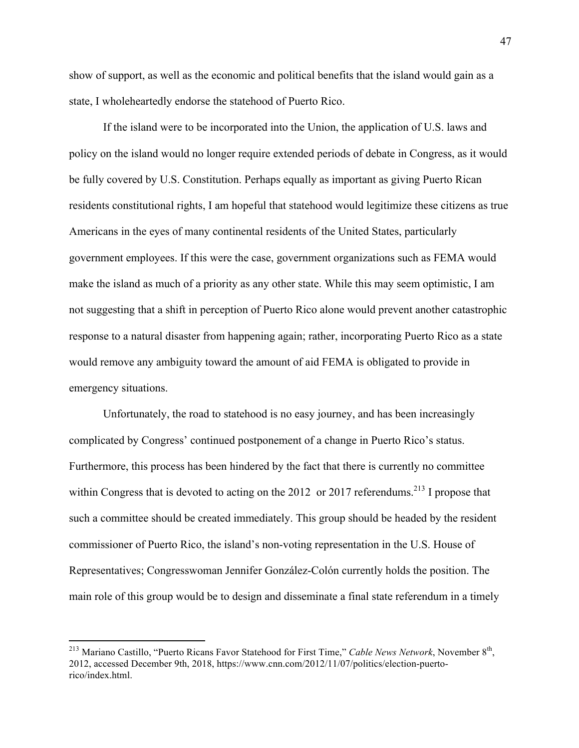show of support, as well as the economic and political benefits that the island would gain as a state, I wholeheartedly endorse the statehood of Puerto Rico.

If the island were to be incorporated into the Union, the application of U.S. laws and policy on the island would no longer require extended periods of debate in Congress, as it would be fully covered by U.S. Constitution. Perhaps equally as important as giving Puerto Rican residents constitutional rights, I am hopeful that statehood would legitimize these citizens as true Americans in the eyes of many continental residents of the United States, particularly government employees. If this were the case, government organizations such as FEMA would make the island as much of a priority as any other state. While this may seem optimistic, I am not suggesting that a shift in perception of Puerto Rico alone would prevent another catastrophic response to a natural disaster from happening again; rather, incorporating Puerto Rico as a state would remove any ambiguity toward the amount of aid FEMA is obligated to provide in emergency situations.

Unfortunately, the road to statehood is no easy journey, and has been increasingly complicated by Congress' continued postponement of a change in Puerto Rico's status. Furthermore, this process has been hindered by the fact that there is currently no committee within Congress that is devoted to acting on the 2012 or 2017 referendums.[213] I propose that such a committee should be created immediately. This group should be headed by the resident commissioner of Puerto Rico, the island's non-voting representation in the U.S. House of Representatives; Congresswoman Jennifer González-Colón currently holds the position. The main role of this group would be to design and disseminate a final state referendum in a timely

---

[213] Mariano Castillo, "Puerto Ricans Favor Statehood for First Time," *Cable News Network*, November 8th, 2012, accessed December 9th, 2018, https://www.cnn.com/2012/11/07/politics/election-puerto-rico/index.html.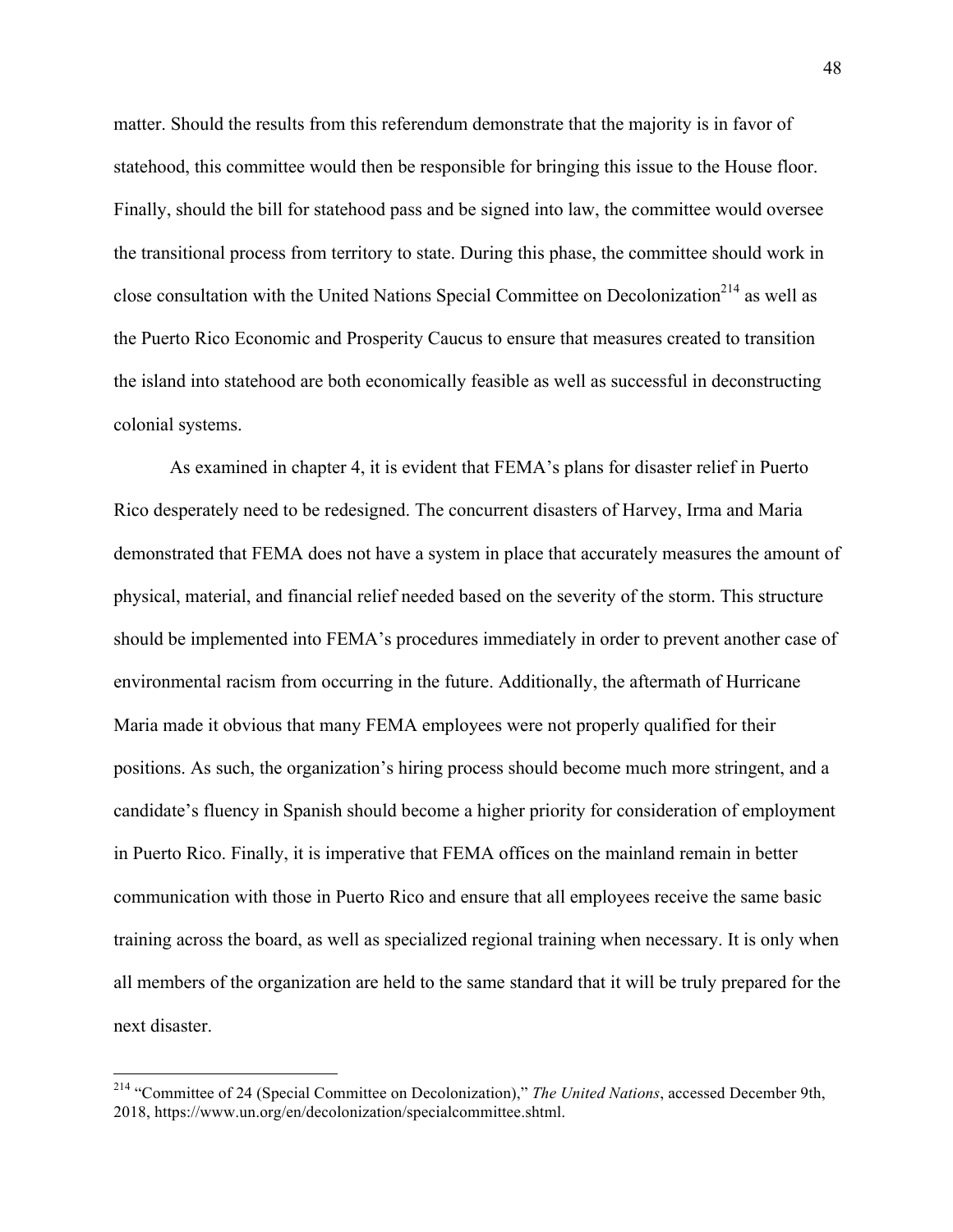matter. Should the results from this referendum demonstrate that the majority is in favor of statehood, this committee would then be responsible for bringing this issue to the House floor. Finally, should the bill for statehood pass and be signed into law, the committee would oversee the transitional process from territory to state. During this phase, the committee should work in close consultation with the United Nations Special Committee on Decolonization[214] as well as the Puerto Rico Economic and Prosperity Caucus to ensure that measures created to transition the island into statehood are both economically feasible as well as successful in deconstructing colonial systems.

As examined in chapter 4, it is evident that FEMA's plans for disaster relief in Puerto Rico desperately need to be redesigned. The concurrent disasters of Harvey, Irma and Maria demonstrated that FEMA does not have a system in place that accurately measures the amount of physical, material, and financial relief needed based on the severity of the storm. This structure should be implemented into FEMA's procedures immediately in order to prevent another case of environmental racism from occurring in the future. Additionally, the aftermath of Hurricane Maria made it obvious that many FEMA employees were not properly qualified for their positions. As such, the organization's hiring process should become much more stringent, and a candidate's fluency in Spanish should become a higher priority for consideration of employment in Puerto Rico. Finally, it is imperative that FEMA offices on the mainland remain in better communication with those in Puerto Rico and ensure that all employees receive the same basic training across the board, as well as specialized regional training when necessary. It is only when all members of the organization are held to the same standard that it will be truly prepared for the next disaster.

---

[214] "Committee of 24 (Special Committee on Decolonization)," *The United Nations*, accessed December 9th, 2018, https://www.un.org/en/decolonization/specialcommittee.shtml.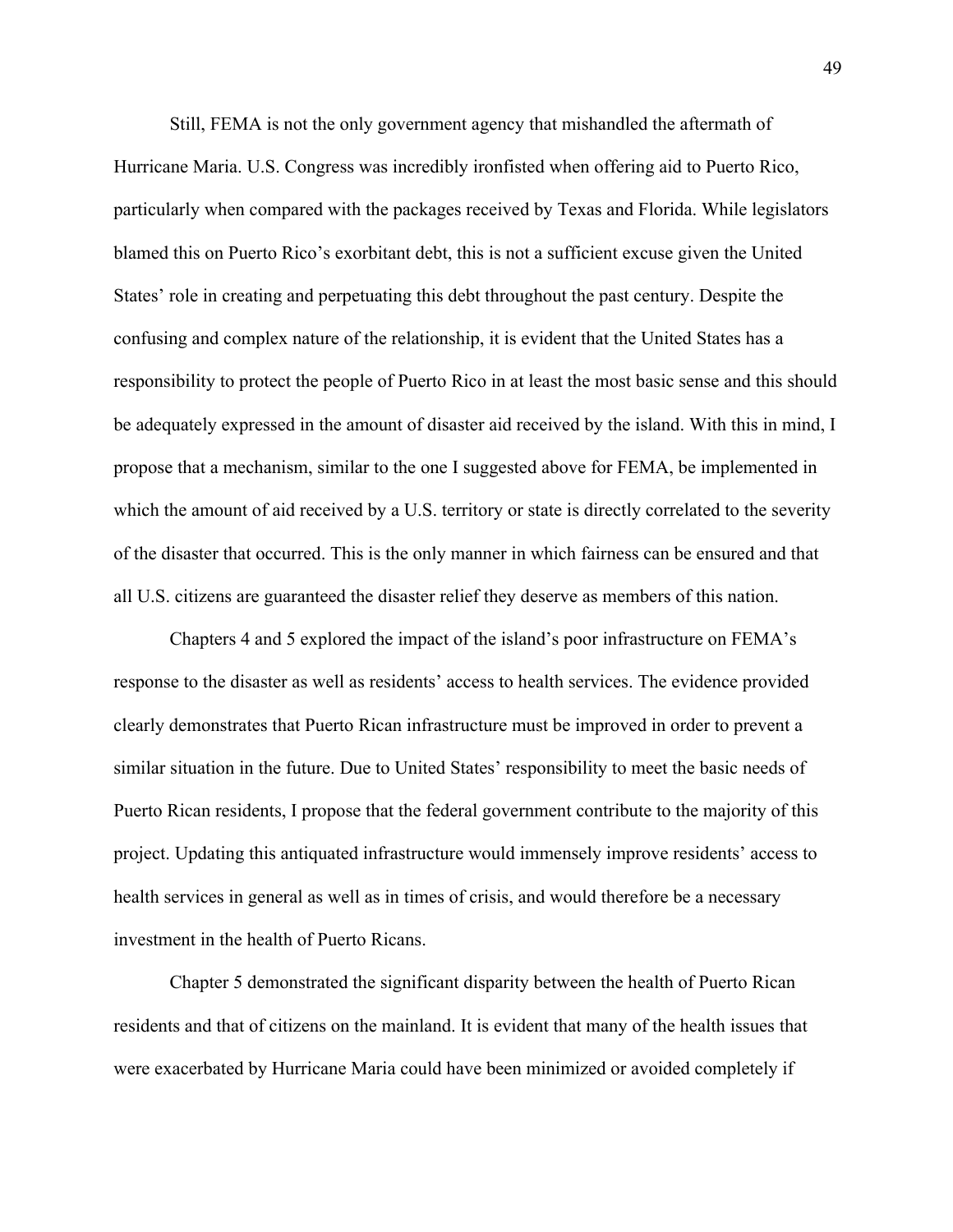Still, FEMA is not the only government agency that mishandled the aftermath of Hurricane Maria. U.S. Congress was incredibly ironfisted when offering aid to Puerto Rico, particularly when compared with the packages received by Texas and Florida. While legislators blamed this on Puerto Rico's exorbitant debt, this is not a sufficient excuse given the United States' role in creating and perpetuating this debt throughout the past century. Despite the confusing and complex nature of the relationship, it is evident that the United States has a responsibility to protect the people of Puerto Rico in at least the most basic sense and this should be adequately expressed in the amount of disaster aid received by the island. With this in mind, I propose that a mechanism, similar to the one I suggested above for FEMA, be implemented in which the amount of aid received by a U.S. territory or state is directly correlated to the severity of the disaster that occurred. This is the only manner in which fairness can be ensured and that all U.S. citizens are guaranteed the disaster relief they deserve as members of this nation.

Chapters 4 and 5 explored the impact of the island's poor infrastructure on FEMA's response to the disaster as well as residents' access to health services. The evidence provided clearly demonstrates that Puerto Rican infrastructure must be improved in order to prevent a similar situation in the future. Due to United States' responsibility to meet the basic needs of Puerto Rican residents, I propose that the federal government contribute to the majority of this project. Updating this antiquated infrastructure would immensely improve residents' access to health services in general as well as in times of crisis, and would therefore be a necessary investment in the health of Puerto Ricans.

Chapter 5 demonstrated the significant disparity between the health of Puerto Rican residents and that of citizens on the mainland. It is evident that many of the health issues that were exacerbated by Hurricane Maria could have been minimized or avoided completely if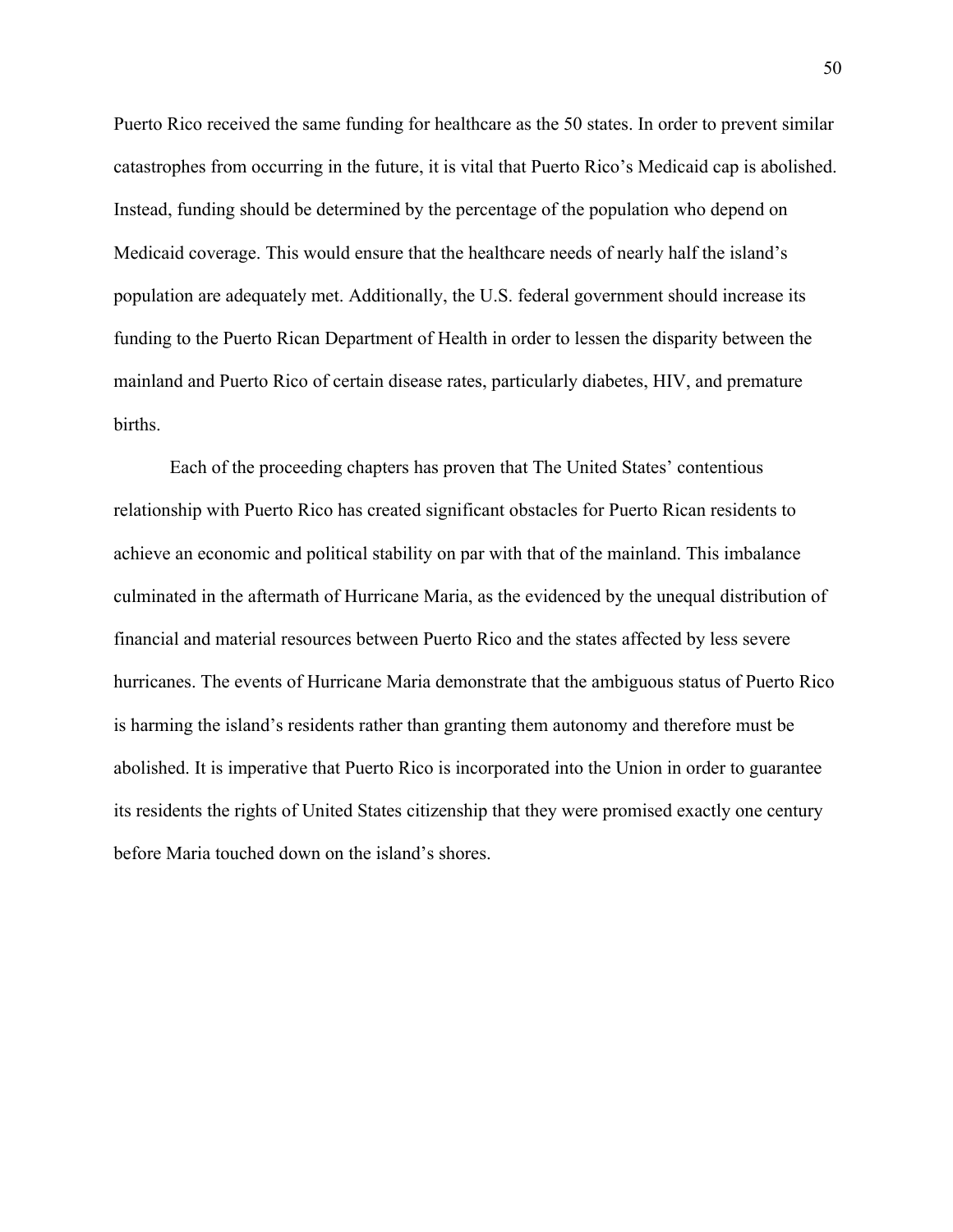Puerto Rico received the same funding for healthcare as the 50 states. In order to prevent similar catastrophes from occurring in the future, it is vital that Puerto Rico's Medicaid cap is abolished. Instead, funding should be determined by the percentage of the population who depend on Medicaid coverage. This would ensure that the healthcare needs of nearly half the island's population are adequately met. Additionally, the U.S. federal government should increase its funding to the Puerto Rican Department of Health in order to lessen the disparity between the mainland and Puerto Rico of certain disease rates, particularly diabetes, HIV, and premature births.

Each of the proceeding chapters has proven that The United States' contentious relationship with Puerto Rico has created significant obstacles for Puerto Rican residents to achieve an economic and political stability on par with that of the mainland. This imbalance culminated in the aftermath of Hurricane Maria, as the evidenced by the unequal distribution of financial and material resources between Puerto Rico and the states affected by less severe hurricanes. The events of Hurricane Maria demonstrate that the ambiguous status of Puerto Rico is harming the island's residents rather than granting them autonomy and therefore must be abolished. It is imperative that Puerto Rico is incorporated into the Union in order to guarantee its residents the rights of United States citizenship that they were promised exactly one century before Maria touched down on the island's shores.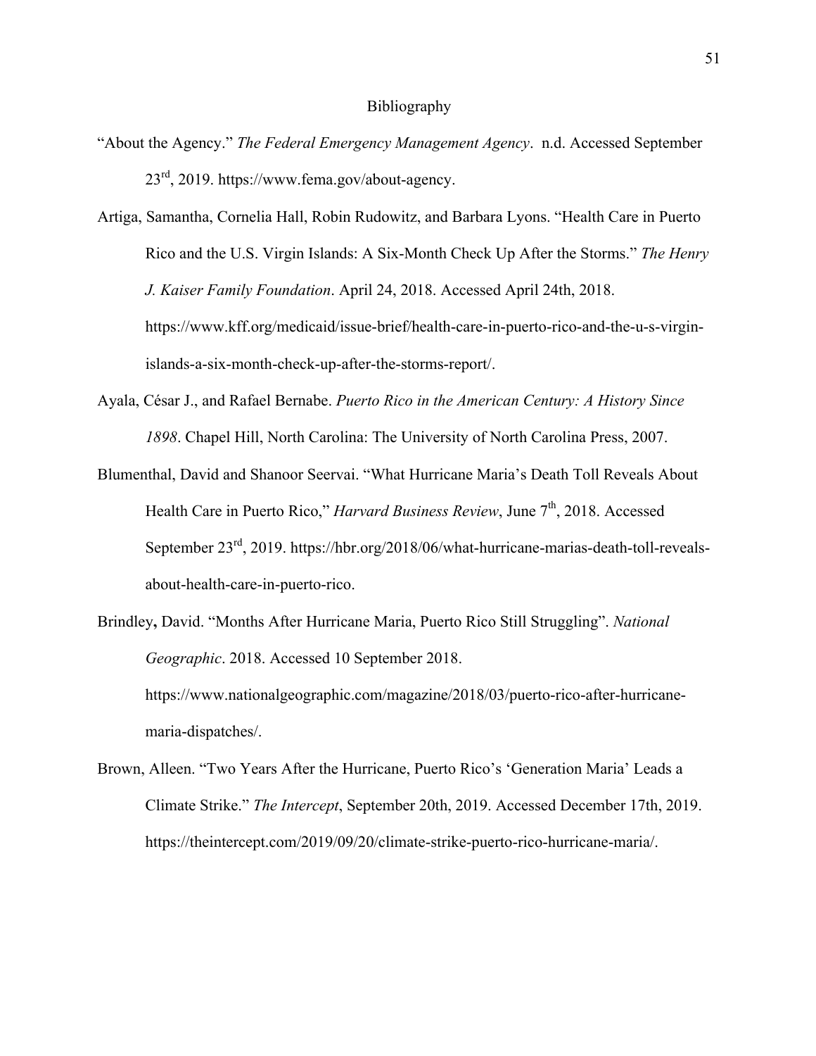# Bibliography

"About the Agency." *The Federal Emergency Management Agency*. n.d. Accessed September 23rd, 2019. https://www.fema.gov/about-agency.

Artiga, Samantha, Cornelia Hall, Robin Rudowitz, and Barbara Lyons. "Health Care in Puerto Rico and the U.S. Virgin Islands: A Six-Month Check Up After the Storms." *The Henry J. Kaiser Family Foundation*. April 24, 2018. Accessed April 24th, 2018. https://www.kff.org/medicaid/issue-brief/health-care-in-puerto-rico-and-the-u-s-virgin-islands-a-six-month-check-up-after-the-storms-report/.

Ayala, César J., and Rafael Bernabe. *Puerto Rico in the American Century: A History Since 1898*. Chapel Hill, North Carolina: The University of North Carolina Press, 2007.

Blumenthal, David and Shanoor Seervai. "What Hurricane Maria's Death Toll Reveals About Health Care in Puerto Rico," *Harvard Business Review*, June 7th, 2018. Accessed September 23rd, 2019. https://hbr.org/2018/06/what-hurricane-marias-death-toll-reveals-about-health-care-in-puerto-rico.

Brindley**,** David. "Months After Hurricane Maria, Puerto Rico Still Struggling". *National Geographic*. 2018. Accessed 10 September 2018. https://www.nationalgeographic.com/magazine/2018/03/puerto-rico-after-hurricane-maria-dispatches/.

Brown, Alleen. "Two Years After the Hurricane, Puerto Rico's 'Generation Maria' Leads a Climate Strike." *The Intercept*, September 20th, 2019. Accessed December 17th, 2019. https://theintercept.com/2019/09/20/climate-strike-puerto-rico-hurricane-maria/.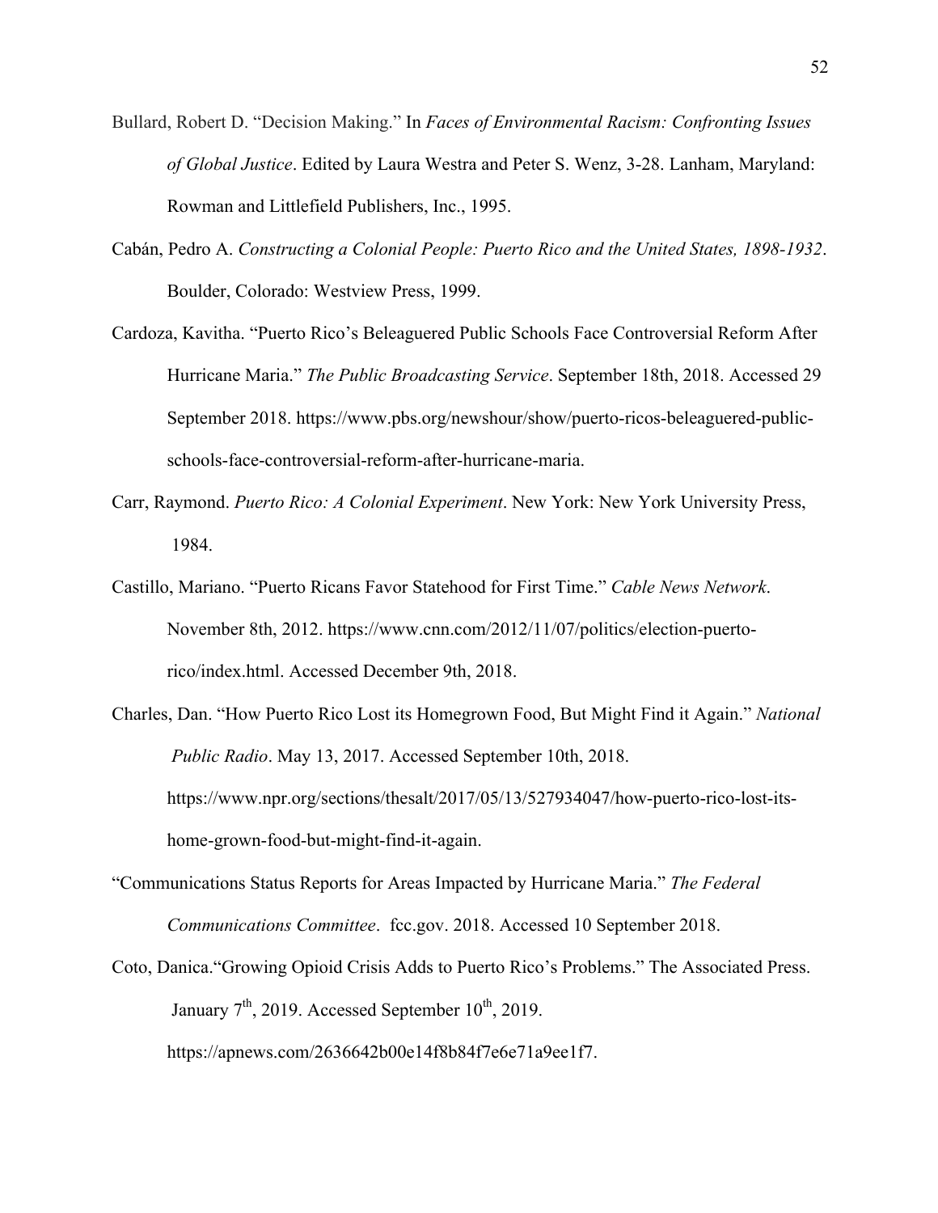Bullard, Robert D. "Decision Making." In *Faces of Environmental Racism: Confronting Issues of Global Justice*. Edited by Laura Westra and Peter S. Wenz, 3-28. Lanham, Maryland: Rowman and Littlefield Publishers, Inc., 1995.

Cabán, Pedro A. *Constructing a Colonial People: Puerto Rico and the United States, 1898-1932*. Boulder, Colorado: Westview Press, 1999.

Cardoza, Kavitha. "Puerto Rico's Beleaguered Public Schools Face Controversial Reform After Hurricane Maria." *The Public Broadcasting Service*. September 18th, 2018. Accessed 29 September 2018. https://www.pbs.org/newshour/show/puerto-ricos-beleaguered-public-schools-face-controversial-reform-after-hurricane-maria.

Carr, Raymond. *Puerto Rico: A Colonial Experiment*. New York: New York University Press, 1984.

Castillo, Mariano. "Puerto Ricans Favor Statehood for First Time." *Cable News Network*. November 8th, 2012. https://www.cnn.com/2012/11/07/politics/election-puerto-rico/index.html. Accessed December 9th, 2018.

Charles, Dan. "How Puerto Rico Lost its Homegrown Food, But Might Find it Again." *National Public Radio*. May 13, 2017. Accessed September 10th, 2018. https://www.npr.org/sections/thesalt/2017/05/13/527934047/how-puerto-rico-lost-its-home-grown-food-but-might-find-it-again.

"Communications Status Reports for Areas Impacted by Hurricane Maria." *The Federal Communications Committee*. fcc.gov. 2018. Accessed 10 September 2018.

Coto, Danica."Growing Opioid Crisis Adds to Puerto Rico's Problems." The Associated Press. January 7th, 2019. Accessed September 10th, 2019. https://apnews.com/2636642b00e14f8b84f7e6e71a9ee1f7.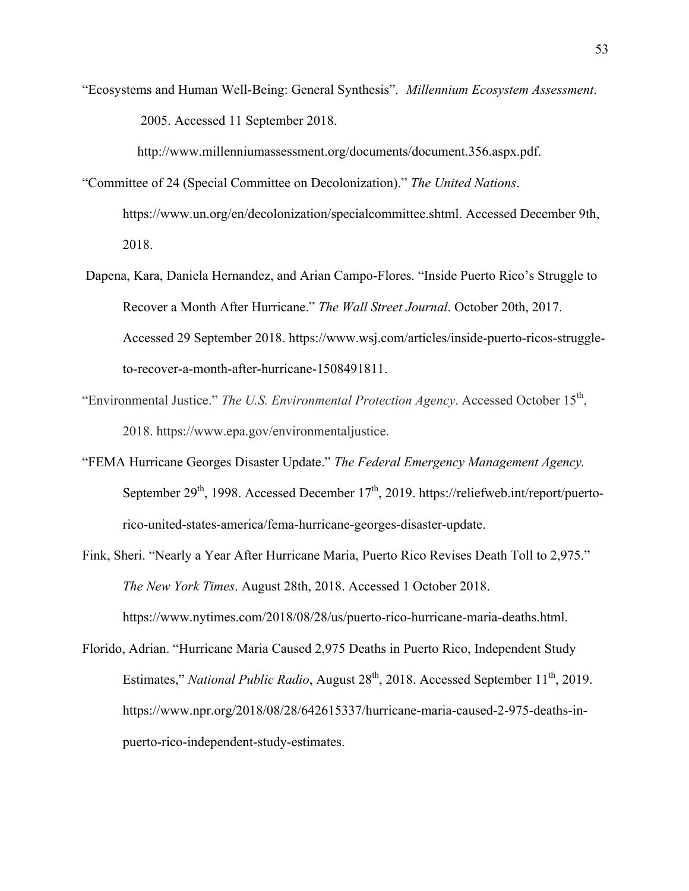"Ecosystems and Human Well-Being: General Synthesis". *Millennium Ecosystem Assessment*. 2005. Accessed 11 September 2018. http://www.millenniumassessment.org/documents/document.356.aspx.pdf.

"Committee of 24 (Special Committee on Decolonization)." *The United Nations*. https://www.un.org/en/decolonization/specialcommittee.shtml. Accessed December 9th, 2018.

Dapena, Kara, Daniela Hernandez, and Arian Campo-Flores. "Inside Puerto Rico's Struggle to Recover a Month After Hurricane." *The Wall Street Journal*. October 20th, 2017. Accessed 29 September 2018. https://www.wsj.com/articles/inside-puerto-ricos-struggle-to-recover-a-month-after-hurricane-1508491811.

"Environmental Justice." *The U.S. Environmental Protection Agency*. Accessed October 15th, 2018. https://www.epa.gov/environmentaljustice.

"FEMA Hurricane Georges Disaster Update." *The Federal Emergency Management Agency.* September 29th, 1998. Accessed December 17th, 2019. https://reliefweb.int/report/puerto-rico-united-states-america/fema-hurricane-georges-disaster-update.

Fink, Sheri. "Nearly a Year After Hurricane Maria, Puerto Rico Revises Death Toll to 2,975." *The New York Times*. August 28th, 2018. Accessed 1 October 2018. https://www.nytimes.com/2018/08/28/us/puerto-rico-hurricane-maria-deaths.html.

Florido, Adrian. "Hurricane Maria Caused 2,975 Deaths in Puerto Rico, Independent Study Estimates," *National Public Radio*, August 28th, 2018. Accessed September 11th, 2019. https://www.npr.org/2018/08/28/642615337/hurricane-maria-caused-2-975-deaths-in-puerto-rico-independent-study-estimates.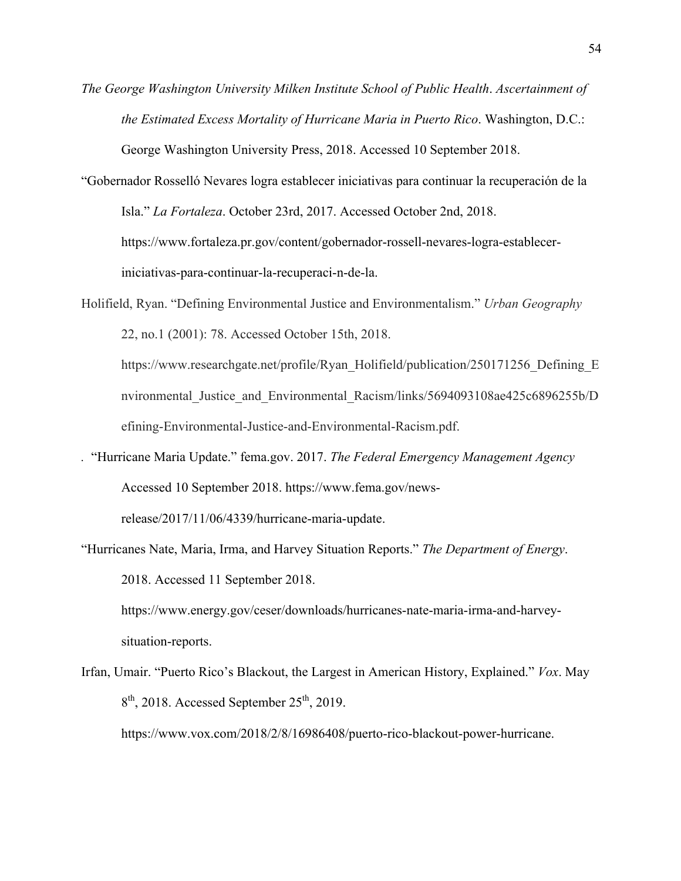*The George Washington University Milken Institute School of Public Health*. *Ascertainment of the Estimated Excess Mortality of Hurricane Maria in Puerto Rico*. Washington, D.C.: George Washington University Press, 2018. Accessed 10 September 2018.

"Gobernador Rosselló Nevares logra establecer iniciativas para continuar la recuperación de la Isla." *La Fortaleza*. October 23rd, 2017. Accessed October 2nd, 2018. https://www.fortaleza.pr.gov/content/gobernador-rossell-nevares-logra-establecer-iniciativas-para-continuar-la-recuperaci-n-de-la.

Holifield, Ryan. "Defining Environmental Justice and Environmentalism." *Urban Geography* 22, no.1 (2001): 78. Accessed October 15th, 2018. https://www.researchgate.net/profile/Ryan_Holifield/publication/250171256_Defining_Environmental_Justice_and_Environmental_Racism/links/5694093108ae425c6896255b/Defining-Environmental-Justice-and-Environmental-Racism.pdf.

. "Hurricane Maria Update." fema.gov. 2017. *The Federal Emergency Management Agency* Accessed 10 September 2018. https://www.fema.gov/news-release/2017/11/06/4339/hurricane-maria-update.

"Hurricanes Nate, Maria, Irma, and Harvey Situation Reports." *The Department of Energy*. 2018. Accessed 11 September 2018. https://www.energy.gov/ceser/downloads/hurricanes-nate-maria-irma-and-harvey-situation-reports.

Irfan, Umair. "Puerto Rico's Blackout, the Largest in American History, Explained." *Vox*. May 8th, 2018. Accessed September 25th, 2019. https://www.vox.com/2018/2/8/16986408/puerto-rico-blackout-power-hurricane.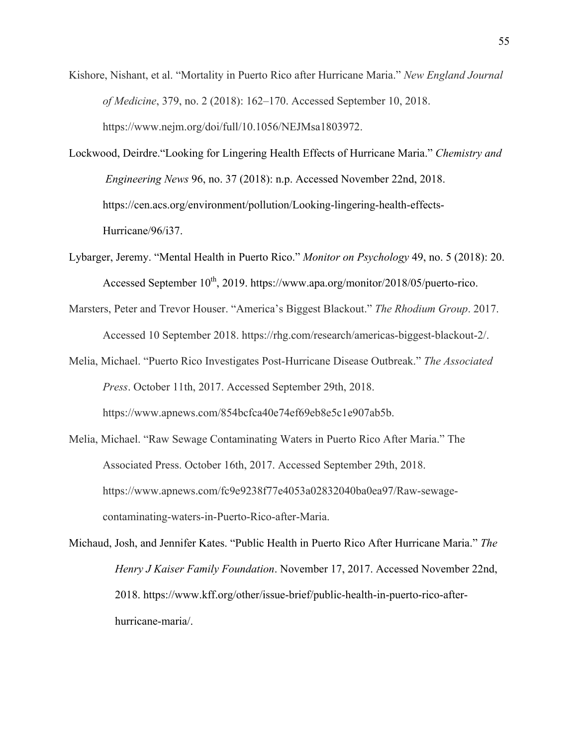Kishore, Nishant, et al. "Mortality in Puerto Rico after Hurricane Maria." *New England Journal of Medicine*, 379, no. 2 (2018): 162–170. Accessed September 10, 2018. https://www.nejm.org/doi/full/10.1056/NEJMsa1803972.

Lockwood, Deirdre."Looking for Lingering Health Effects of Hurricane Maria." *Chemistry and Engineering News* 96, no. 37 (2018): n.p. Accessed November 22nd, 2018. https://cen.acs.org/environment/pollution/Looking-lingering-health-effects-Hurricane/96/i37.

Lybarger, Jeremy. "Mental Health in Puerto Rico." *Monitor on Psychology* 49, no. 5 (2018): 20. Accessed September 10th, 2019. https://www.apa.org/monitor/2018/05/puerto-rico.

Marsters, Peter and Trevor Houser. "America's Biggest Blackout." *The Rhodium Group*. 2017. Accessed 10 September 2018. https://rhg.com/research/americas-biggest-blackout-2/.

Melia, Michael. "Puerto Rico Investigates Post-Hurricane Disease Outbreak." *The Associated Press*. October 11th, 2017. Accessed September 29th, 2018. https://www.apnews.com/854bcfca40e74ef69eb8e5c1e907ab5b.

Melia, Michael. "Raw Sewage Contaminating Waters in Puerto Rico After Maria." The Associated Press. October 16th, 2017. Accessed September 29th, 2018. https://www.apnews.com/fc9e9238f77e4053a02832040ba0ea97/Raw-sewage-contaminating-waters-in-Puerto-Rico-after-Maria.

Michaud, Josh, and Jennifer Kates. "Public Health in Puerto Rico After Hurricane Maria." *The Henry J Kaiser Family Foundation*. November 17, 2017. Accessed November 22nd, 2018. https://www.kff.org/other/issue-brief/public-health-in-puerto-rico-after-hurricane-maria/.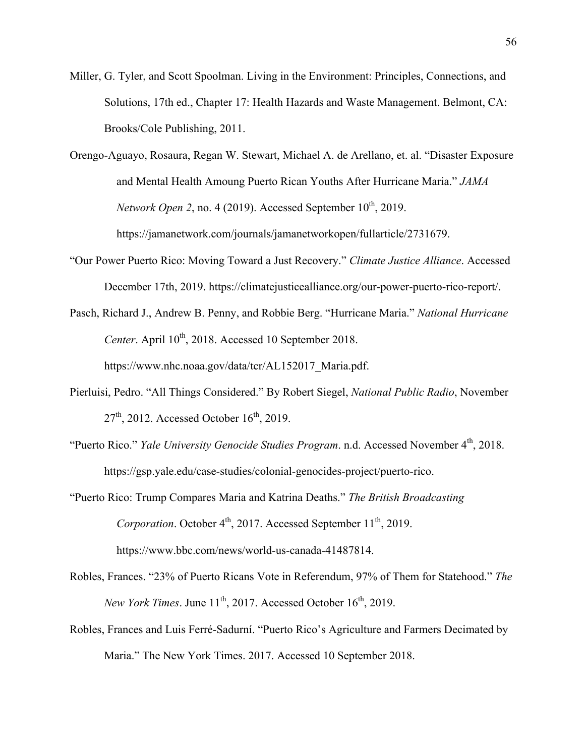Miller, G. Tyler, and Scott Spoolman. Living in the Environment: Principles, Connections, and Solutions, 17th ed., Chapter 17: Health Hazards and Waste Management. Belmont, CA: Brooks/Cole Publishing, 2011.

Orengo-Aguayo, Rosaura, Regan W. Stewart, Michael A. de Arellano, et. al. "Disaster Exposure and Mental Health Amoung Puerto Rican Youths After Hurricane Maria." *JAMA Network Open 2*, no. 4 (2019). Accessed September 10th, 2019. https://jamanetwork.com/journals/jamanetworkopen/fullarticle/2731679.

"Our Power Puerto Rico: Moving Toward a Just Recovery." *Climate Justice Alliance*. Accessed December 17th, 2019. https://climatejusticealliance.org/our-power-puerto-rico-report/.

Pasch, Richard J., Andrew B. Penny, and Robbie Berg. "Hurricane Maria." *National Hurricane Center*. April 10th, 2018. Accessed 10 September 2018. https://www.nhc.noaa.gov/data/tcr/AL152017_Maria.pdf.

Pierluisi, Pedro. "All Things Considered." By Robert Siegel, *National Public Radio*, November 27th, 2012. Accessed October 16th, 2019.

"Puerto Rico." *Yale University Genocide Studies Program*. n.d. Accessed November 4th, 2018. https://gsp.yale.edu/case-studies/colonial-genocides-project/puerto-rico.

"Puerto Rico: Trump Compares Maria and Katrina Deaths." *The British Broadcasting Corporation*. October 4th, 2017. Accessed September 11th, 2019. https://www.bbc.com/news/world-us-canada-41487814.

Robles, Frances. "23% of Puerto Ricans Vote in Referendum, 97% of Them for Statehood." *The New York Times*. June 11th, 2017. Accessed October 16th, 2019.

Robles, Frances and Luis Ferré-Sadurní. "Puerto Rico's Agriculture and Farmers Decimated by Maria." The New York Times. 2017. Accessed 10 September 2018.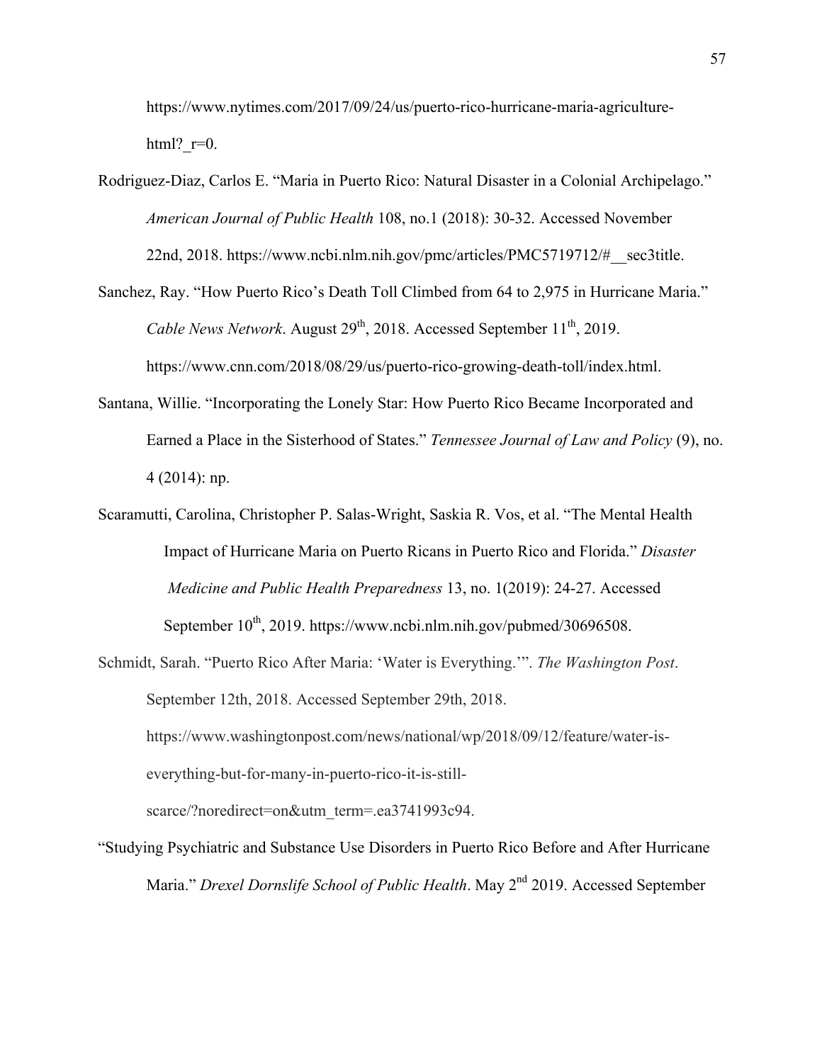https://www.nytimes.com/2017/09/24/us/puerto-rico-hurricane-maria-agriculture-html?_r=0.

Rodriguez-Diaz, Carlos E. "Maria in Puerto Rico: Natural Disaster in a Colonial Archipelago." *American Journal of Public Health* 108, no.1 (2018): 30-32. Accessed November 22nd, 2018. https://www.ncbi.nlm.nih.gov/pmc/articles/PMC5719712/#__sec3title.

Sanchez, Ray. "How Puerto Rico's Death Toll Climbed from 64 to 2,975 in Hurricane Maria." *Cable News Network*. August 29th, 2018. Accessed September 11th, 2019. https://www.cnn.com/2018/08/29/us/puerto-rico-growing-death-toll/index.html.

Santana, Willie. "Incorporating the Lonely Star: How Puerto Rico Became Incorporated and Earned a Place in the Sisterhood of States." *Tennessee Journal of Law and Policy* (9), no. 4 (2014): np.

Scaramutti, Carolina, Christopher P. Salas-Wright, Saskia R. Vos, et al. "The Mental Health Impact of Hurricane Maria on Puerto Ricans in Puerto Rico and Florida." *Disaster Medicine and Public Health Preparedness* 13, no. 1(2019): 24-27. Accessed September 10th, 2019. https://www.ncbi.nlm.nih.gov/pubmed/30696508.

Schmidt, Sarah. "Puerto Rico After Maria: 'Water is Everything.'". *The Washington Post*. September 12th, 2018. Accessed September 29th, 2018. https://www.washingtonpost.com/news/national/wp/2018/09/12/feature/water-is-everything-but-for-many-in-puerto-rico-it-is-still-scarce/?noredirect=on&utm_term=.ea3741993c94.

"Studying Psychiatric and Substance Use Disorders in Puerto Rico Before and After Hurricane Maria." *Drexel Dornslife School of Public Health*. May 2nd 2019. Accessed September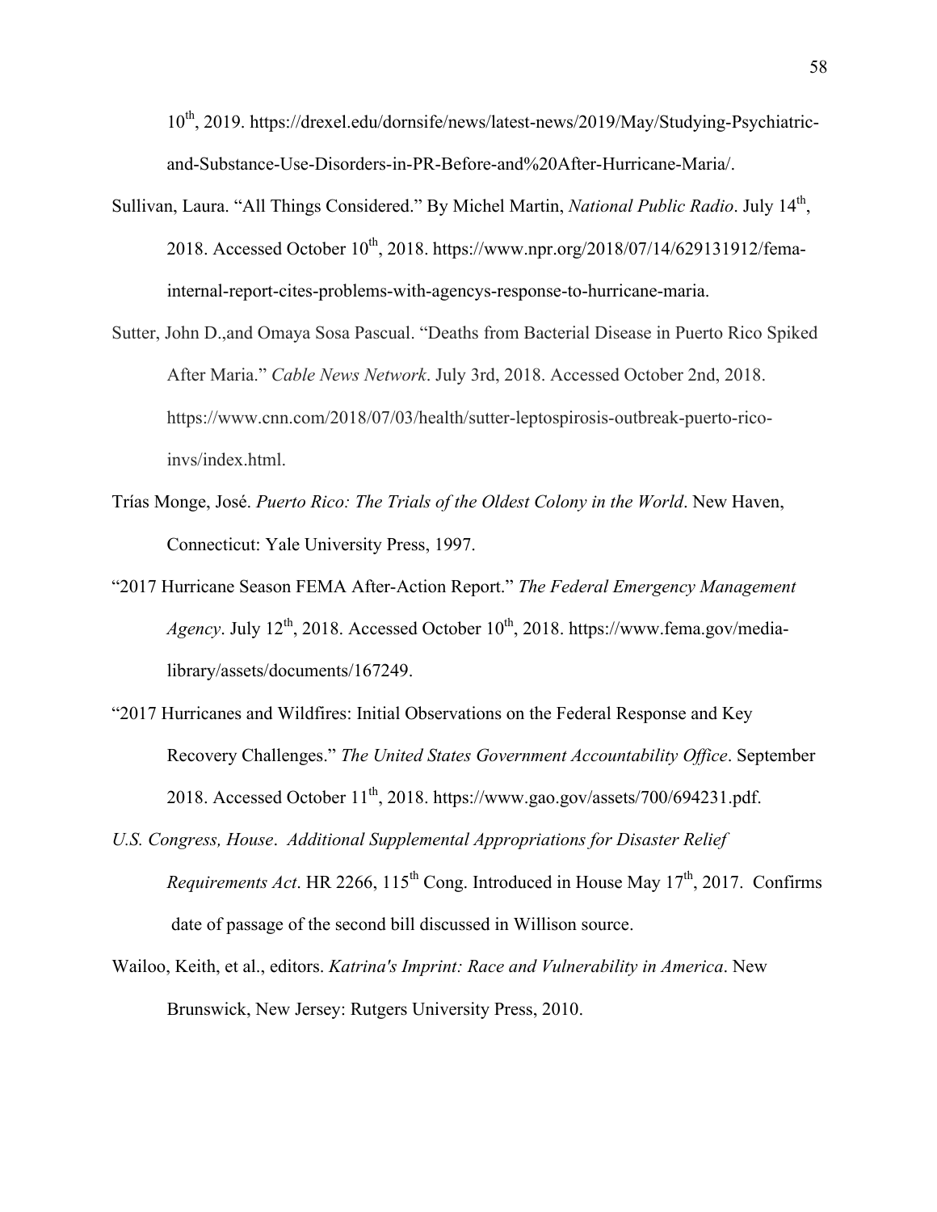10th, 2019. https://drexel.edu/dornsife/news/latest-news/2019/May/Studying-Psychiatric-and-Substance-Use-Disorders-in-PR-Before-and%20After-Hurricane-Maria/.

Sullivan, Laura. "All Things Considered." By Michel Martin, *National Public Radio*. July 14th, 2018. Accessed October 10th, 2018. https://www.npr.org/2018/07/14/629131912/fema-internal-report-cites-problems-with-agencys-response-to-hurricane-maria.

Sutter, John D.,and Omaya Sosa Pascual. "Deaths from Bacterial Disease in Puerto Rico Spiked After Maria." *Cable News Network*. July 3rd, 2018. Accessed October 2nd, 2018. https://www.cnn.com/2018/07/03/health/sutter-leptospirosis-outbreak-puerto-rico-invs/index.html.

Trías Monge, José. *Puerto Rico: The Trials of the Oldest Colony in the World*. New Haven, Connecticut: Yale University Press, 1997.

"2017 Hurricane Season FEMA After-Action Report." *The Federal Emergency Management Agency*. July 12th, 2018. Accessed October 10th, 2018. https://www.fema.gov/media-library/assets/documents/167249.

"2017 Hurricanes and Wildfires: Initial Observations on the Federal Response and Key Recovery Challenges." *The United States Government Accountability Office*. September 2018. Accessed October 11th, 2018. https://www.gao.gov/assets/700/694231.pdf.

*U.S. Congress, House*. *Additional Supplemental Appropriations for Disaster Relief Requirements Act*. HR 2266, 115th Cong. Introduced in House May 17th, 2017. Confirms date of passage of the second bill discussed in Willison source.

Wailoo, Keith, et al., editors. *Katrina's Imprint: Race and Vulnerability in America*. New Brunswick, New Jersey: Rutgers University Press, 2010.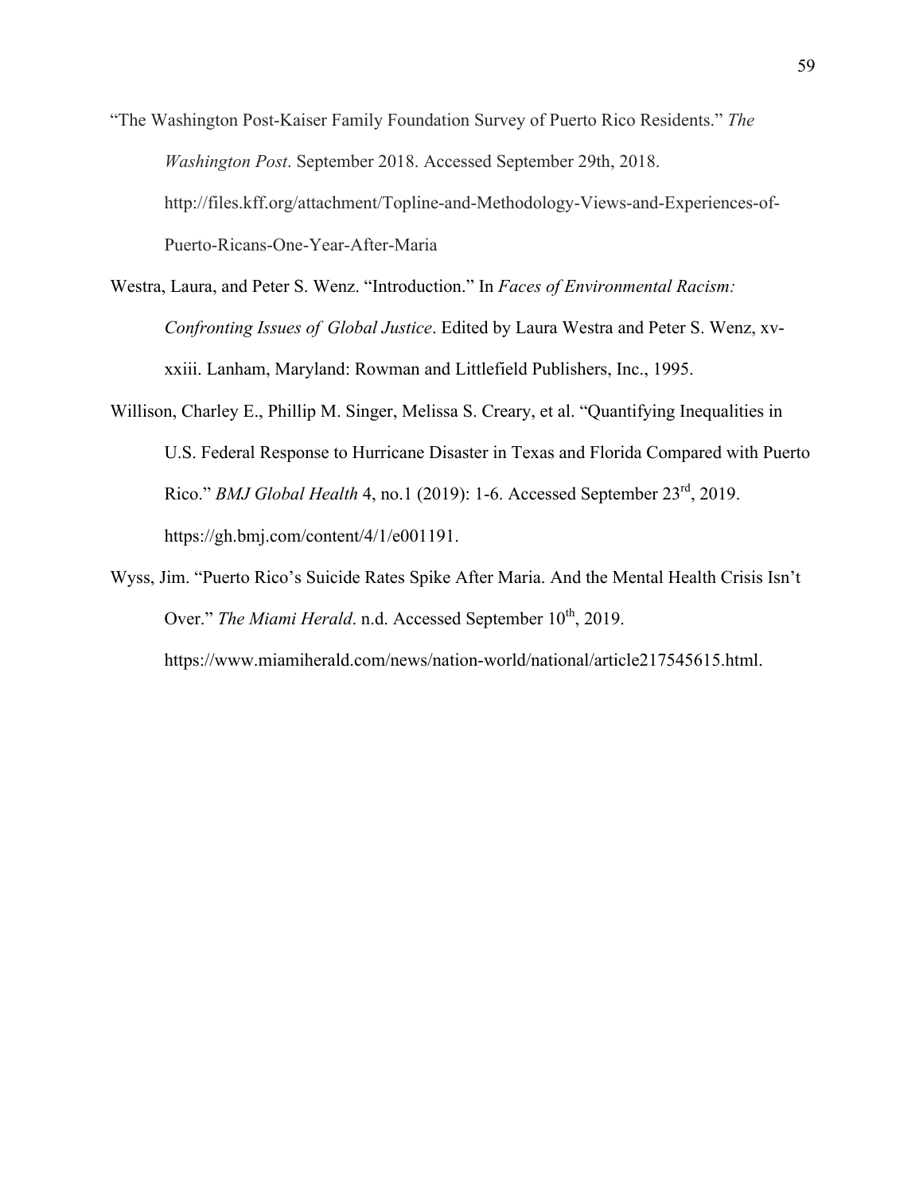"The Washington Post-Kaiser Family Foundation Survey of Puerto Rico Residents." *The Washington Post*. September 2018. Accessed September 29th, 2018. http://files.kff.org/attachment/Topline-and-Methodology-Views-and-Experiences-of-Puerto-Ricans-One-Year-After-Maria

Westra, Laura, and Peter S. Wenz. "Introduction." In *Faces of Environmental Racism: Confronting Issues of Global Justice*. Edited by Laura Westra and Peter S. Wenz, xv-xxiii. Lanham, Maryland: Rowman and Littlefield Publishers, Inc., 1995.

Willison, Charley E., Phillip M. Singer, Melissa S. Creary, et al. "Quantifying Inequalities in U.S. Federal Response to Hurricane Disaster in Texas and Florida Compared with Puerto Rico." *BMJ Global Health* 4, no.1 (2019): 1-6. Accessed September 23rd, 2019. https://gh.bmj.com/content/4/1/e001191.

Wyss, Jim. "Puerto Rico's Suicide Rates Spike After Maria. And the Mental Health Crisis Isn't Over." *The Miami Herald*. n.d. Accessed September 10th, 2019. https://www.miamiherald.com/news/nation-world/national/article217545615.html.